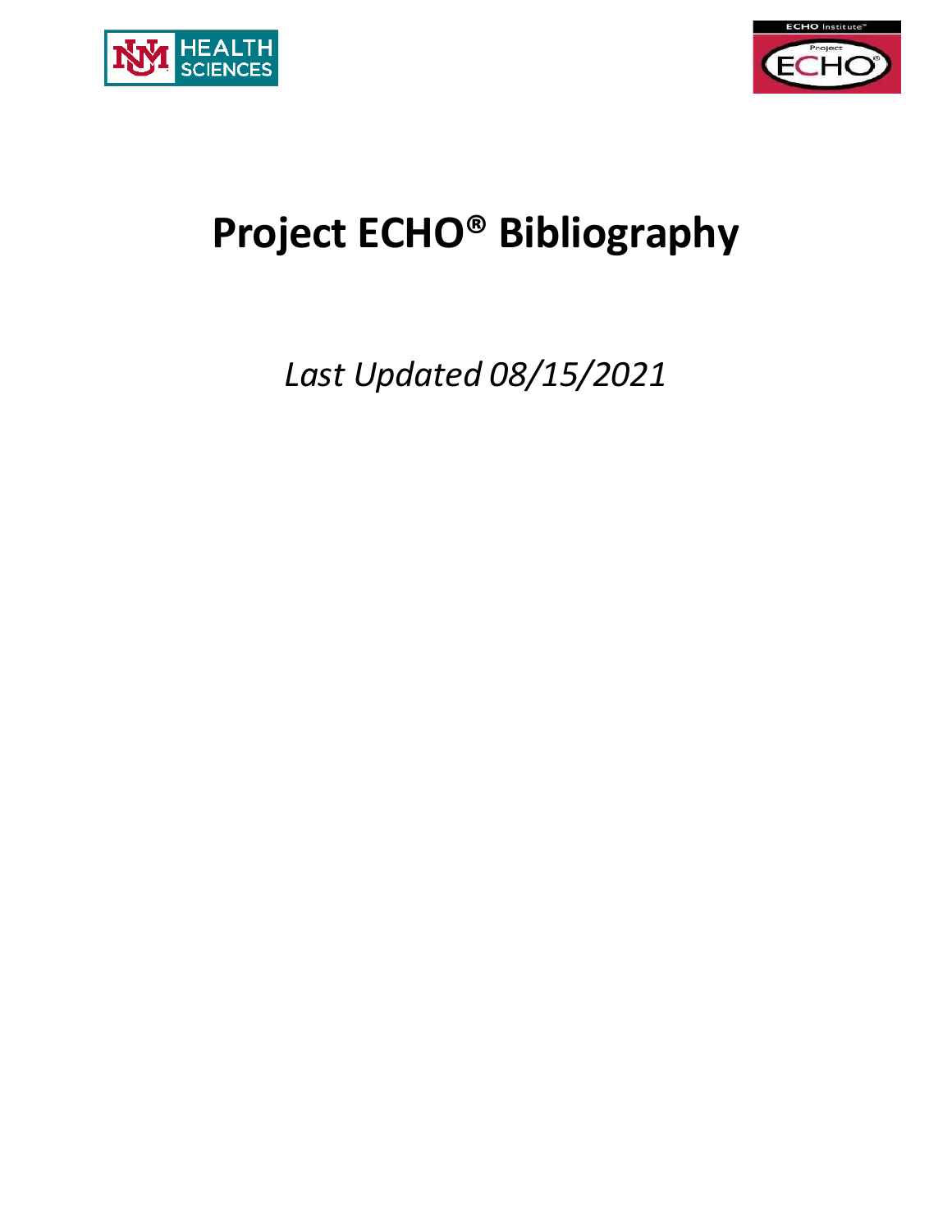# Project ECHO® Bibliography

*Last Updated 08/15/2021*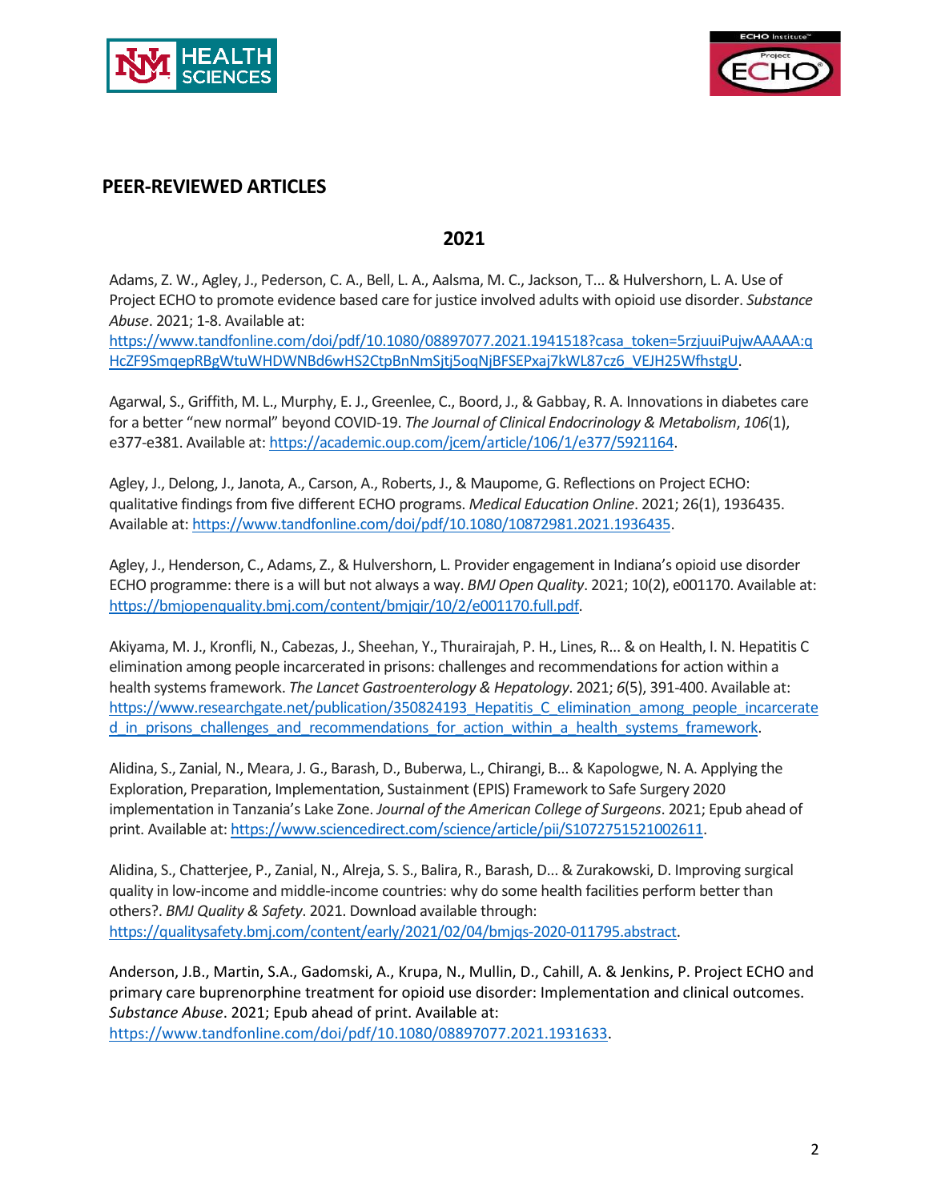## PEER-REVIEWED ARTICLES

### 2021

Adams, Z. W., Agley, J., Pederson, C. A., Bell, L. A., Aalsma, M. C., Jackson, T... & Hulvershorn, L. A. Use of Project ECHO to promote evidence based care for justice involved adults with opioid use disorder. *Substance Abuse*. 2021; 1-8. Available at: https://www.tandfonline.com/doi/pdf/10.1080/08897077.2021.1941518?casa_token=5rzjuuiPujwAAAAA:qHcZF9SmqepRBgWtuWHDWNBd6wHS2CtpBnNmSjtj5oqNjBFSEPxaj7kWL87cz6_VEJH25WfhstgU.

Agarwal, S., Griffith, M. L., Murphy, E. J., Greenlee, C., Boord, J., & Gabbay, R. A. Innovations in diabetes care for a better "new normal" beyond COVID-19. *The Journal of Clinical Endocrinology & Metabolism*, *106*(1), e377-e381. Available at: https://academic.oup.com/jcem/article/106/1/e377/5921164.

Agley, J., Delong, J., Janota, A., Carson, A., Roberts, J., & Maupome, G. Reflections on Project ECHO: qualitative findings from five different ECHO programs. *Medical Education Online*. 2021; 26(1), 1936435. Available at: https://www.tandfonline.com/doi/pdf/10.1080/10872981.2021.1936435.

Agley, J., Henderson, C., Adams, Z., & Hulvershorn, L. Provider engagement in Indiana's opioid use disorder ECHO programme: there is a will but not always a way. *BMJ Open Quality*. 2021; 10(2), e001170. Available at: https://bmjopenquality.bmj.com/content/bmjqir/10/2/e001170.full.pdf.

Akiyama, M. J., Kronfli, N., Cabezas, J., Sheehan, Y., Thurairajah, P. H., Lines, R... & on Health, I. N. Hepatitis C elimination among people incarcerated in prisons: challenges and recommendations for action within a health systems framework. *The Lancet Gastroenterology & Hepatology*. 2021; *6*(5), 391-400. Available at: https://www.researchgate.net/publication/350824193_Hepatitis_C_elimination_among_people_incarcerated_in_prisons_challenges_and_recommendations_for_action_within_a_health_systems_framework.

Alidina, S., Zanial, N., Meara, J. G., Barash, D., Buberwa, L., Chirangi, B... & Kapologwe, N. A. Applying the Exploration, Preparation, Implementation, Sustainment (EPIS) Framework to Safe Surgery 2020 implementation in Tanzania's Lake Zone. *Journal of the American College of Surgeons*. 2021; Epub ahead of print. Available at: https://www.sciencedirect.com/science/article/pii/S1072751521002611.

Alidina, S., Chatterjee, P., Zanial, N., Alreja, S. S., Balira, R., Barash, D... & Zurakowski, D. Improving surgical quality in low-income and middle-income countries: why do some health facilities perform better than others?. *BMJ Quality & Safety*. 2021. Download available through: https://qualitysafety.bmj.com/content/early/2021/02/04/bmjqs-2020-011795.abstract.

Anderson, J.B., Martin, S.A., Gadomski, A., Krupa, N., Mullin, D., Cahill, A. & Jenkins, P. Project ECHO and primary care buprenorphine treatment for opioid use disorder: Implementation and clinical outcomes. *Substance Abuse*. 2021; Epub ahead of print. Available at: https://www.tandfonline.com/doi/pdf/10.1080/08897077.2021.1931633.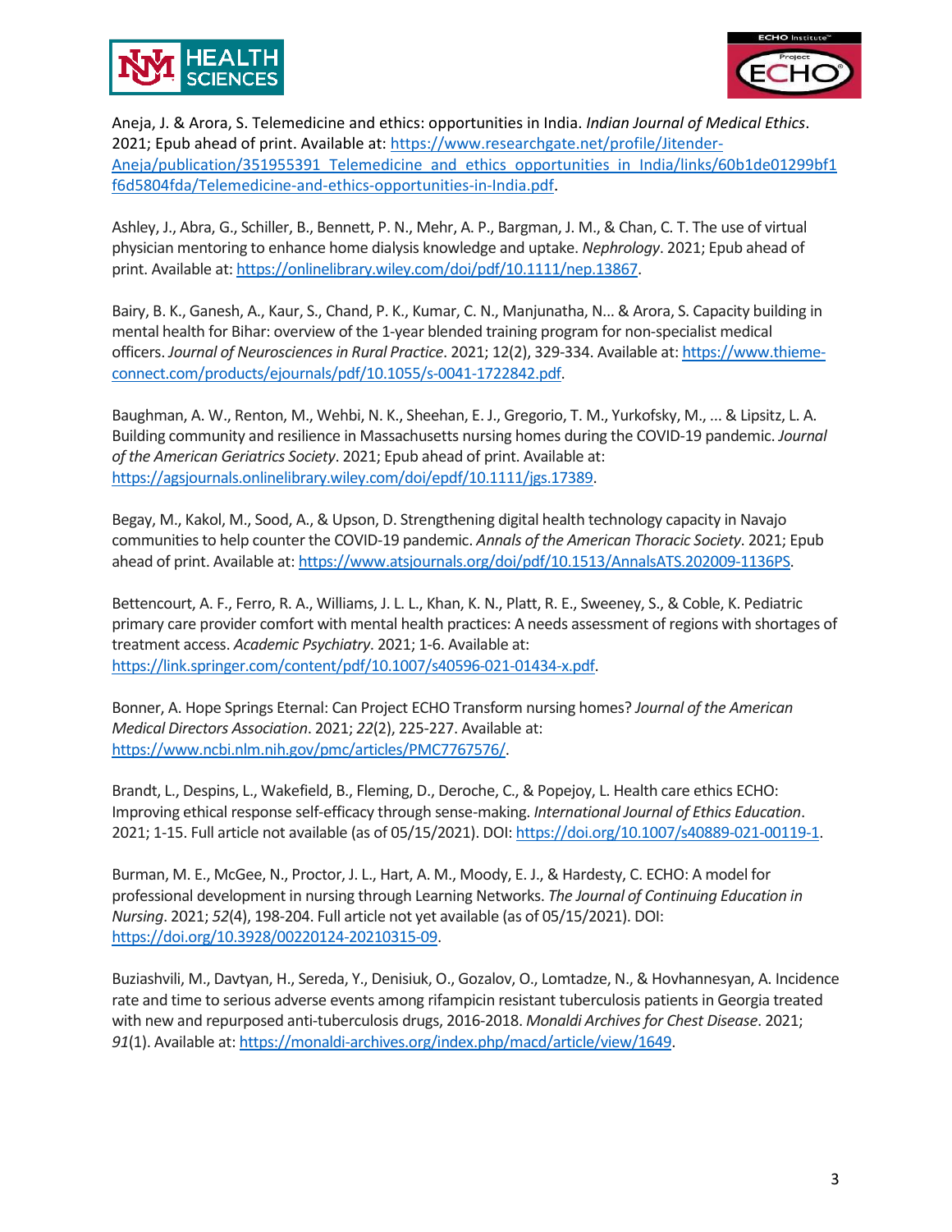Aneja, J. & Arora, S. Telemedicine and ethics: opportunities in India. *Indian Journal of Medical Ethics*. 2021; Epub ahead of print. Available at: [https://www.researchgate.net/profile/Jitender-Aneja/publication/351955391_Telemedicine_and_ethics_opportunities_in_India/links/60b1de01299bf1f6d5804fda/Telemedicine-and-ethics-opportunities-in-India.pdf](https://www.researchgate.net/profile/Jitender-Aneja/publication/351955391_Telemedicine_and_ethics_opportunities_in_India/links/60b1de01299bf1f6d5804fda/Telemedicine-and-ethics-opportunities-in-India.pdf).

Ashley, J., Abra, G., Schiller, B., Bennett, P. N., Mehr, A. P., Bargman, J. M., & Chan, C. T. The use of virtual physician mentoring to enhance home dialysis knowledge and uptake. *Nephrology*. 2021; Epub ahead of print. Available at: [https://onlinelibrary.wiley.com/doi/pdf/10.1111/nep.13867](https://onlinelibrary.wiley.com/doi/pdf/10.1111/nep.13867).

Bairy, B. K., Ganesh, A., Kaur, S., Chand, P. K., Kumar, C. N., Manjunatha, N... & Arora, S. Capacity building in mental health for Bihar: overview of the 1-year blended training program for non-specialist medical officers. *Journal of Neurosciences in Rural Practice*. 2021; 12(2), 329-334. Available at: [https://www.thieme-connect.com/products/ejournals/pdf/10.1055/s-0041-1722842.pdf](https://www.thieme-connect.com/products/ejournals/pdf/10.1055/s-0041-1722842.pdf).

Baughman, A. W., Renton, M., Wehbi, N. K., Sheehan, E. J., Gregorio, T. M., Yurkofsky, M., ... & Lipsitz, L. A. Building community and resilience in Massachusetts nursing homes during the COVID-19 pandemic. *Journal of the American Geriatrics Society*. 2021; Epub ahead of print. Available at: [https://agsjournals.onlinelibrary.wiley.com/doi/epdf/10.1111/jgs.17389](https://agsjournals.onlinelibrary.wiley.com/doi/epdf/10.1111/jgs.17389).

Begay, M., Kakol, M., Sood, A., & Upson, D. Strengthening digital health technology capacity in Navajo communities to help counter the COVID-19 pandemic. *Annals of the American Thoracic Society*. 2021; Epub ahead of print. Available at: [https://www.atsjournals.org/doi/pdf/10.1513/AnnalsATS.202009-1136PS](https://www.atsjournals.org/doi/pdf/10.1513/AnnalsATS.202009-1136PS).

Bettencourt, A. F., Ferro, R. A., Williams, J. L. L., Khan, K. N., Platt, R. E., Sweeney, S., & Coble, K. Pediatric primary care provider comfort with mental health practices: A needs assessment of regions with shortages of treatment access. *Academic Psychiatry*. 2021; 1-6. Available at: [https://link.springer.com/content/pdf/10.1007/s40596-021-01434-x.pdf](https://link.springer.com/content/pdf/10.1007/s40596-021-01434-x.pdf).

Bonner, A. Hope Springs Eternal: Can Project ECHO Transform nursing homes? *Journal of the American Medical Directors Association*. 2021; *22*(2), 225-227. Available at: [https://www.ncbi.nlm.nih.gov/pmc/articles/PMC7767576/](https://www.ncbi.nlm.nih.gov/pmc/articles/PMC7767576/).

Brandt, L., Despins, L., Wakefield, B., Fleming, D., Deroche, C., & Popejoy, L. Health care ethics ECHO: Improving ethical response self-efficacy through sense-making. *International Journal of Ethics Education*. 2021; 1-15. Full article not available (as of 05/15/2021). DOI: [https://doi.org/10.1007/s40889-021-00119-1](https://doi.org/10.1007/s40889-021-00119-1).

Burman, M. E., McGee, N., Proctor, J. L., Hart, A. M., Moody, E. J., & Hardesty, C. ECHO: A model for professional development in nursing through Learning Networks. *The Journal of Continuing Education in Nursing*. 2021; *52*(4), 198-204. Full article not yet available (as of 05/15/2021). DOI: [https://doi.org/10.3928/00220124-20210315-09](https://doi.org/10.3928/00220124-20210315-09).

Buziashvili, M., Davtyan, H., Sereda, Y., Denisiuk, O., Gozalov, O., Lomtadze, N., & Hovhannesyan, A. Incidence rate and time to serious adverse events among rifampicin resistant tuberculosis patients in Georgia treated with new and repurposed anti-tuberculosis drugs, 2016-2018. *Monaldi Archives for Chest Disease*. 2021; *91*(1). Available at: [https://monaldi-archives.org/index.php/macd/article/view/1649](https://monaldi-archives.org/index.php/macd/article/view/1649).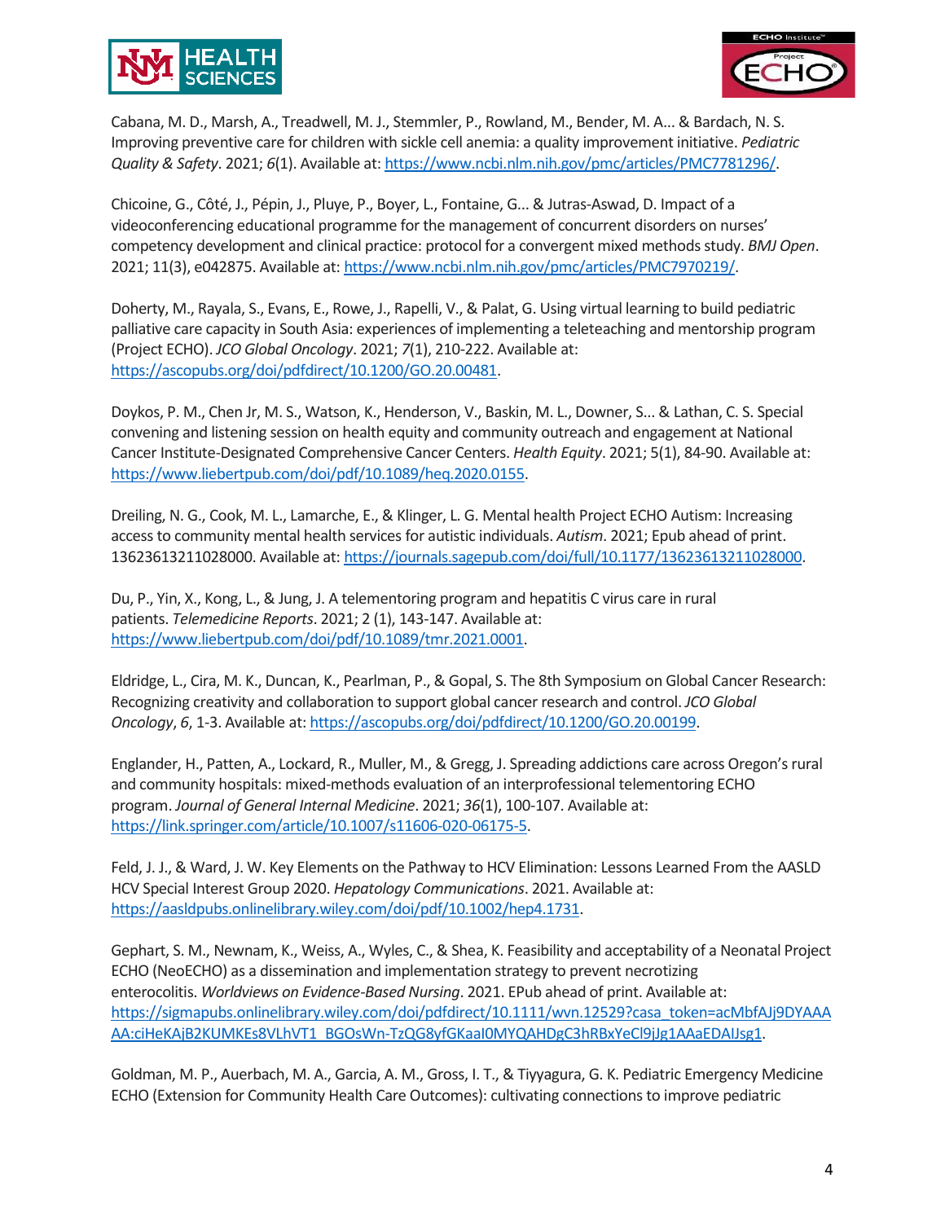Cabana, M. D., Marsh, A., Treadwell, M. J., Stemmler, P., Rowland, M., Bender, M. A... & Bardach, N. S. Improving preventive care for children with sickle cell anemia: a quality improvement initiative. *Pediatric Quality & Safety*. 2021; *6*(1). Available at: https://www.ncbi.nlm.nih.gov/pmc/articles/PMC7781296/.

Chicoine, G., Côté, J., Pépin, J., Pluye, P., Boyer, L., Fontaine, G... & Jutras-Aswad, D. Impact of a videoconferencing educational programme for the management of concurrent disorders on nurses' competency development and clinical practice: protocol for a convergent mixed methods study. *BMJ Open*. 2021; 11(3), e042875. Available at: https://www.ncbi.nlm.nih.gov/pmc/articles/PMC7970219/.

Doherty, M., Rayala, S., Evans, E., Rowe, J., Rapelli, V., & Palat, G. Using virtual learning to build pediatric palliative care capacity in South Asia: experiences of implementing a teleteaching and mentorship program (Project ECHO). *JCO Global Oncology*. 2021; *7*(1), 210-222. Available at: https://ascopubs.org/doi/pdfdirect/10.1200/GO.20.00481.

Doykos, P. M., Chen Jr, M. S., Watson, K., Henderson, V., Baskin, M. L., Downer, S... & Lathan, C. S. Special convening and listening session on health equity and community outreach and engagement at National Cancer Institute-Designated Comprehensive Cancer Centers. *Health Equity*. 2021; 5(1), 84-90. Available at: https://www.liebertpub.com/doi/pdf/10.1089/heq.2020.0155.

Dreiling, N. G., Cook, M. L., Lamarche, E., & Klinger, L. G. Mental health Project ECHO Autism: Increasing access to community mental health services for autistic individuals. *Autism*. 2021; Epub ahead of print. 13623613211028000. Available at: https://journals.sagepub.com/doi/full/10.1177/13623613211028000.

Du, P., Yin, X., Kong, L., & Jung, J. A telementoring program and hepatitis C virus care in rural patients. *Telemedicine Reports*. 2021; 2 (1), 143-147. Available at: https://www.liebertpub.com/doi/pdf/10.1089/tmr.2021.0001.

Eldridge, L., Cira, M. K., Duncan, K., Pearlman, P., & Gopal, S. The 8th Symposium on Global Cancer Research: Recognizing creativity and collaboration to support global cancer research and control. *JCO Global Oncology*, *6*, 1-3. Available at: https://ascopubs.org/doi/pdfdirect/10.1200/GO.20.00199.

Englander, H., Patten, A., Lockard, R., Muller, M., & Gregg, J. Spreading addictions care across Oregon's rural and community hospitals: mixed-methods evaluation of an interprofessional telementoring ECHO program. *Journal of General Internal Medicine*. 2021; *36*(1), 100-107. Available at: https://link.springer.com/article/10.1007/s11606-020-06175-5.

Feld, J. J., & Ward, J. W. Key Elements on the Pathway to HCV Elimination: Lessons Learned From the AASLD HCV Special Interest Group 2020. *Hepatology Communications*. 2021. Available at: https://aasldpubs.onlinelibrary.wiley.com/doi/pdf/10.1002/hep4.1731.

Gephart, S. M., Newnam, K., Weiss, A., Wyles, C., & Shea, K. Feasibility and acceptability of a Neonatal Project ECHO (NeoECHO) as a dissemination and implementation strategy to prevent necrotizing enterocolitis. *Worldviews on Evidence-Based Nursing*. 2021. EPub ahead of print. Available at: https://sigmapubs.onlinelibrary.wiley.com/doi/pdfdirect/10.1111/wvn.12529?casa_token=acMbfAJj9DYAAAAA:ciHeKAjB2KUMKEs8VLhVT1_BGOsWn-TzQG8yfGKaaI0MYQAHDgC3hRBxYeCl9jJg1AAaEDAlJsg1.

Goldman, M. P., Auerbach, M. A., Garcia, A. M., Gross, I. T., & Tiyyagura, G. K. Pediatric Emergency Medicine ECHO (Extension for Community Health Care Outcomes): cultivating connections to improve pediatric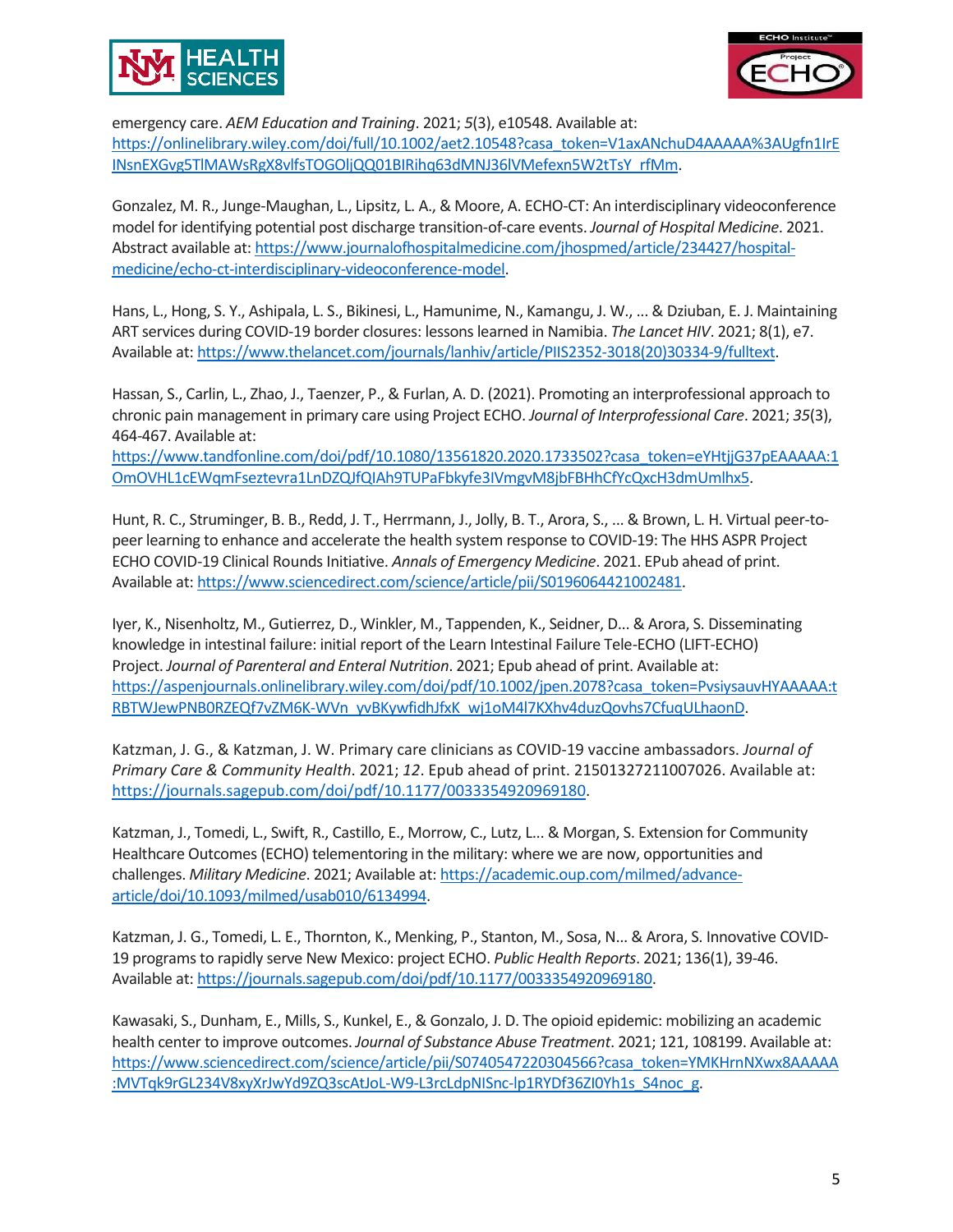emergency care. *AEM Education and Training*. 2021; *5*(3), e10548. Available at: [https://onlinelibrary.wiley.com/doi/full/10.1002/aet2.10548?casa_token=V1axANchuD4AAAAA%3AUgfn1IrEINsnEXGvg5TlMAWsRgX8vlfsTOGOljQQ01BIRihq63dMNJ36lVMefexn5W2tTsY_rfMm](https://onlinelibrary.wiley.com/doi/full/10.1002/aet2.10548?casa_token=V1axANchuD4AAAAA%3AUgfn1IrEINsnEXGvg5TlMAWsRgX8vlfsTOGOljQQ01BIRihq63dMNJ36lVMefexn5W2tTsY_rfMm).

Gonzalez, M. R., Junge-Maughan, L., Lipsitz, L. A., & Moore, A. ECHO-CT: An interdisciplinary videoconference model for identifying potential post discharge transition-of-care events. *Journal of Hospital Medicine*. 2021. Abstract available at: [https://www.journalofhospitalmedicine.com/jhospmed/article/234427/hospital-medicine/echo-ct-interdisciplinary-videoconference-model](https://www.journalofhospitalmedicine.com/jhospmed/article/234427/hospital-medicine/echo-ct-interdisciplinary-videoconference-model).

Hans, L., Hong, S. Y., Ashipala, L. S., Bikinesi, L., Hamunime, N., Kamangu, J. W., ... & Dziuban, E. J. Maintaining ART services during COVID-19 border closures: lessons learned in Namibia. *The Lancet HIV*. 2021; 8(1), e7. Available at: [https://www.thelancet.com/journals/lanhiv/article/PIIS2352-3018(20)30334-9/fulltext](https://www.thelancet.com/journals/lanhiv/article/PIIS2352-3018(20)30334-9/fulltext).

Hassan, S., Carlin, L., Zhao, J., Taenzer, P., & Furlan, A. D. (2021). Promoting an interprofessional approach to chronic pain management in primary care using Project ECHO. *Journal of Interprofessional Care*. 2021; *35*(3), 464-467. Available at: [https://www.tandfonline.com/doi/pdf/10.1080/13561820.2020.1733502?casa_token=eYHtjjG37pEAAAAA:1OmOVHL1cEWqmFseztevra1LnDZQJfQIAh9TUPaFbkyfe3IVmgvM8jbFBHhCfYcQxcH3dmUmlhx5](https://www.tandfonline.com/doi/pdf/10.1080/13561820.2020.1733502?casa_token=eYHtjjG37pEAAAAA:1OmOVHL1cEWqmFseztevra1LnDZQJfQIAh9TUPaFbkyfe3IVmgvM8jbFBHhCfYcQxcH3dmUmlhx5).

Hunt, R. C., Struminger, B. B., Redd, J. T., Herrmann, J., Jolly, B. T., Arora, S., ... & Brown, L. H. Virtual peer-to-peer learning to enhance and accelerate the health system response to COVID-19: The HHS ASPR Project ECHO COVID-19 Clinical Rounds Initiative. *Annals of Emergency Medicine*. 2021. EPub ahead of print. Available at: [https://www.sciencedirect.com/science/article/pii/S0196064421002481](https://www.sciencedirect.com/science/article/pii/S0196064421002481).

Iyer, K., Nisenholtz, M., Gutierrez, D., Winkler, M., Tappenden, K., Seidner, D... & Arora, S. Disseminating knowledge in intestinal failure: initial report of the Learn Intestinal Failure Tele-ECHO (LIFT-ECHO) Project. *Journal of Parenteral and Enteral Nutrition*. 2021; Epub ahead of print. Available at: [https://aspenjournals.onlinelibrary.wiley.com/doi/pdf/10.1002/jpen.2078?casa_token=PvsiysauvHYAAAAA:tRBTWJewPNB0RZEQf7vZM6K-WVn_yvBKywfidhJfxK_wj1oM4l7KXhv4duzQovhs7CfuqULhaonD](https://aspenjournals.onlinelibrary.wiley.com/doi/pdf/10.1002/jpen.2078?casa_token=PvsiysauvHYAAAAA:tRBTWJewPNB0RZEQf7vZM6K-WVn_yvBKywfidhJfxK_wj1oM4l7KXhv4duzQovhs7CfuqULhaonD).

Katzman, J. G., & Katzman, J. W. Primary care clinicians as COVID-19 vaccine ambassadors. *Journal of Primary Care & Community Health*. 2021; *12*. Epub ahead of print. 21501327211007026. Available at: [https://journals.sagepub.com/doi/pdf/10.1177/0033354920969180](https://journals.sagepub.com/doi/pdf/10.1177/0033354920969180).

Katzman, J., Tomedi, L., Swift, R., Castillo, E., Morrow, C., Lutz, L... & Morgan, S. Extension for Community Healthcare Outcomes (ECHO) telementoring in the military: where we are now, opportunities and challenges. *Military Medicine*. 2021; Available at: [https://academic.oup.com/milmed/advance-article/doi/10.1093/milmed/usab010/6134994](https://academic.oup.com/milmed/advance-article/doi/10.1093/milmed/usab010/6134994).

Katzman, J. G., Tomedi, L. E., Thornton, K., Menking, P., Stanton, M., Sosa, N... & Arora, S. Innovative COVID-19 programs to rapidly serve New Mexico: project ECHO. *Public Health Reports*. 2021; 136(1), 39-46. Available at: [https://journals.sagepub.com/doi/pdf/10.1177/0033354920969180](https://journals.sagepub.com/doi/pdf/10.1177/0033354920969180).

Kawasaki, S., Dunham, E., Mills, S., Kunkel, E., & Gonzalo, J. D. The opioid epidemic: mobilizing an academic health center to improve outcomes. *Journal of Substance Abuse Treatment*. 2021; 121, 108199. Available at: [https://www.sciencedirect.com/science/article/pii/S0740547220304566?casa_token=YMKHrnNXwx8AAAAA:MVTqk9rGL234V8xyXrJwYd9ZQ3scAtJoL-W9-L3rcLdpNISnc-lp1RYDf36ZI0Yh1s_S4noc_g](https://www.sciencedirect.com/science/article/pii/S0740547220304566?casa_token=YMKHrnNXwx8AAAAA:MVTqk9rGL234V8xyXrJwYd9ZQ3scAtJoL-W9-L3rcLdpNISnc-lp1RYDf36ZI0Yh1s_S4noc_g).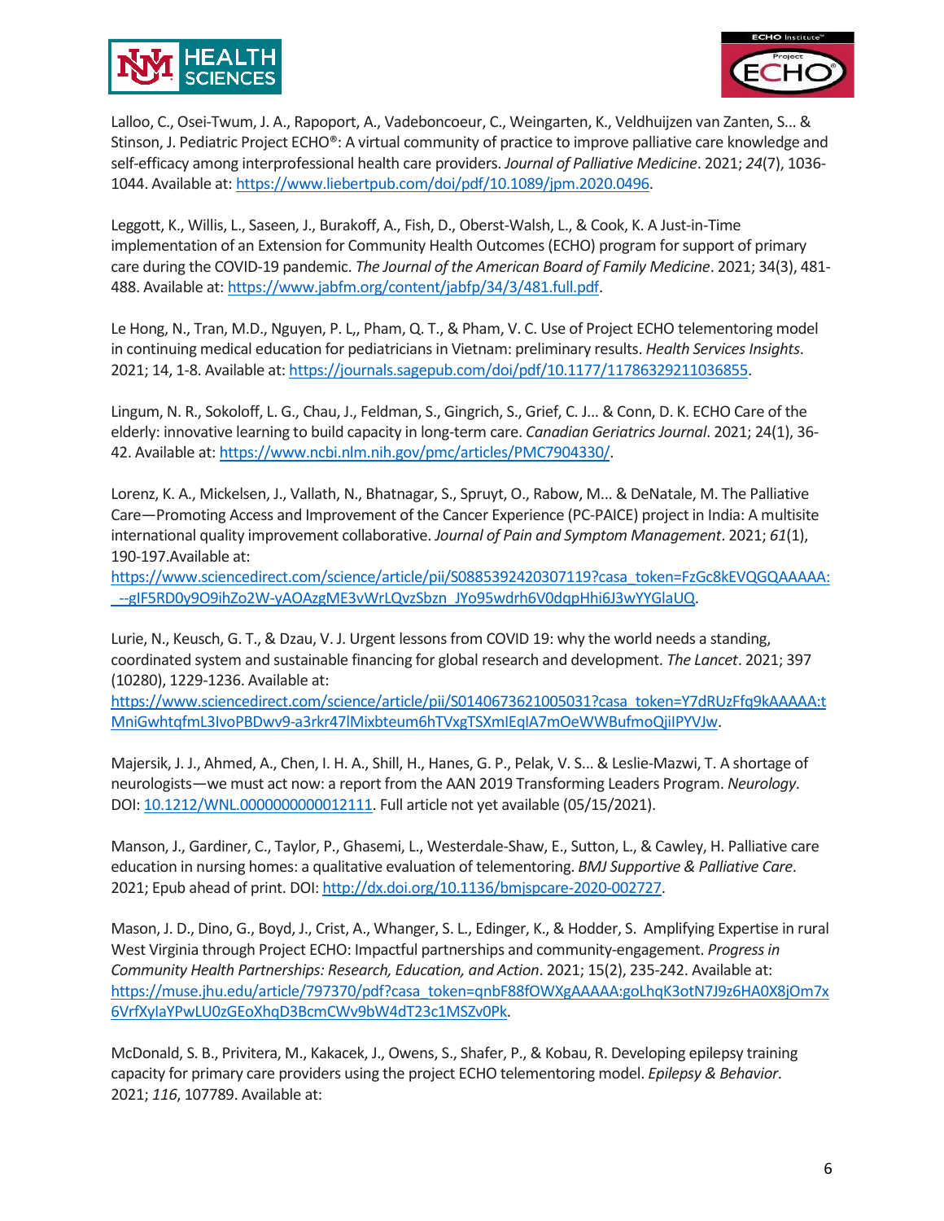Lalloo, C., Osei-Twum, J. A., Rapoport, A., Vadeboncoeur, C., Weingarten, K., Veldhuijzen van Zanten, S... & Stinson, J. Pediatric Project ECHO®: A virtual community of practice to improve palliative care knowledge and self-efficacy among interprofessional health care providers. *Journal of Palliative Medicine*. 2021; *24*(7), 1036-1044. Available at: https://www.liebertpub.com/doi/pdf/10.1089/jpm.2020.0496.

Leggott, K., Willis, L., Saseen, J., Burakoff, A., Fish, D., Oberst-Walsh, L., & Cook, K. A Just-in-Time implementation of an Extension for Community Health Outcomes (ECHO) program for support of primary care during the COVID-19 pandemic. *The Journal of the American Board of Family Medicine*. 2021; 34(3), 481-488. Available at: https://www.jabfm.org/content/jabfp/34/3/481.full.pdf.

Le Hong, N., Tran, M.D., Nguyen, P. L,, Pham, Q. T., & Pham, V. C. Use of Project ECHO telementoring model in continuing medical education for pediatricians in Vietnam: preliminary results. *Health Services Insights*. 2021; 14, 1-8. Available at: https://journals.sagepub.com/doi/pdf/10.1177/11786329211036855.

Lingum, N. R., Sokoloff, L. G., Chau, J., Feldman, S., Gingrich, S., Grief, C. J... & Conn, D. K. ECHO Care of the elderly: innovative learning to build capacity in long-term care. *Canadian Geriatrics Journal*. 2021; 24(1), 36-42. Available at: https://www.ncbi.nlm.nih.gov/pmc/articles/PMC7904330/.

Lorenz, K. A., Mickelsen, J., Vallath, N., Bhatnagar, S., Spruyt, O., Rabow, M... & DeNatale, M. The Palliative Care—Promoting Access and Improvement of the Cancer Experience (PC-PAICE) project in India: A multisite international quality improvement collaborative. *Journal of Pain and Symptom Management*. 2021; *61*(1), 190-197.Available at: https://www.sciencedirect.com/science/article/pii/S0885392420307119?casa_token=FzGc8kEVQGQAAAAA:_--gIF5RD0y9O9ihZo2W-yAOAzgME3vWrLQvzSbzn_JYo95wdrh6V0dqpHhi6J3wYYGlaUQ.

Lurie, N., Keusch, G. T., & Dzau, V. J. Urgent lessons from COVID 19: why the world needs a standing, coordinated system and sustainable financing for global research and development. *The Lancet*. 2021; 397 (10280), 1229-1236. Available at: https://www.sciencedirect.com/science/article/pii/S0140673621005031?casa_token=Y7dRUzFfq9kAAAAA:tMniGwhtqfmL3IvoPBDwv9-a3rkr47lMixbteum6hTVxgTSXmIEqIA7mOeWWBufmoQjiIPYVJw.

Majersik, J. J., Ahmed, A., Chen, I. H. A., Shill, H., Hanes, G. P., Pelak, V. S... & Leslie-Mazwi, T. A shortage of neurologists—we must act now: a report from the AAN 2019 Transforming Leaders Program. *Neurology*. DOI: 10.1212/WNL.0000000000012111. Full article not yet available (05/15/2021).

Manson, J., Gardiner, C., Taylor, P., Ghasemi, L., Westerdale-Shaw, E., Sutton, L., & Cawley, H. Palliative care education in nursing homes: a qualitative evaluation of telementoring. *BMJ Supportive & Palliative Care*. 2021; Epub ahead of print. DOI: http://dx.doi.org/10.1136/bmjspcare-2020-002727.

Mason, J. D., Dino, G., Boyd, J., Crist, A., Whanger, S. L., Edinger, K., & Hodder, S. Amplifying Expertise in rural West Virginia through Project ECHO: Impactful partnerships and community-engagement. *Progress in Community Health Partnerships: Research, Education, and Action*. 2021; 15(2), 235-242. Available at: https://muse.jhu.edu/article/797370/pdf?casa_token=qnbF88fOWXgAAAAA:goLhqK3otN7J9z6HA0X8jOm7x6VrfXylaYPwLU0zGEoXhqD3BcmCWv9bW4dT23c1MSZv0Pk.

McDonald, S. B., Privitera, M., Kakacek, J., Owens, S., Shafer, P., & Kobau, R. Developing epilepsy training capacity for primary care providers using the project ECHO telementoring model. *Epilepsy & Behavior*. 2021; *116*, 107789. Available at: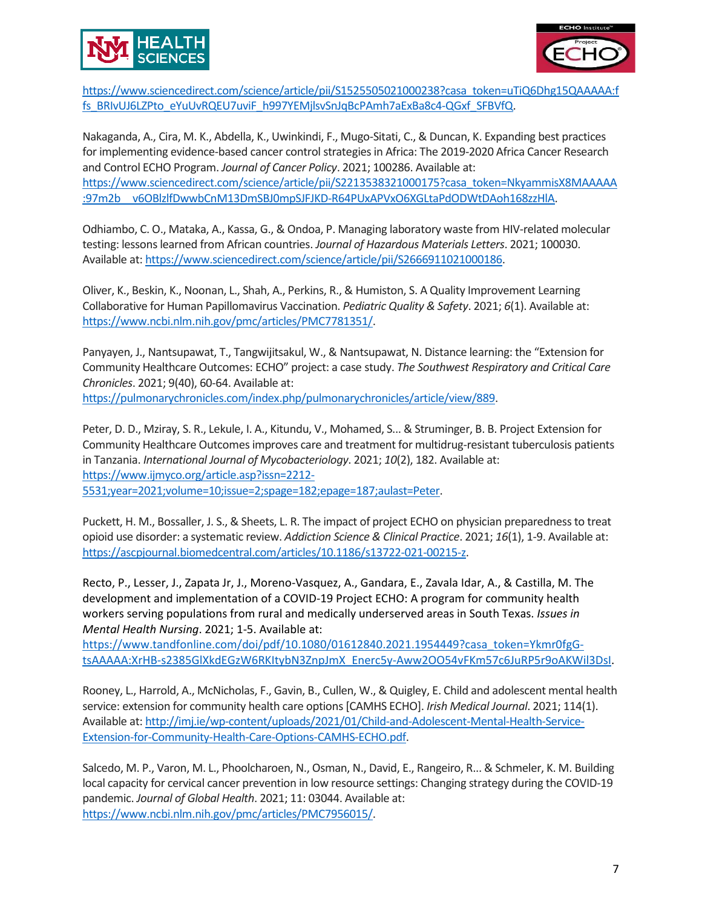https://www.sciencedirect.com/science/article/pii/S1525505021000238?casa_token=uTiQ6Dhg15QAAAAA:ffs_BRIvUJ6LZPto_eYuUvRQEU7uviF_h997YEMjlsvSnJqBcPAmh7aExBa8c4-QGxf_SFBVfQ.

Nakaganda, A., Cira, M. K., Abdella, K., Uwinkindi, F., Mugo-Sitati, C., & Duncan, K. Expanding best practices for implementing evidence-based cancer control strategies in Africa: The 2019-2020 Africa Cancer Research and Control ECHO Program. *Journal of Cancer Policy*. 2021; 100286. Available at: https://www.sciencedirect.com/science/article/pii/S2213538321000175?casa_token=NkyammisX8MAAAAA:97m2b__v6OBlzlfDwwbCnM13DmSBJ0mpSJFJKD-R64PUxAPVxO6XGLtaPdODWtDAoh168zzHlA.

Odhiambo, C. O., Mataka, A., Kassa, G., & Ondoa, P. Managing laboratory waste from HIV-related molecular testing: lessons learned from African countries. *Journal of Hazardous Materials Letters*. 2021; 100030. Available at: https://www.sciencedirect.com/science/article/pii/S2666911021000186.

Oliver, K., Beskin, K., Noonan, L., Shah, A., Perkins, R., & Humiston, S. A Quality Improvement Learning Collaborative for Human Papillomavirus Vaccination. *Pediatric Quality & Safety*. 2021; *6*(1). Available at: https://www.ncbi.nlm.nih.gov/pmc/articles/PMC7781351/.

Panyayen, J., Nantsupawat, T., Tangwijitsakul, W., & Nantsupawat, N. Distance learning: the "Extension for Community Healthcare Outcomes: ECHO" project: a case study. *The Southwest Respiratory and Critical Care Chronicles*. 2021; 9(40), 60-64. Available at: https://pulmonarychronicles.com/index.php/pulmonarychronicles/article/view/889.

Peter, D. D., Mziray, S. R., Lekule, I. A., Kitundu, V., Mohamed, S... & Struminger, B. B. Project Extension for Community Healthcare Outcomes improves care and treatment for multidrug-resistant tuberculosis patients in Tanzania. *International Journal of Mycobacteriology*. 2021; *10*(2), 182. Available at: https://www.ijmyco.org/article.asp?issn=2212-5531;year=2021;volume=10;issue=2;spage=182;epage=187;aulast=Peter.

Puckett, H. M., Bossaller, J. S., & Sheets, L. R. The impact of project ECHO on physician preparedness to treat opioid use disorder: a systematic review. *Addiction Science & Clinical Practice*. 2021; *16*(1), 1-9. Available at: https://ascpjournal.biomedcentral.com/articles/10.1186/s13722-021-00215-z.

Recto, P., Lesser, J., Zapata Jr, J., Moreno-Vasquez, A., Gandara, E., Zavala Idar, A., & Castilla, M. The development and implementation of a COVID-19 Project ECHO: A program for community health workers serving populations from rural and medically underserved areas in South Texas. *Issues in Mental Health Nursing*. 2021; 1-5. Available at: https://www.tandfonline.com/doi/pdf/10.1080/01612840.2021.1954449?casa_token=Ykmr0fgG-tsAAAAA:XrHB-s2385GlXkdEGzW6RKItybN3ZnpJmX_Enerc5y-Aww2OO54vFKm57c6JuRP5r9oAKWil3DsI.

Rooney, L., Harrold, A., McNicholas, F., Gavin, B., Cullen, W., & Quigley, E. Child and adolescent mental health service: extension for community health care options [CAMHS ECHO]. *Irish Medical Journal*. 2021; 114(1). Available at: http://imj.ie/wp-content/uploads/2021/01/Child-and-Adolescent-Mental-Health-Service-Extension-for-Community-Health-Care-Options-CAMHS-ECHO.pdf.

Salcedo, M. P., Varon, M. L., Phoolcharoen, N., Osman, N., David, E., Rangeiro, R... & Schmeler, K. M. Building local capacity for cervical cancer prevention in low resource settings: Changing strategy during the COVID-19 pandemic. *Journal of Global Health*. 2021; 11: 03044. Available at: https://www.ncbi.nlm.nih.gov/pmc/articles/PMC7956015/.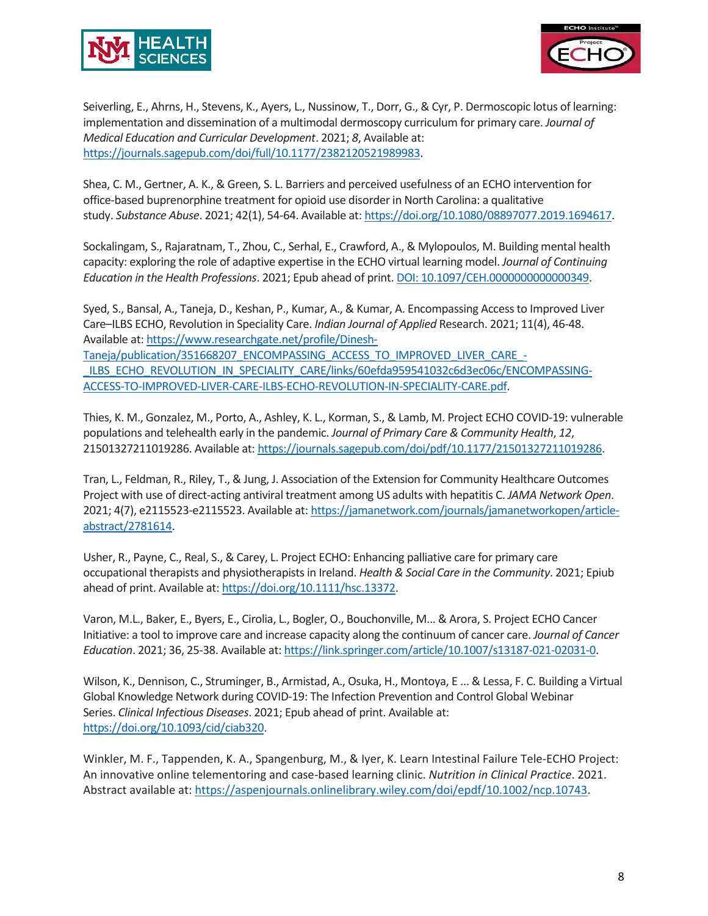Seiverling, E., Ahrns, H., Stevens, K., Ayers, L., Nussinow, T., Dorr, G., & Cyr, P. Dermoscopic lotus of learning: implementation and dissemination of a multimodal dermoscopy curriculum for primary care. *Journal of Medical Education and Curricular Development*. 2021; *8*, Available at: https://journals.sagepub.com/doi/full/10.1177/2382120521989983.

Shea, C. M., Gertner, A. K., & Green, S. L. Barriers and perceived usefulness of an ECHO intervention for office-based buprenorphine treatment for opioid use disorder in North Carolina: a qualitative study. *Substance Abuse*. 2021; 42(1), 54-64. Available at: https://doi.org/10.1080/08897077.2019.1694617.

Sockalingam, S., Rajaratnam, T., Zhou, C., Serhal, E., Crawford, A., & Mylopoulos, M. Building mental health capacity: exploring the role of adaptive expertise in the ECHO virtual learning model. *Journal of Continuing Education in the Health Professions*. 2021; Epub ahead of print. DOI: 10.1097/CEH.0000000000000349.

Syed, S., Bansal, A., Taneja, D., Keshan, P., Kumar, A., & Kumar, A. Encompassing Access to Improved Liver Care–ILBS ECHO, Revolution in Speciality Care. *Indian Journal of Applied* Research. 2021; 11(4), 46-48. Available at: https://www.researchgate.net/profile/Dinesh-Taneja/publication/351668207_ENCOMPASSING_ACCESS_TO_IMPROVED_LIVER_CARE_-_ILBS_ECHO_REVOLUTION_IN_SPECIALITY_CARE/links/60efda959541032c6d3ec06c/ENCOMPASSING-ACCESS-TO-IMPROVED-LIVER-CARE-ILBS-ECHO-REVOLUTION-IN-SPECIALITY-CARE.pdf.

Thies, K. M., Gonzalez, M., Porto, A., Ashley, K. L., Korman, S., & Lamb, M. Project ECHO COVID-19: vulnerable populations and telehealth early in the pandemic. *Journal of Primary Care & Community Health*, *12*, 21501327211019286. Available at: https://journals.sagepub.com/doi/pdf/10.1177/21501327211019286.

Tran, L., Feldman, R., Riley, T., & Jung, J. Association of the Extension for Community Healthcare Outcomes Project with use of direct-acting antiviral treatment among US adults with hepatitis C. *JAMA Network Open*. 2021; 4(7), e2115523-e2115523. Available at: https://jamanetwork.com/journals/jamanetworkopen/article-abstract/2781614.

Usher, R., Payne, C., Real, S., & Carey, L. Project ECHO: Enhancing palliative care for primary care occupational therapists and physiotherapists in Ireland. *Health & Social Care in the Community*. 2021; Epiub ahead of print. Available at: https://doi.org/10.1111/hsc.13372.

Varon, M.L., Baker, E., Byers, E., Cirolia, L., Bogler, O., Bouchonville, M... & Arora, S. Project ECHO Cancer Initiative: a tool to improve care and increase capacity along the continuum of cancer care. *Journal of Cancer Education*. 2021; 36, 25-38. Available at: https://link.springer.com/article/10.1007/s13187-021-02031-0.

Wilson, K., Dennison, C., Struminger, B., Armistad, A., Osuka, H., Montoya, E ... & Lessa, F. C. Building a Virtual Global Knowledge Network during COVID-19: The Infection Prevention and Control Global Webinar Series. *Clinical Infectious Diseases*. 2021; Epub ahead of print. Available at: https://doi.org/10.1093/cid/ciab320.

Winkler, M. F., Tappenden, K. A., Spangenburg, M., & Iyer, K. Learn Intestinal Failure Tele-ECHO Project: An innovative online telementoring and case-based learning clinic. *Nutrition in Clinical Practice*. 2021. Abstract available at: https://aspenjournals.onlinelibrary.wiley.com/doi/epdf/10.1002/ncp.10743.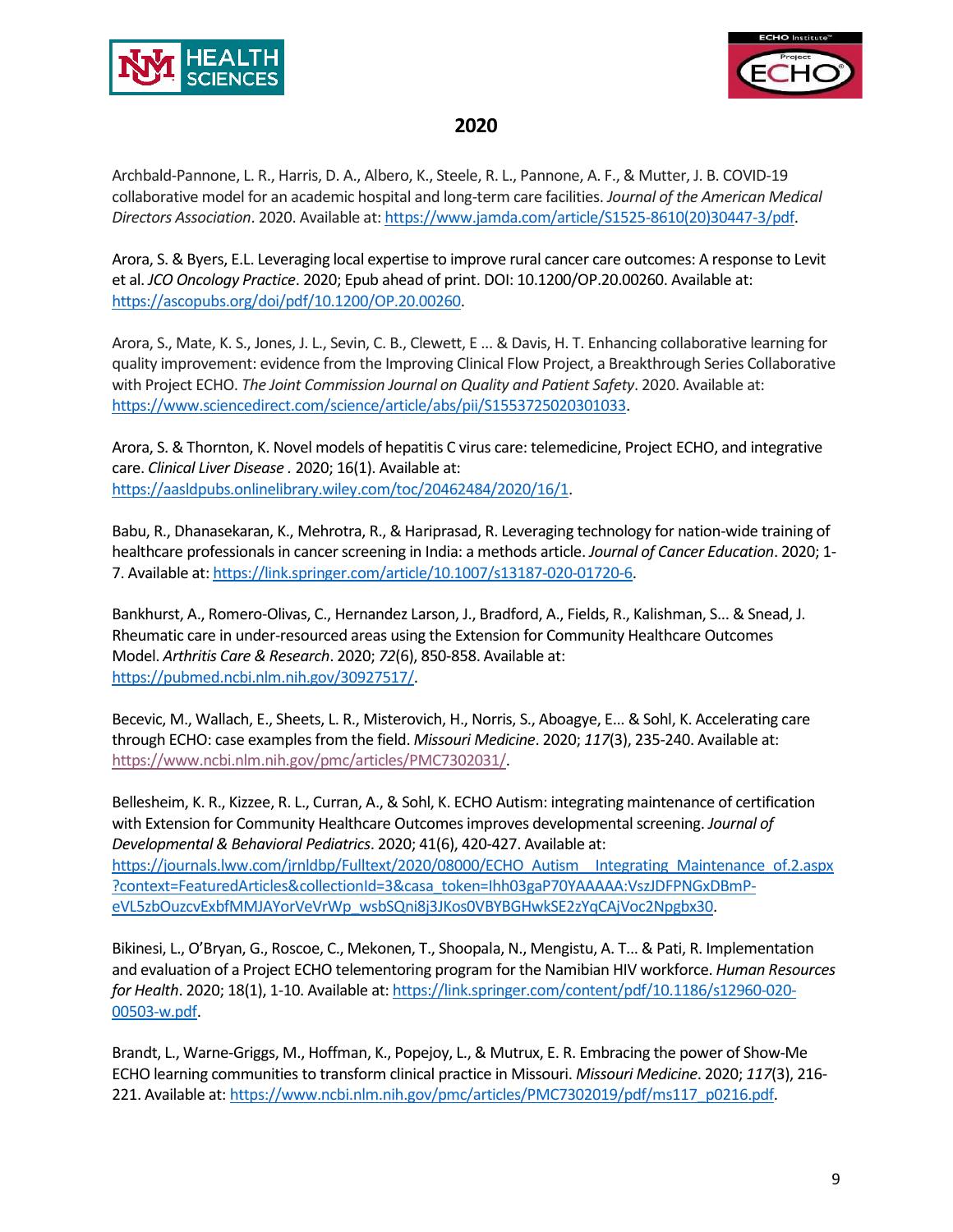## 2020

Archbald-Pannone, L. R., Harris, D. A., Albero, K., Steele, R. L., Pannone, A. F., & Mutter, J. B. COVID-19 collaborative model for an academic hospital and long-term care facilities. *Journal of the American Medical Directors Association*. 2020. Available at: https://www.jamda.com/article/S1525-8610(20)30447-3/pdf.

Arora, S. & Byers, E.L. Leveraging local expertise to improve rural cancer care outcomes: A response to Levit et al. *JCO Oncology Practice*. 2020; Epub ahead of print. DOI: 10.1200/OP.20.00260. Available at: https://ascopubs.org/doi/pdf/10.1200/OP.20.00260.

Arora, S., Mate, K. S., Jones, J. L., Sevin, C. B., Clewett, E ... & Davis, H. T. Enhancing collaborative learning for quality improvement: evidence from the Improving Clinical Flow Project, a Breakthrough Series Collaborative with Project ECHO. *The Joint Commission Journal on Quality and Patient Safety*. 2020. Available at: https://www.sciencedirect.com/science/article/abs/pii/S1553725020301033.

Arora, S. & Thornton, K. Novel models of hepatitis C virus care: telemedicine, Project ECHO, and integrative care. *Clinical Liver Disease* . 2020; 16(1). Available at: https://aasldpubs.onlinelibrary.wiley.com/toc/20462484/2020/16/1.

Babu, R., Dhanasekaran, K., Mehrotra, R., & Hariprasad, R. Leveraging technology for nation-wide training of healthcare professionals in cancer screening in India: a methods article. *Journal of Cancer Education*. 2020; 1-7. Available at: https://link.springer.com/article/10.1007/s13187-020-01720-6.

Bankhurst, A., Romero-Olivas, C., Hernandez Larson, J., Bradford, A., Fields, R., Kalishman, S... & Snead, J. Rheumatic care in under-resourced areas using the Extension for Community Healthcare Outcomes Model. *Arthritis Care & Research*. 2020; *72*(6), 850-858. Available at: https://pubmed.ncbi.nlm.nih.gov/30927517/.

Becevic, M., Wallach, E., Sheets, L. R., Misterovich, H., Norris, S., Aboagye, E... & Sohl, K. Accelerating care through ECHO: case examples from the field. *Missouri Medicine*. 2020; *117*(3), 235-240. Available at: https://www.ncbi.nlm.nih.gov/pmc/articles/PMC7302031/.

Bellesheim, K. R., Kizzee, R. L., Curran, A., & Sohl, K. ECHO Autism: integrating maintenance of certification with Extension for Community Healthcare Outcomes improves developmental screening. *Journal of Developmental & Behavioral Pediatrics*. 2020; 41(6), 420-427. Available at: https://journals.lww.com/jrnldbp/Fulltext/2020/08000/ECHO_Autism__Integrating_Maintenance_of.2.aspx?context=FeaturedArticles&collectionId=3&casa_token=Ihh03gaP70YAAAAA:VszJDFPNGxDBmP-eVL5zbOuzcvExbfMMJAYorVeVrWp_wsbSQni8j3JKos0VBYBGHwkSE2zYqCAjVoc2Npgbx30.

Bikinesi, L., O'Bryan, G., Roscoe, C., Mekonen, T., Shoopala, N., Mengistu, A. T... & Pati, R. Implementation and evaluation of a Project ECHO telementoring program for the Namibian HIV workforce. *Human Resources for Health*. 2020; 18(1), 1-10. Available at: https://link.springer.com/content/pdf/10.1186/s12960-020-00503-w.pdf.

Brandt, L., Warne-Griggs, M., Hoffman, K., Popejoy, L., & Mutrux, E. R. Embracing the power of Show-Me ECHO learning communities to transform clinical practice in Missouri. *Missouri Medicine*. 2020; *117*(3), 216-221. Available at: https://www.ncbi.nlm.nih.gov/pmc/articles/PMC7302019/pdf/ms117_p0216.pdf.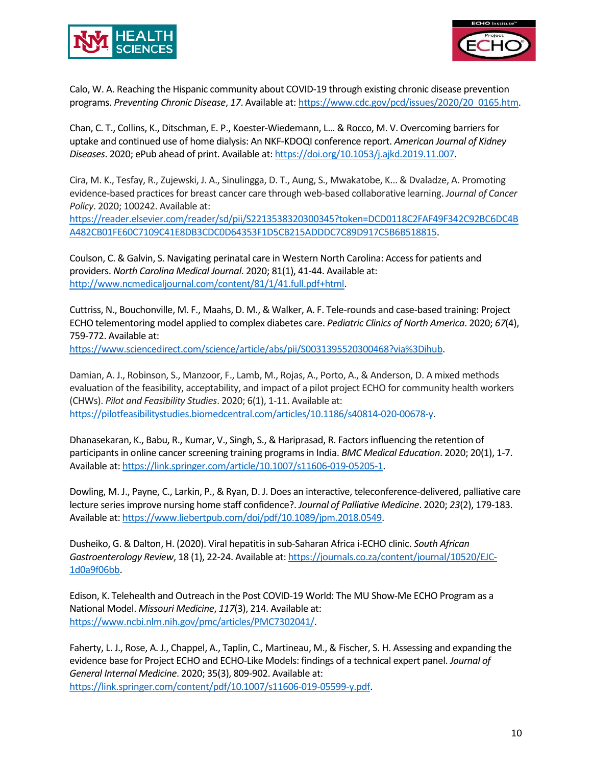Calo, W. A. Reaching the Hispanic community about COVID-19 through existing chronic disease prevention programs. *Preventing Chronic Disease*, *17*. Available at: https://www.cdc.gov/pcd/issues/2020/20_0165.htm.

Chan, C. T., Collins, K., Ditschman, E. P., Koester-Wiedemann, L... & Rocco, M. V. Overcoming barriers for uptake and continued use of home dialysis: An NKF-KDOQI conference report. *American Journal of Kidney Diseases*. 2020; ePub ahead of print. Available at: https://doi.org/10.1053/j.ajkd.2019.11.007.

Cira, M. K., Tesfay, R., Zujewski, J. A., Sinulingga, D. T., Aung, S., Mwakatobe, K... & Dvaladze, A. Promoting evidence-based practices for breast cancer care through web-based collaborative learning. *Journal of Cancer Policy*. 2020; 100242. Available at: https://reader.elsevier.com/reader/sd/pii/S2213538320300345?token=DCD0118C2FAF49F342C92BC6DC4BA482CB01FE60C7109C41E8DB3CDC0D64353F1D5CB215ADDDC7C89D917C5B6B518815.

Coulson, C. & Galvin, S. Navigating perinatal care in Western North Carolina: Access for patients and providers. *North Carolina Medical Journal*. 2020; 81(1), 41-44. Available at: http://www.ncmedicaljournal.com/content/81/1/41.full.pdf+html.

Cuttriss, N., Bouchonville, M. F., Maahs, D. M., & Walker, A. F. Tele-rounds and case-based training: Project ECHO telementoring model applied to complex diabetes care. *Pediatric Clinics of North America*. 2020; *67*(4), 759-772. Available at: https://www.sciencedirect.com/science/article/abs/pii/S0031395520300468?via%3Dihub.

Damian, A. J., Robinson, S., Manzoor, F., Lamb, M., Rojas, A., Porto, A., & Anderson, D. A mixed methods evaluation of the feasibility, acceptability, and impact of a pilot project ECHO for community health workers (CHWs). *Pilot and Feasibility Studies*. 2020; 6(1), 1-11. Available at: https://pilotfeasibilitystudies.biomedcentral.com/articles/10.1186/s40814-020-00678-y.

Dhanasekaran, K., Babu, R., Kumar, V., Singh, S., & Hariprasad, R. Factors influencing the retention of participants in online cancer screening training programs in India. *BMC Medical Education*. 2020; 20(1), 1-7. Available at: https://link.springer.com/article/10.1007/s11606-019-05205-1.

Dowling, M. J., Payne, C., Larkin, P., & Ryan, D. J. Does an interactive, teleconference-delivered, palliative care lecture series improve nursing home staff confidence?. *Journal of Palliative Medicine*. 2020; *23*(2), 179-183. Available at: https://www.liebertpub.com/doi/pdf/10.1089/jpm.2018.0549.

Dusheiko, G. & Dalton, H. (2020). Viral hepatitis in sub-Saharan Africa i-ECHO clinic. *South African Gastroenterology Review*, 18 (1), 22-24. Available at: https://journals.co.za/content/journal/10520/EJC-1d0a9f06bb.

Edison, K. Telehealth and Outreach in the Post COVID-19 World: The MU Show-Me ECHO Program as a National Model. *Missouri Medicine*, *117*(3), 214. Available at: https://www.ncbi.nlm.nih.gov/pmc/articles/PMC7302041/.

Faherty, L. J., Rose, A. J., Chappel, A., Taplin, C., Martineau, M., & Fischer, S. H. Assessing and expanding the evidence base for Project ECHO and ECHO-Like Models: findings of a technical expert panel. *Journal of General Internal Medicine*. 2020; 35(3), 809-902. Available at: https://link.springer.com/content/pdf/10.1007/s11606-019-05599-y.pdf.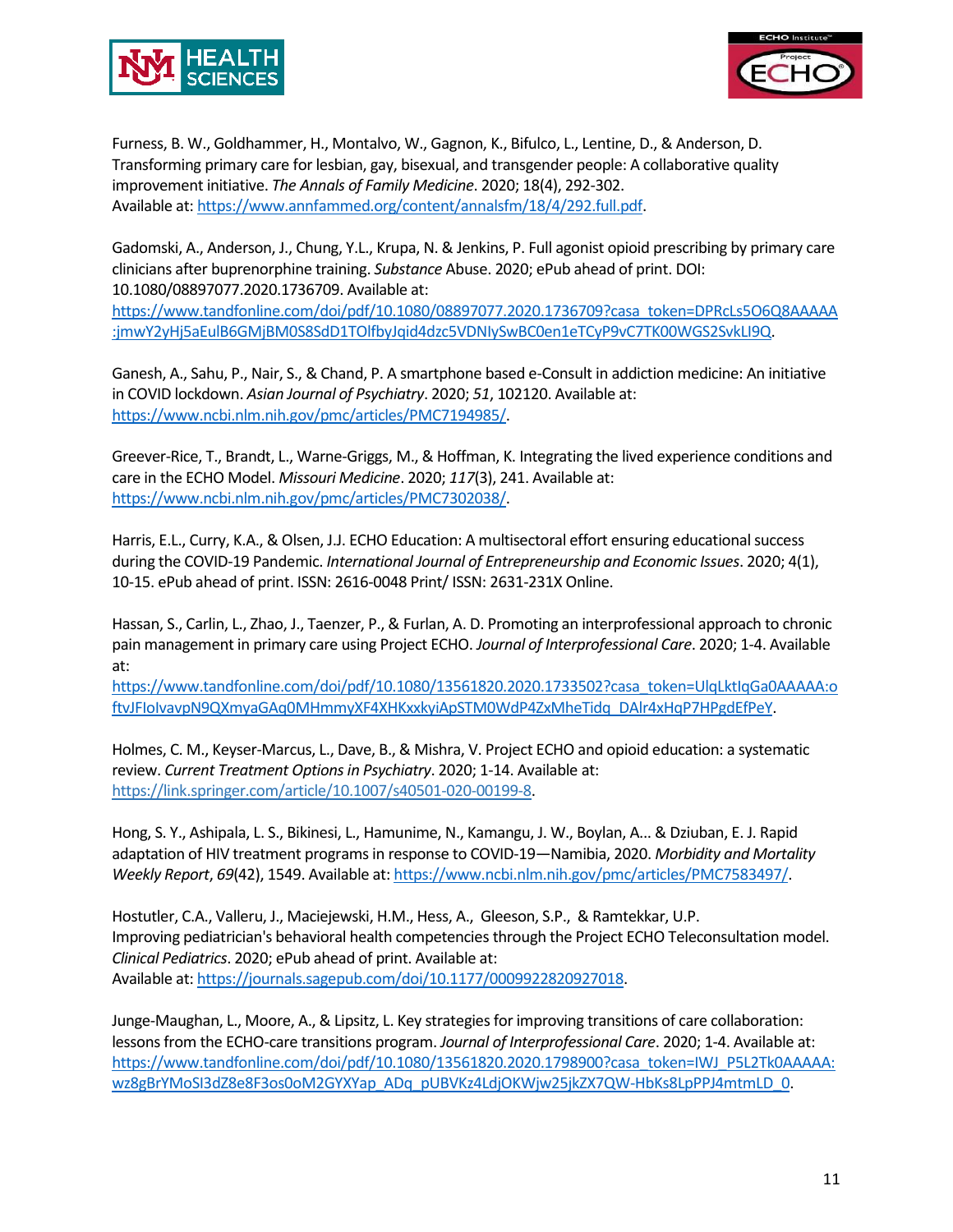Furness, B. W., Goldhammer, H., Montalvo, W., Gagnon, K., Bifulco, L., Lentine, D., & Anderson, D. Transforming primary care for lesbian, gay, bisexual, and transgender people: A collaborative quality improvement initiative. *The Annals of Family Medicine*. 2020; 18(4), 292-302. Available at: https://www.annfammed.org/content/annalsfm/18/4/292.full.pdf.

Gadomski, A., Anderson, J., Chung, Y.L., Krupa, N. & Jenkins, P. Full agonist opioid prescribing by primary care clinicians after buprenorphine training. *Substance* Abuse. 2020; ePub ahead of print. DOI: 10.1080/08897077.2020.1736709. Available at: https://www.tandfonline.com/doi/pdf/10.1080/08897077.2020.1736709?casa_token=DPRcLs5O6Q8AAAAA:jmwY2yHj5aEulB6GMjBM0S8SdD1TOlfbyJqid4dzc5VDNIySwBC0en1eTCyP9vC7TK00WGS2SvkLI9Q.

Ganesh, A., Sahu, P., Nair, S., & Chand, P. A smartphone based e-Consult in addiction medicine: An initiative in COVID lockdown. *Asian Journal of Psychiatry*. 2020; *51*, 102120. Available at: https://www.ncbi.nlm.nih.gov/pmc/articles/PMC7194985/.

Greever-Rice, T., Brandt, L., Warne-Griggs, M., & Hoffman, K. Integrating the lived experience conditions and care in the ECHO Model. *Missouri Medicine*. 2020; *117*(3), 241. Available at: https://www.ncbi.nlm.nih.gov/pmc/articles/PMC7302038/.

Harris, E.L., Curry, K.A., & Olsen, J.J. ECHO Education: A multisectoral effort ensuring educational success during the COVID-19 Pandemic. *International Journal of Entrepreneurship and Economic Issues*. 2020; 4(1), 10-15. ePub ahead of print. ISSN: 2616-0048 Print/ ISSN: 2631-231X Online.

Hassan, S., Carlin, L., Zhao, J., Taenzer, P., & Furlan, A. D. Promoting an interprofessional approach to chronic pain management in primary care using Project ECHO. *Journal of Interprofessional Care*. 2020; 1-4. Available at: https://www.tandfonline.com/doi/pdf/10.1080/13561820.2020.1733502?casa_token=UlqLktIqGa0AAAAA:oftvJFIoIvavpN9QXmyaGAq0MHmmyXF4XHKxxkyiApSTM0WdP4ZxMheTidq_DAlr4xHqP7HPgdEfPeY.

Holmes, C. M., Keyser-Marcus, L., Dave, B., & Mishra, V. Project ECHO and opioid education: a systematic review. *Current Treatment Options in Psychiatry*. 2020; 1-14. Available at: https://link.springer.com/article/10.1007/s40501-020-00199-8.

Hong, S. Y., Ashipala, L. S., Bikinesi, L., Hamunime, N., Kamangu, J. W., Boylan, A... & Dziuban, E. J. Rapid adaptation of HIV treatment programs in response to COVID-19—Namibia, 2020. *Morbidity and Mortality Weekly Report*, *69*(42), 1549. Available at: https://www.ncbi.nlm.nih.gov/pmc/articles/PMC7583497/.

Hostutler, C.A., Valleru, J., Maciejewski, H.M., Hess, A., Gleeson, S.P., & Ramtekkar, U.P. Improving pediatrician's behavioral health competencies through the Project ECHO Teleconsultation model. *Clinical Pediatrics*. 2020; ePub ahead of print. Available at: Available at: https://journals.sagepub.com/doi/10.1177/0009922820927018.

Junge-Maughan, L., Moore, A., & Lipsitz, L. Key strategies for improving transitions of care collaboration: lessons from the ECHO-care transitions program. *Journal of Interprofessional Care*. 2020; 1-4. Available at: https://www.tandfonline.com/doi/pdf/10.1080/13561820.2020.1798900?casa_token=IWJ_P5L2Tk0AAAAA:wz8gBrYMoSI3dZ8e8F3os0oM2GYXYap_ADq_pUBVKz4LdjOKWjw25jkZX7QW-HbKs8LpPPJ4mtmLD_0.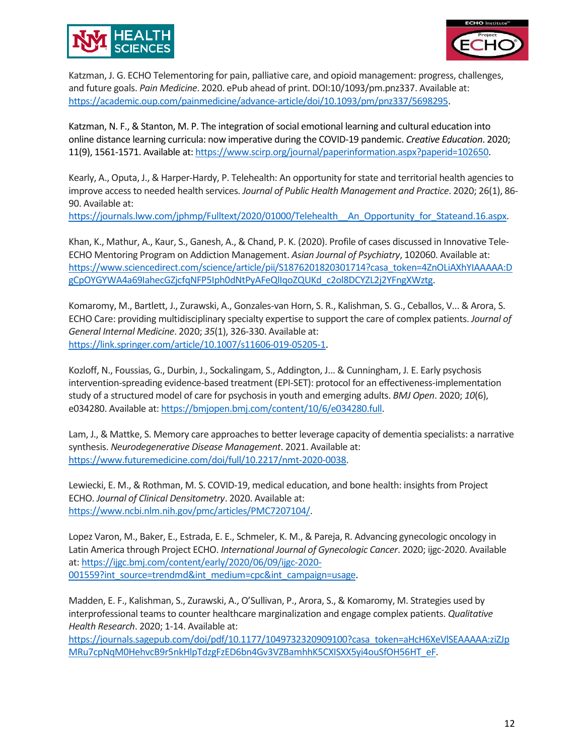Katzman, J. G. ECHO Telementoring for pain, palliative care, and opioid management: progress, challenges, and future goals. *Pain Medicine*. 2020. ePub ahead of print. DOI:10/1093/pm.pnz337. Available at: https://academic.oup.com/painmedicine/advance-article/doi/10.1093/pm/pnz337/5698295.

Katzman, N. F., & Stanton, M. P. The integration of social emotional learning and cultural education into online distance learning curricula: now imperative during the COVID-19 pandemic. *Creative Education*. 2020; 11(9), 1561-1571. Available at: https://www.scirp.org/journal/paperinformation.aspx?paperid=102650.

Kearly, A., Oputa, J., & Harper-Hardy, P. Telehealth: An opportunity for state and territorial health agencies to improve access to needed health services. *Journal of Public Health Management and Practice*. 2020; 26(1), 86-90. Available at: https://journals.lww.com/jphmp/Fulltext/2020/01000/Telehealth__An_Opportunity_for_Stateand.16.aspx.

Khan, K., Mathur, A., Kaur, S., Ganesh, A., & Chand, P. K. (2020). Profile of cases discussed in Innovative Tele-ECHO Mentoring Program on Addiction Management. *Asian Journal of Psychiatry*, 102060. Available at: https://www.sciencedirect.com/science/article/pii/S1876201820301714?casa_token=4ZnOLiAXhYIAAAAA:DgCpOYGYWA4a69IahecGZjcfqNFP5Iph0dNtPyAFeQlIqoZQUKd_c2ol8DCYZL2j2YFngXWztg.

Komaromy, M., Bartlett, J., Zurawski, A., Gonzales-van Horn, S. R., Kalishman, S. G., Ceballos, V... & Arora, S. ECHO Care: providing multidisciplinary specialty expertise to support the care of complex patients. *Journal of General Internal Medicine*. 2020; *35*(1), 326-330. Available at: https://link.springer.com/article/10.1007/s11606-019-05205-1.

Kozloff, N., Foussias, G., Durbin, J., Sockalingam, S., Addington, J... & Cunningham, J. E. Early psychosis intervention-spreading evidence-based treatment (EPI-SET): protocol for an effectiveness-implementation study of a structured model of care for psychosis in youth and emerging adults. *BMJ Open*. 2020; *10*(6), e034280. Available at: https://bmjopen.bmj.com/content/10/6/e034280.full.

Lam, J., & Mattke, S. Memory care approaches to better leverage capacity of dementia specialists: a narrative synthesis. *Neurodegenerative Disease Management*. 2021. Available at: https://www.futuremedicine.com/doi/full/10.2217/nmt-2020-0038.

Lewiecki, E. M., & Rothman, M. S. COVID-19, medical education, and bone health: insights from Project ECHO. *Journal of Clinical Densitometry*. 2020. Available at: https://www.ncbi.nlm.nih.gov/pmc/articles/PMC7207104/.

Lopez Varon, M., Baker, E., Estrada, E. E., Schmeler, K. M., & Pareja, R. Advancing gynecologic oncology in Latin America through Project ECHO. *International Journal of Gynecologic Cancer*. 2020; ijgc-2020. Available at: https://ijgc.bmj.com/content/early/2020/06/09/ijgc-2020-001559?int_source=trendmd&int_medium=cpc&int_campaign=usage.

Madden, E. F., Kalishman, S., Zurawski, A., O'Sullivan, P., Arora, S., & Komaromy, M. Strategies used by interprofessional teams to counter healthcare marginalization and engage complex patients. *Qualitative Health Research*. 2020; 1-14. Available at: https://journals.sagepub.com/doi/pdf/10.1177/1049732320909100?casa_token=aHcH6XeVlSEAAAAA:ziZJpMRu7cpNqM0HehvcB9r5nkHlpTdzgFzED6bn4Gv3VZBamhhK5CXlSXX5yi4ouSfOH56HT_eF.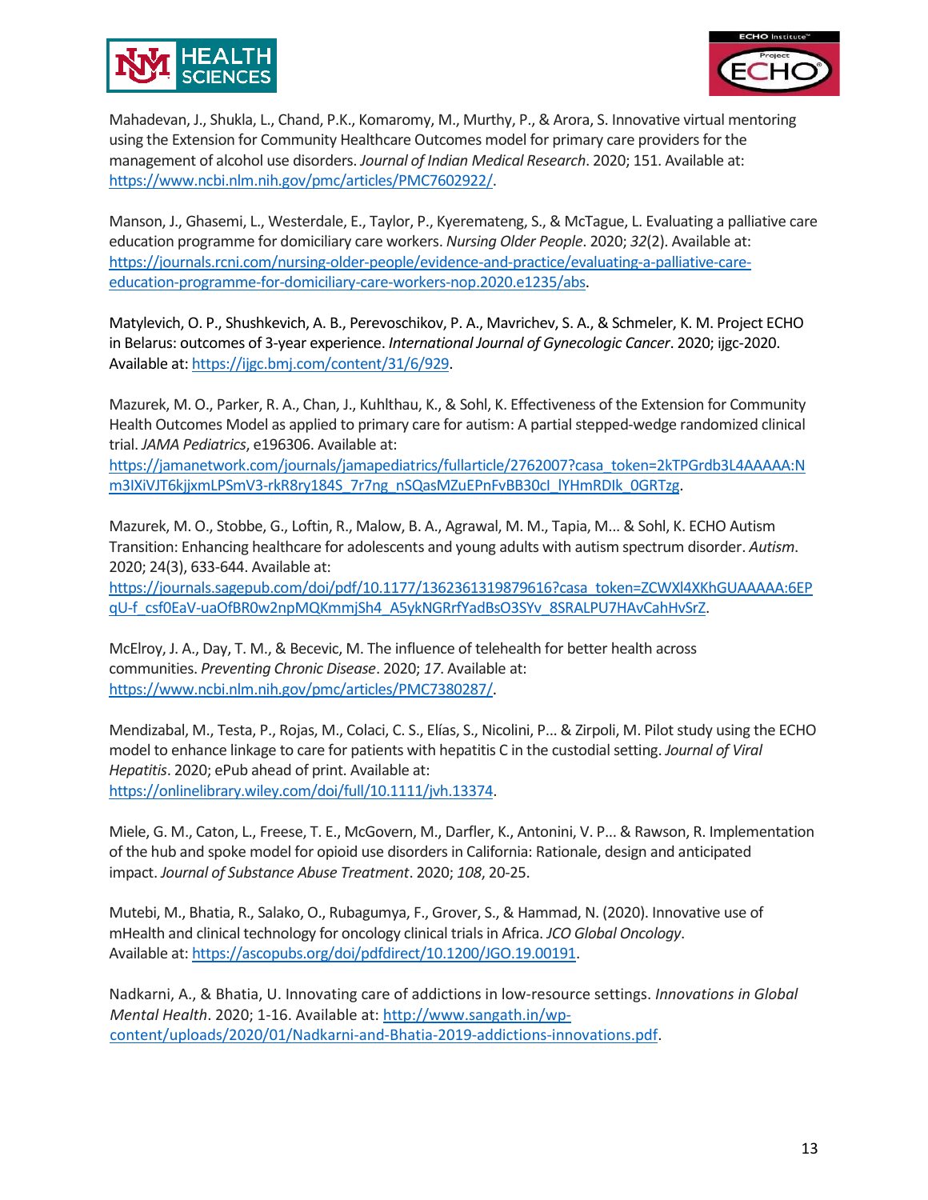Mahadevan, J., Shukla, L., Chand, P.K., Komaromy, M., Murthy, P., & Arora, S. Innovative virtual mentoring using the Extension for Community Healthcare Outcomes model for primary care providers for the management of alcohol use disorders. *Journal of Indian Medical Research*. 2020; 151. Available at: https://www.ncbi.nlm.nih.gov/pmc/articles/PMC7602922/.

Manson, J., Ghasemi, L., Westerdale, E., Taylor, P., Kyeremateng, S., & McTague, L. Evaluating a palliative care education programme for domiciliary care workers. *Nursing Older People*. 2020; *32*(2). Available at: https://journals.rcni.com/nursing-older-people/evidence-and-practice/evaluating-a-palliative-care-education-programme-for-domiciliary-care-workers-nop.2020.e1235/abs.

Matylevich, O. P., Shushkevich, A. B., Perevoschikov, P. A., Mavrichev, S. A., & Schmeler, K. M. Project ECHO in Belarus: outcomes of 3-year experience. *International Journal of Gynecologic Cancer*. 2020; ijgc-2020. Available at: https://ijgc.bmj.com/content/31/6/929.

Mazurek, M. O., Parker, R. A., Chan, J., Kuhlthau, K., & Sohl, K. Effectiveness of the Extension for Community Health Outcomes Model as applied to primary care for autism: A partial stepped-wedge randomized clinical trial. *JAMA Pediatrics*, e196306. Available at: https://jamanetwork.com/journals/jamapediatrics/fullarticle/2762007?casa_token=2kTPGrdb3L4AAAAA:Nm3IXiVJT6kjjxmLPSmV3-rkR8ry184S_7r7ng_nSQasMZuEPnFvBB30cI_lYHmRDIk_0GRTzg.

Mazurek, M. O., Stobbe, G., Loftin, R., Malow, B. A., Agrawal, M. M., Tapia, M... & Sohl, K. ECHO Autism Transition: Enhancing healthcare for adolescents and young adults with autism spectrum disorder. *Autism*. 2020; 24(3), 633-644. Available at: https://journals.sagepub.com/doi/pdf/10.1177/1362361319879616?casa_token=ZCWXl4XKhGUAAAAA:6EPqU-f_csf0EaV-uaOfBR0w2npMQKmmjSh4_A5ykNGRrfYadBsO3SYv_8SRALPU7HAvCahHvSrZ.

McElroy, J. A., Day, T. M., & Becevic, M. The influence of telehealth for better health across communities. *Preventing Chronic Disease*. 2020; *17*. Available at: https://www.ncbi.nlm.nih.gov/pmc/articles/PMC7380287/.

Mendizabal, M., Testa, P., Rojas, M., Colaci, C. S., Elías, S., Nicolini, P... & Zirpoli, M. Pilot study using the ECHO model to enhance linkage to care for patients with hepatitis C in the custodial setting. *Journal of Viral Hepatitis*. 2020; ePub ahead of print. Available at: https://onlinelibrary.wiley.com/doi/full/10.1111/jvh.13374.

Miele, G. M., Caton, L., Freese, T. E., McGovern, M., Darfler, K., Antonini, V. P... & Rawson, R. Implementation of the hub and spoke model for opioid use disorders in California: Rationale, design and anticipated impact. *Journal of Substance Abuse Treatment*. 2020; *108*, 20-25.

Mutebi, M., Bhatia, R., Salako, O., Rubagumya, F., Grover, S., & Hammad, N. (2020). Innovative use of mHealth and clinical technology for oncology clinical trials in Africa. *JCO Global Oncology*. Available at: https://ascopubs.org/doi/pdfdirect/10.1200/JGO.19.00191.

Nadkarni, A., & Bhatia, U. Innovating care of addictions in low-resource settings. *Innovations in Global Mental Health*. 2020; 1-16. Available at: http://www.sangath.in/wp-content/uploads/2020/01/Nadkarni-and-Bhatia-2019-addictions-innovations.pdf.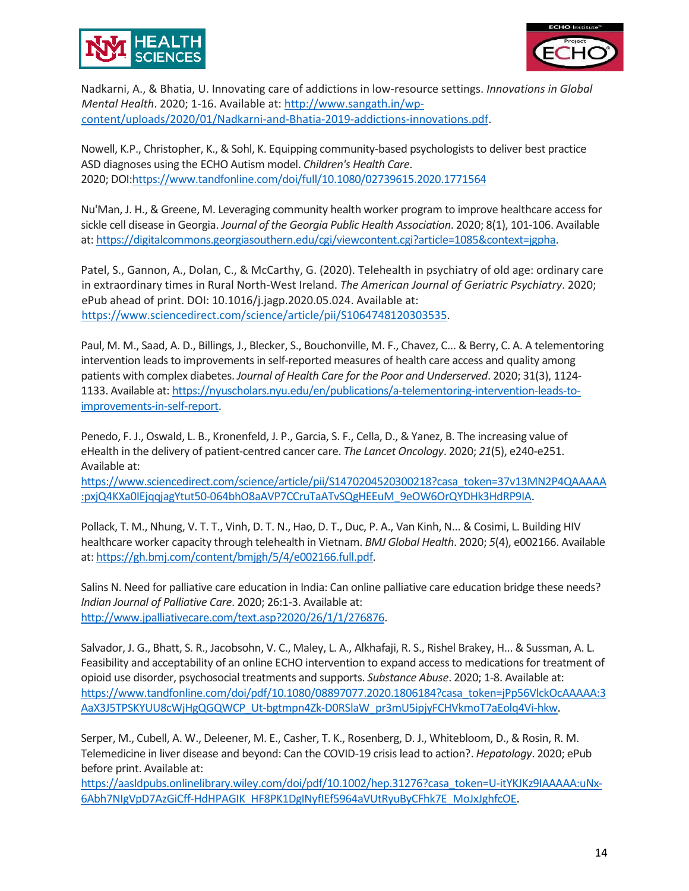Nadkarni, A., & Bhatia, U. Innovating care of addictions in low-resource settings. *Innovations in Global Mental Health*. 2020; 1-16. Available at: http://www.sangath.in/wp-content/uploads/2020/01/Nadkarni-and-Bhatia-2019-addictions-innovations.pdf.

Nowell, K.P., Christopher, K., & Sohl, K. Equipping community-based psychologists to deliver best practice ASD diagnoses using the ECHO Autism model. *Children's Health Care*. 2020; DOI:https://www.tandfonline.com/doi/full/10.1080/02739615.2020.1771564

Nu'Man, J. H., & Greene, M. Leveraging community health worker program to improve healthcare access for sickle cell disease in Georgia. *Journal of the Georgia Public Health Association*. 2020; 8(1), 101-106. Available at: https://digitalcommons.georgiasouthern.edu/cgi/viewcontent.cgi?article=1085&context=jgpha.

Patel, S., Gannon, A., Dolan, C., & McCarthy, G. (2020). Telehealth in psychiatry of old age: ordinary care in extraordinary times in Rural North-West Ireland. *The American Journal of Geriatric Psychiatry*. 2020; ePub ahead of print. DOI: 10.1016/j.jagp.2020.05.024. Available at: https://www.sciencedirect.com/science/article/pii/S1064748120303535.

Paul, M. M., Saad, A. D., Billings, J., Blecker, S., Bouchonville, M. F., Chavez, C... & Berry, C. A. A telementoring intervention leads to improvements in self-reported measures of health care access and quality among patients with complex diabetes. *Journal of Health Care for the Poor and Underserved*. 2020; 31(3), 1124-1133. Available at: https://nyuscholars.nyu.edu/en/publications/a-telementoring-intervention-leads-to-improvements-in-self-report.

Penedo, F. J., Oswald, L. B., Kronenfeld, J. P., Garcia, S. F., Cella, D., & Yanez, B. The increasing value of eHealth in the delivery of patient-centred cancer care. *The Lancet Oncology*. 2020; *21*(5), e240-e251. Available at: https://www.sciencedirect.com/science/article/pii/S1470204520300218?casa_token=37v13MN2P4QAAAAA:pxjQ4KXa0IEjqqjagYtut50-064bhO8aAVP7CCruTaATvSQgHEEuM_9eOW6OrQYDHk3HdRP9IA.

Pollack, T. M., Nhung, V. T. T., Vinh, D. T. N., Hao, D. T., Duc, P. A., Van Kinh, N... & Cosimi, L. Building HIV healthcare worker capacity through telehealth in Vietnam. *BMJ Global Health*. 2020; *5*(4), e002166. Available at: https://gh.bmj.com/content/bmjgh/5/4/e002166.full.pdf.

Salins N. Need for palliative care education in India: Can online palliative care education bridge these needs? *Indian Journal of Palliative Care*. 2020; 26:1-3. Available at: http://www.jpalliativecare.com/text.asp?2020/26/1/1/276876.

Salvador, J. G., Bhatt, S. R., Jacobsohn, V. C., Maley, L. A., Alkhafaji, R. S., Rishel Brakey, H... & Sussman, A. L. Feasibility and acceptability of an online ECHO intervention to expand access to medications for treatment of opioid use disorder, psychosocial treatments and supports. *Substance Abuse*. 2020; 1-8. Available at: https://www.tandfonline.com/doi/pdf/10.1080/08897077.2020.1806184?casa_token=jPp56VlckOcAAAAA:3AaX3J5TPSKYUU8cWjHgQGQWCP_Ut-bgtmpn4Zk-D0RSlaW_pr3mU5ipjyFCHVkmoT7aEolq4Vi-hkw.

Serper, M., Cubell, A. W., Deleener, M. E., Casher, T. K., Rosenberg, D. J., Whitebloom, D., & Rosin, R. M. Telemedicine in liver disease and beyond: Can the COVID-19 crisis lead to action?. *Hepatology*. 2020; ePub before print. Available at: https://aasldpubs.onlinelibrary.wiley.com/doi/pdf/10.1002/hep.31276?casa_token=U-itYKJKz9IAAAAA:uNx-6Abh7NIgVpD7AzGiCff-HdHPAGIK_HF8PK1DgINyfIEf5964aVUtRyuByCFhk7E_MoJxJghfcOE.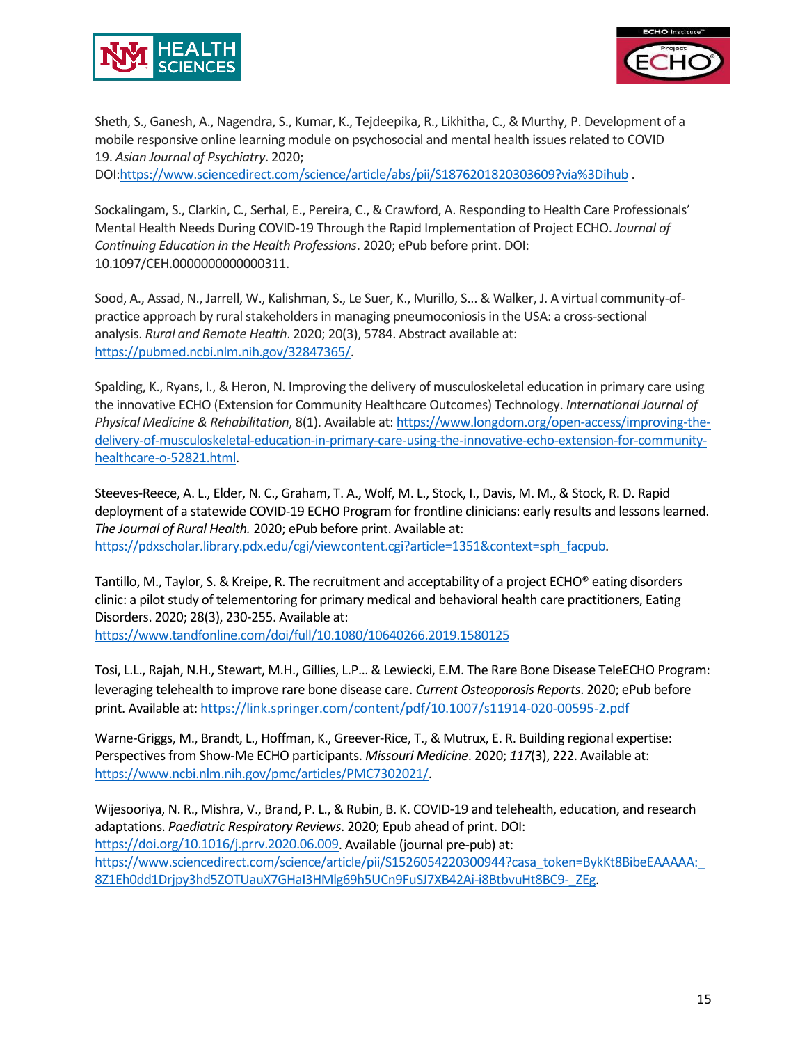Sheth, S., Ganesh, A., Nagendra, S., Kumar, K., Tejdeepika, R., Likhitha, C., & Murthy, P. Development of a mobile responsive online learning module on psychosocial and mental health issues related to COVID 19. *Asian Journal of Psychiatry*. 2020; DOI:[https://www.sciencedirect.com/science/article/abs/pii/S1876201820303609?via%3Dihub](https://www.sciencedirect.com/science/article/abs/pii/S1876201820303609?via%3Dihub) .

Sockalingam, S., Clarkin, C., Serhal, E., Pereira, C., & Crawford, A. Responding to Health Care Professionals' Mental Health Needs During COVID-19 Through the Rapid Implementation of Project ECHO. *Journal of Continuing Education in the Health Professions*. 2020; ePub before print. DOI: 10.1097/CEH.0000000000000311.

Sood, A., Assad, N., Jarrell, W., Kalishman, S., Le Suer, K., Murillo, S... & Walker, J. A virtual community-of-practice approach by rural stakeholders in managing pneumoconiosis in the USA: a cross-sectional analysis. *Rural and Remote Health*. 2020; 20(3), 5784. Abstract available at: [https://pubmed.ncbi.nlm.nih.gov/32847365/](https://pubmed.ncbi.nlm.nih.gov/32847365/).

Spalding, K., Ryans, I., & Heron, N. Improving the delivery of musculoskeletal education in primary care using the innovative ECHO (Extension for Community Healthcare Outcomes) Technology. *International Journal of Physical Medicine & Rehabilitation*, 8(1). Available at: [https://www.longdom.org/open-access/improving-the-delivery-of-musculoskeletal-education-in-primary-care-using-the-innovative-echo-extension-for-community-healthcare-o-52821.html](https://www.longdom.org/open-access/improving-the-delivery-of-musculoskeletal-education-in-primary-care-using-the-innovative-echo-extension-for-community-healthcare-o-52821.html).

Steeves-Reece, A. L., Elder, N. C., Graham, T. A., Wolf, M. L., Stock, I., Davis, M. M., & Stock, R. D. Rapid deployment of a statewide COVID-19 ECHO Program for frontline clinicians: early results and lessons learned. *The Journal of Rural Health.* 2020; ePub before print. Available at: [https://pdxscholar.library.pdx.edu/cgi/viewcontent.cgi?article=1351&context=sph_facpub](https://pdxscholar.library.pdx.edu/cgi/viewcontent.cgi?article=1351&context=sph_facpub).

Tantillo, M., Taylor, S. & Kreipe, R. The recruitment and acceptability of a project ECHO® eating disorders clinic: a pilot study of telementoring for primary medical and behavioral health care practitioners, Eating Disorders. 2020; 28(3), 230-255. Available at: [https://www.tandfonline.com/doi/full/10.1080/10640266.2019.1580125](https://www.tandfonline.com/doi/full/10.1080/10640266.2019.1580125)

Tosi, L.L., Rajah, N.H., Stewart, M.H., Gillies, L.P... & Lewiecki, E.M. The Rare Bone Disease TeleECHO Program: leveraging telehealth to improve rare bone disease care. *Current Osteoporosis Reports*. 2020; ePub before print. Available at: [https://link.springer.com/content/pdf/10.1007/s11914-020-00595-2.pdf](https://link.springer.com/content/pdf/10.1007/s11914-020-00595-2.pdf)

Warne-Griggs, M., Brandt, L., Hoffman, K., Greever-Rice, T., & Mutrux, E. R. Building regional expertise: Perspectives from Show-Me ECHO participants. *Missouri Medicine*. 2020; *117*(3), 222. Available at: [https://www.ncbi.nlm.nih.gov/pmc/articles/PMC7302021/](https://www.ncbi.nlm.nih.gov/pmc/articles/PMC7302021/).

Wijesooriya, N. R., Mishra, V., Brand, P. L., & Rubin, B. K. COVID-19 and telehealth, education, and research adaptations. *Paediatric Respiratory Reviews*. 2020; Epub ahead of print. DOI: [https://doi.org/10.1016/j.prrv.2020.06.009](https://doi.org/10.1016/j.prrv.2020.06.009). Available (journal pre-pub) at: [https://www.sciencedirect.com/science/article/pii/S1526054220300944?casa_token=BykKt8BibeEAAAAA:_8Z1Eh0dd1Drjpy3hd5ZOTUauX7GHaI3HMlg69h5UCn9FuSJ7XB42Ai-i8BtbvuHt8BC9-_ZEg](https://www.sciencedirect.com/science/article/pii/S1526054220300944?casa_token=BykKt8BibeEAAAAA:_8Z1Eh0dd1Drjpy3hd5ZOTUauX7GHaI3HMlg69h5UCn9FuSJ7XB42Ai-i8BtbvuHt8BC9-_ZEg).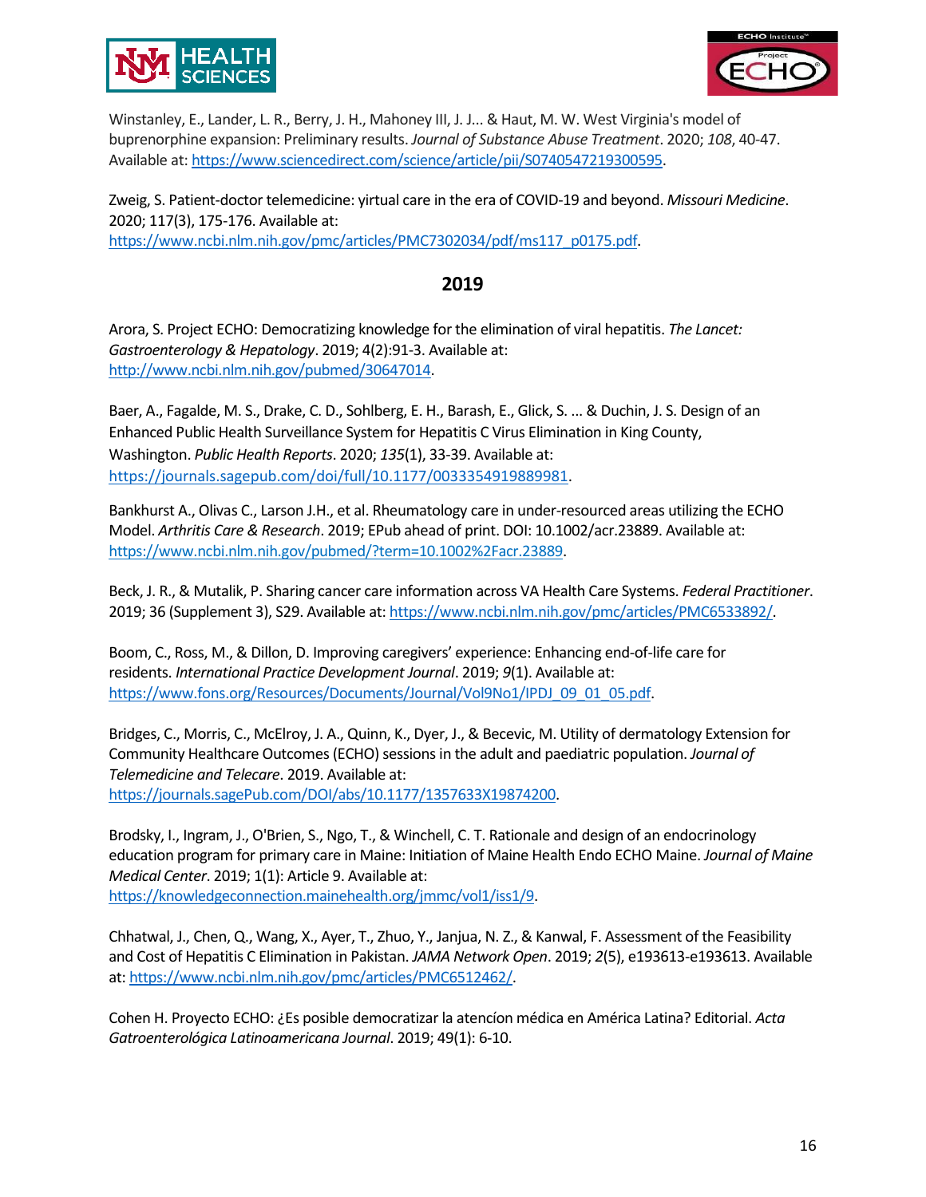Winstanley, E., Lander, L. R., Berry, J. H., Mahoney III, J. J... & Haut, M. W. West Virginia's model of buprenorphine expansion: Preliminary results. *Journal of Substance Abuse Treatment*. 2020; *108*, 40-47. Available at: https://www.sciencedirect.com/science/article/pii/S0740547219300595.

Zweig, S. Patient-doctor telemedicine: virtual care in the era of COVID-19 and beyond. *Missouri Medicine*. 2020; 117(3), 175-176. Available at: https://www.ncbi.nlm.nih.gov/pmc/articles/PMC7302034/pdf/ms117_p0175.pdf.

## 2019

Arora, S. Project ECHO: Democratizing knowledge for the elimination of viral hepatitis. *The Lancet: Gastroenterology & Hepatology*. 2019; 4(2):91-3. Available at: http://www.ncbi.nlm.nih.gov/pubmed/30647014.

Baer, A., Fagalde, M. S., Drake, C. D., Sohlberg, E. H., Barash, E., Glick, S. ... & Duchin, J. S. Design of an Enhanced Public Health Surveillance System for Hepatitis C Virus Elimination in King County, Washington. *Public Health Reports*. 2020; *135*(1), 33-39. Available at: https://journals.sagepub.com/doi/full/10.1177/0033354919889981.

Bankhurst A., Olivas C., Larson J.H., et al. Rheumatology care in under-resourced areas utilizing the ECHO Model. *Arthritis Care & Research*. 2019; EPub ahead of print. DOI: 10.1002/acr.23889. Available at: https://www.ncbi.nlm.nih.gov/pubmed/?term=10.1002%2Facr.23889.

Beck, J. R., & Mutalik, P. Sharing cancer care information across VA Health Care Systems. *Federal Practitioner*. 2019; 36 (Supplement 3), S29. Available at: https://www.ncbi.nlm.nih.gov/pmc/articles/PMC6533892/.

Boom, C., Ross, M., & Dillon, D. Improving caregivers' experience: Enhancing end-of-life care for residents. *International Practice Development Journal*. 2019; *9*(1). Available at: https://www.fons.org/Resources/Documents/Journal/Vol9No1/IPDJ_09_01_05.pdf.

Bridges, C., Morris, C., McElroy, J. A., Quinn, K., Dyer, J., & Becevic, M. Utility of dermatology Extension for Community Healthcare Outcomes (ECHO) sessions in the adult and paediatric population. *Journal of Telemedicine and Telecare*. 2019. Available at: https://journals.sagePub.com/DOI/abs/10.1177/1357633X19874200.

Brodsky, I., Ingram, J., O'Brien, S., Ngo, T., & Winchell, C. T. Rationale and design of an endocrinology education program for primary care in Maine: Initiation of Maine Health Endo ECHO Maine. *Journal of Maine Medical Center*. 2019; 1(1): Article 9. Available at: https://knowledgeconnection.mainehealth.org/jmmc/vol1/iss1/9.

Chhatwal, J., Chen, Q., Wang, X., Ayer, T., Zhuo, Y., Janjua, N. Z., & Kanwal, F. Assessment of the Feasibility and Cost of Hepatitis C Elimination in Pakistan. *JAMA Network Open*. 2019; *2*(5), e193613-e193613. Available at: https://www.ncbi.nlm.nih.gov/pmc/articles/PMC6512462/.

Cohen H. Proyecto ECHO: ¿Es posible democratizar la atencíon médica en América Latina? Editorial. *Acta Gatroenterológica Latinoamericana Journal*. 2019; 49(1): 6-10.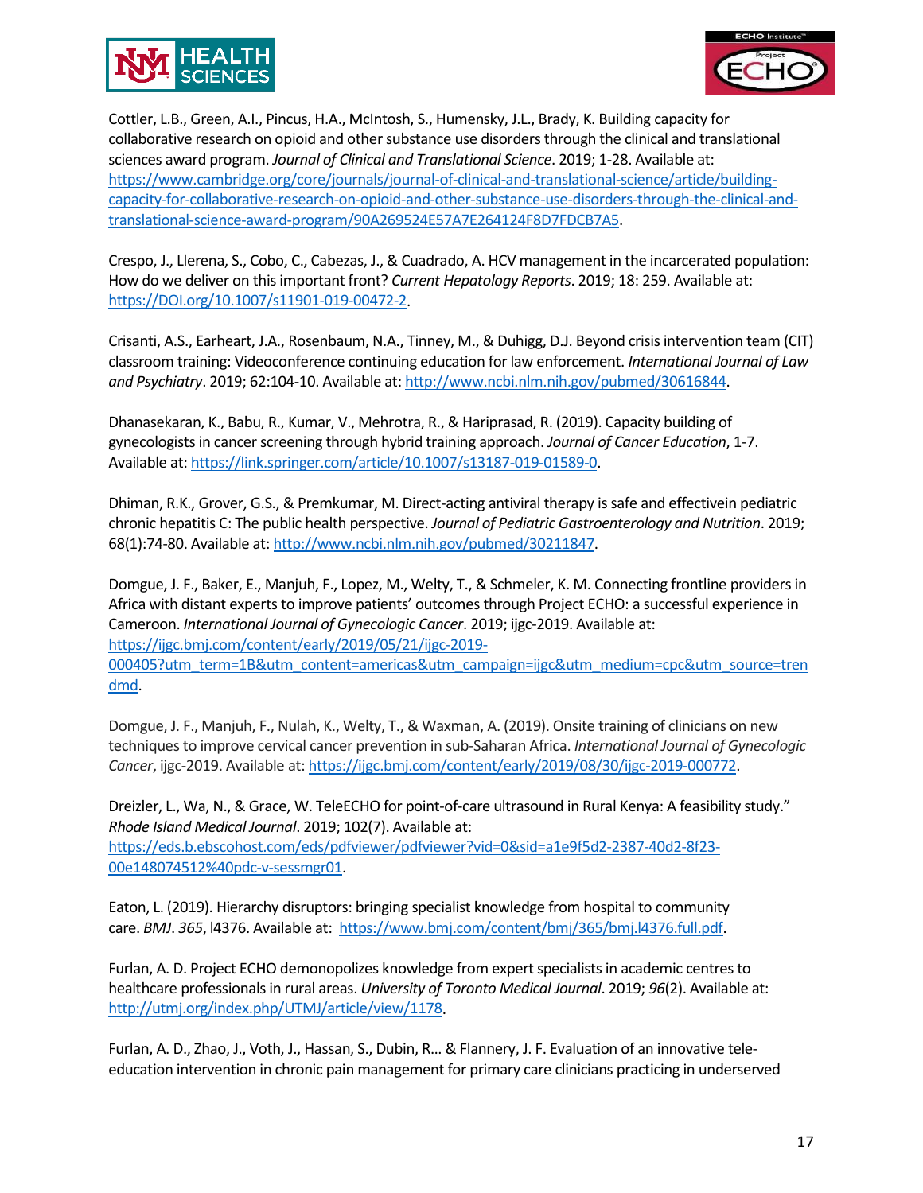Cottler, L.B., Green, A.I., Pincus, H.A., McIntosh, S., Humensky, J.L., Brady, K. Building capacity for collaborative research on opioid and other substance use disorders through the clinical and translational sciences award program. *Journal of Clinical and Translational Science*. 2019; 1-28. Available at: https://www.cambridge.org/core/journals/journal-of-clinical-and-translational-science/article/building-capacity-for-collaborative-research-on-opioid-and-other-substance-use-disorders-through-the-clinical-and-translational-science-award-program/90A269524E57A7E264124F8D7FDCB7A5.

Crespo, J., Llerena, S., Cobo, C., Cabezas, J., & Cuadrado, A. HCV management in the incarcerated population: How do we deliver on this important front? *Current Hepatology Reports*. 2019; 18: 259. Available at: https://DOI.org/10.1007/s11901-019-00472-2.

Crisanti, A.S., Earheart, J.A., Rosenbaum, N.A., Tinney, M., & Duhigg, D.J. Beyond crisis intervention team (CIT) classroom training: Videoconference continuing education for law enforcement. *International Journal of Law and Psychiatry*. 2019; 62:104-10. Available at: http://www.ncbi.nlm.nih.gov/pubmed/30616844.

Dhanasekaran, K., Babu, R., Kumar, V., Mehrotra, R., & Hariprasad, R. (2019). Capacity building of gynecologists in cancer screening through hybrid training approach. *Journal of Cancer Education*, 1-7. Available at: https://link.springer.com/article/10.1007/s13187-019-01589-0.

Dhiman, R.K., Grover, G.S., & Premkumar, M. Direct-acting antiviral therapy is safe and effectivein pediatric chronic hepatitis C: The public health perspective. *Journal of Pediatric Gastroenterology and Nutrition*. 2019; 68(1):74-80. Available at: http://www.ncbi.nlm.nih.gov/pubmed/30211847.

Domgue, J. F., Baker, E., Manjuh, F., Lopez, M., Welty, T., & Schmeler, K. M. Connecting frontline providers in Africa with distant experts to improve patients' outcomes through Project ECHO: a successful experience in Cameroon. *International Journal of Gynecologic Cancer*. 2019; ijgc-2019. Available at: https://ijgc.bmj.com/content/early/2019/05/21/ijgc-2019-000405?utm_term=1B&utm_content=americas&utm_campaign=ijgc&utm_medium=cpc&utm_source=trendmd.

Domgue, J. F., Manjuh, F., Nulah, K., Welty, T., & Waxman, A. (2019). Onsite training of clinicians on new techniques to improve cervical cancer prevention in sub-Saharan Africa. *International Journal of Gynecologic Cancer*, ijgc-2019. Available at: https://ijgc.bmj.com/content/early/2019/08/30/ijgc-2019-000772.

Dreizler, L., Wa, N., & Grace, W. TeleECHO for point-of-care ultrasound in Rural Kenya: A feasibility study." *Rhode Island Medical Journal*. 2019; 102(7). Available at: https://eds.b.ebscohost.com/eds/pdfviewer/pdfviewer?vid=0&sid=a1e9f5d2-2387-40d2-8f23-00e148074512%40pdc-v-sessmgr01.

Eaton, L. (2019). Hierarchy disruptors: bringing specialist knowledge from hospital to community care. *BMJ*. *365*, l4376. Available at: https://www.bmj.com/content/bmj/365/bmj.l4376.full.pdf.

Furlan, A. D. Project ECHO demonopolizes knowledge from expert specialists in academic centres to healthcare professionals in rural areas. *University of Toronto Medical Journal*. 2019; *96*(2). Available at: http://utmj.org/index.php/UTMJ/article/view/1178.

Furlan, A. D., Zhao, J., Voth, J., Hassan, S., Dubin, R… & Flannery, J. F. Evaluation of an innovative tele-education intervention in chronic pain management for primary care clinicians practicing in underserved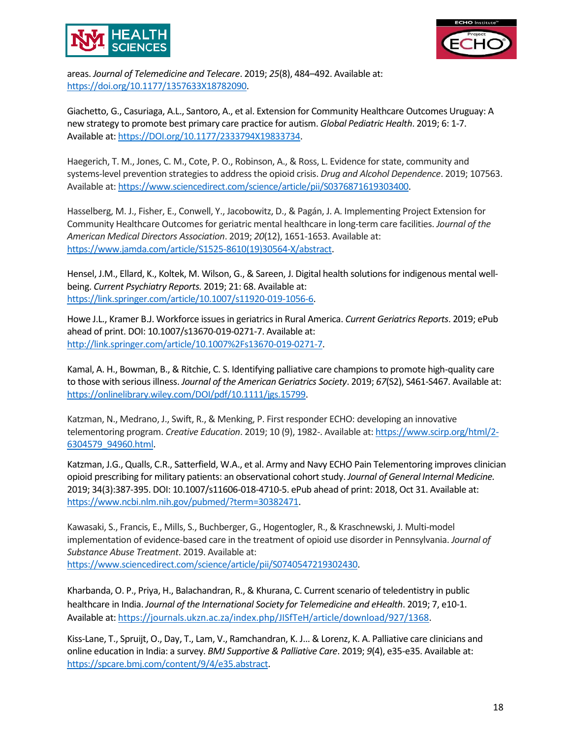areas. *Journal of Telemedicine and Telecare*. 2019; *25*(8), 484–492. Available at: https://doi.org/10.1177/1357633X18782090.

Giachetto, G., Casuriaga, A.L., Santoro, A., et al. Extension for Community Healthcare Outcomes Uruguay: A new strategy to promote best primary care practice for autism. *Global Pediatric Health*. 2019; 6: 1-7. Available at: https://DOI.org/10.1177/2333794X19833734.

Haegerich, T. M., Jones, C. M., Cote, P. O., Robinson, A., & Ross, L. Evidence for state, community and systems-level prevention strategies to address the opioid crisis. *Drug and Alcohol Dependence*. 2019; 107563. Available at: https://www.sciencedirect.com/science/article/pii/S0376871619303400.

Hasselberg, M. J., Fisher, E., Conwell, Y., Jacobowitz, D., & Pagán, J. A. Implementing Project Extension for Community Healthcare Outcomes for geriatric mental healthcare in long-term care facilities. *Journal of the American Medical Directors Association*. 2019; *20*(12), 1651-1653. Available at: https://www.jamda.com/article/S1525-8610(19)30564-X/abstract.

Hensel, J.M., Ellard, K., Koltek, M. Wilson, G., & Sareen, J. Digital health solutions for indigenous mental well-being. *Current Psychiatry Reports.* 2019; 21: 68. Available at: https://link.springer.com/article/10.1007/s11920-019-1056-6.

Howe J.L., Kramer B.J. Workforce issues in geriatrics in Rural America. *Current Geriatrics Reports*. 2019; ePub ahead of print. DOI: 10.1007/s13670-019-0271-7. Available at: http://link.springer.com/article/10.1007%2Fs13670-019-0271-7.

Kamal, A. H., Bowman, B., & Ritchie, C. S. Identifying palliative care champions to promote high-quality care to those with serious illness. *Journal of the American Geriatrics Society*. 2019; *67*(S2), S461-S467. Available at: https://onlinelibrary.wiley.com/DOI/pdf/10.1111/jgs.15799.

Katzman, N., Medrano, J., Swift, R., & Menking, P. First responder ECHO: developing an innovative telementoring program. *Creative Education*. 2019; 10 (9), 1982-. Available at: https://www.scirp.org/html/2-6304579_94960.html.

Katzman, J.G., Qualls, C.R., Satterfield, W.A., et al. Army and Navy ECHO Pain Telementoring improves clinician opioid prescribing for military patients: an observational cohort study. *Journal of General Internal Medicine.* 2019; 34(3):387-395. DOI: 10.1007/s11606-018-4710-5. ePub ahead of print: 2018, Oct 31. Available at: https://www.ncbi.nlm.nih.gov/pubmed/?term=30382471.

Kawasaki, S., Francis, E., Mills, S., Buchberger, G., Hogentogler, R., & Kraschnewski, J. Multi-model implementation of evidence-based care in the treatment of opioid use disorder in Pennsylvania. *Journal of Substance Abuse Treatment*. 2019. Available at: https://www.sciencedirect.com/science/article/pii/S0740547219302430.

Kharbanda, O. P., Priya, H., Balachandran, R., & Khurana, C. Current scenario of teledentistry in public healthcare in India. *Journal of the International Society for Telemedicine and eHealth*. 2019; 7, e10-1. Available at: https://journals.ukzn.ac.za/index.php/JISfTeH/article/download/927/1368.

Kiss-Lane, T., Spruijt, O., Day, T., Lam, V., Ramchandran, K. J... & Lorenz, K. A. Palliative care clinicians and online education in India: a survey. *BMJ Supportive & Palliative Care*. 2019; *9*(4), e35-e35. Available at: https://spcare.bmj.com/content/9/4/e35.abstract.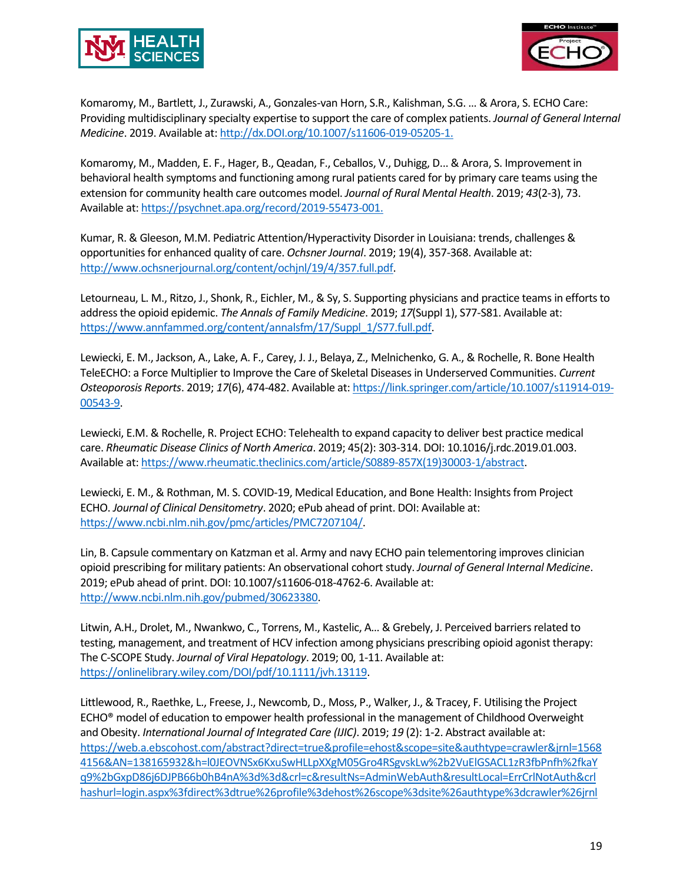Komaromy, M., Bartlett, J., Zurawski, A., Gonzales-van Horn, S.R., Kalishman, S.G. … & Arora, S. ECHO Care: Providing multidisciplinary specialty expertise to support the care of complex patients. *Journal of General Internal Medicine*. 2019. Available at: http://dx.DOI.org/10.1007/s11606-019-05205-1.

Komaromy, M., Madden, E. F., Hager, B., Qeadan, F., Ceballos, V., Duhigg, D… & Arora, S. Improvement in behavioral health symptoms and functioning among rural patients cared for by primary care teams using the extension for community health care outcomes model. *Journal of Rural Mental Health*. 2019; *43*(2-3), 73. Available at: https://psychnet.apa.org/record/2019-55473-001.

Kumar, R. & Gleeson, M.M. Pediatric Attention/Hyperactivity Disorder in Louisiana: trends, challenges & opportunities for enhanced quality of care. *Ochsner Journal*. 2019; 19(4), 357-368. Available at: http://www.ochsnerjournal.org/content/ochjnl/19/4/357.full.pdf.

Letourneau, L. M., Ritzo, J., Shonk, R., Eichler, M., & Sy, S. Supporting physicians and practice teams in efforts to address the opioid epidemic. *The Annals of Family Medicine*. 2019; *17*(Suppl 1), S77-S81. Available at: https://www.annfammed.org/content/annalsfm/17/Suppl_1/S77.full.pdf.

Lewiecki, E. M., Jackson, A., Lake, A. F., Carey, J. J., Belaya, Z., Melnichenko, G. A., & Rochelle, R. Bone Health TeleECHO: a Force Multiplier to Improve the Care of Skeletal Diseases in Underserved Communities. *Current Osteoporosis Reports*. 2019; *17*(6), 474-482. Available at: https://link.springer.com/article/10.1007/s11914-019-00543-9.

Lewiecki, E.M. & Rochelle, R. Project ECHO: Telehealth to expand capacity to deliver best practice medical care. *Rheumatic Disease Clinics of North America*. 2019; 45(2): 303-314. DOI: 10.1016/j.rdc.2019.01.003. Available at: https://www.rheumatic.theclinics.com/article/S0889-857X(19)30003-1/abstract.

Lewiecki, E. M., & Rothman, M. S. COVID-19, Medical Education, and Bone Health: Insights from Project ECHO. *Journal of Clinical Densitometry*. 2020; ePub ahead of print. DOI: Available at: https://www.ncbi.nlm.nih.gov/pmc/articles/PMC7207104/.

Lin, B. Capsule commentary on Katzman et al. Army and navy ECHO pain telementoring improves clinician opioid prescribing for military patients: An observational cohort study. *Journal of General Internal Medicine*. 2019; ePub ahead of print. DOI: 10.1007/s11606-018-4762-6. Available at: http://www.ncbi.nlm.nih.gov/pubmed/30623380.

Litwin, A.H., Drolet, M., Nwankwo, C., Torrens, M., Kastelic, A… & Grebely, J. Perceived barriers related to testing, management, and treatment of HCV infection among physicians prescribing opioid agonist therapy: The C-SCOPE Study. *Journal of Viral Hepatology*. 2019; 00, 1-11. Available at: https://onlinelibrary.wiley.com/DOI/pdf/10.1111/jvh.13119.

Littlewood, R., Raethke, L., Freese, J., Newcomb, D., Moss, P., Walker, J., & Tracey, F. Utilising the Project ECHO® model of education to empower health professional in the management of Childhood Overweight and Obesity. *International Journal of Integrated Care (IJIC)*. 2019; *19* (2): 1-2. Abstract available at: https://web.a.ebscohost.com/abstract?direct=true&profile=ehost&scope=site&authtype=crawler&jrnl=15684156&AN=138165932&h=l0JEOVNSx6KxuSwHLLpXXgM05Gro4RSgvskLw%2b2VuElGSACL1zR3fbPnfh%2fkaYq9%2bGxpD86j6DJPB66b0hB4nA%3d%3d&crl=c&resultNs=AdminWebAuth&resultLocal=ErrCrlNotAuth&crlhashurl=login.aspx%3fdirect%3dtrue%26profile%3dehost%26scope%3dsite%26authtype%3dcrawler%26jrnl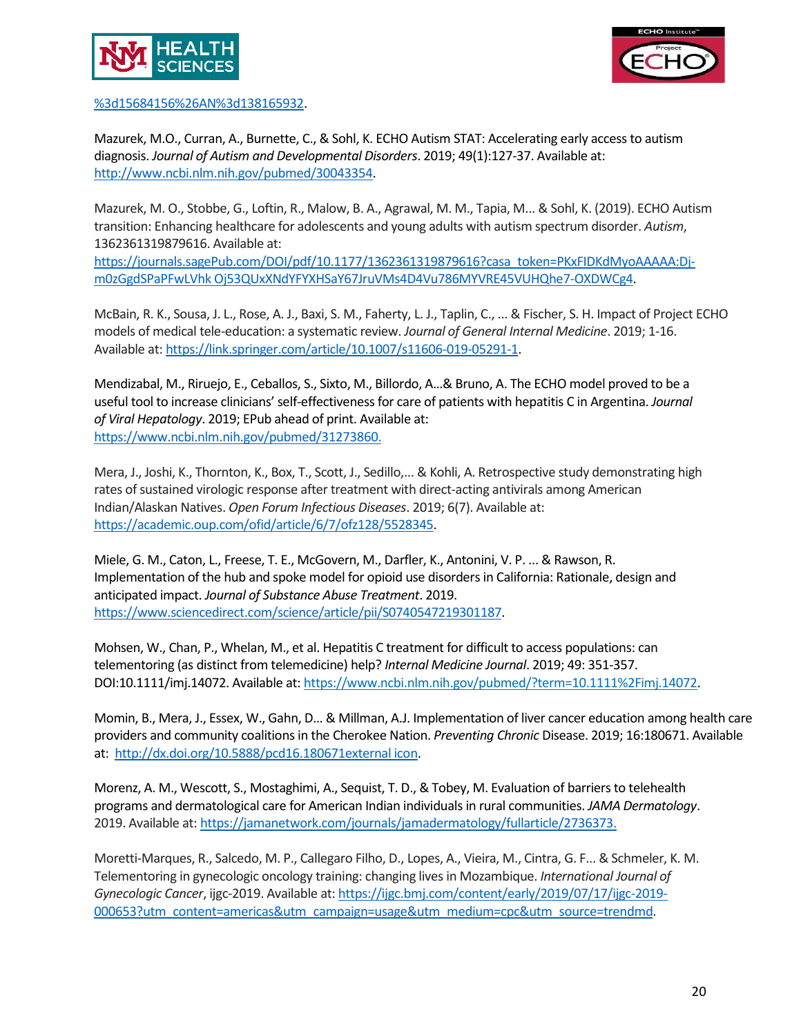%3d15684156%26AN%3d138165932.

Mazurek, M.O., Curran, A., Burnette, C., & Sohl, K. ECHO Autism STAT: Accelerating early access to autism diagnosis. *Journal of Autism and Developmental Disorders*. 2019; 49(1):127-37. Available at: http://www.ncbi.nlm.nih.gov/pubmed/30043354.

Mazurek, M. O., Stobbe, G., Loftin, R., Malow, B. A., Agrawal, M. M., Tapia, M... & Sohl, K. (2019). ECHO Autism transition: Enhancing healthcare for adolescents and young adults with autism spectrum disorder. *Autism*, 1362361319879616. Available at: https://journals.sagePub.com/DOI/pdf/10.1177/1362361319879616?casa_token=PKxFIDKdMyoAAAAA:Dj-m0zGgdSPaPFwLVhk Oj53QUxXNdYFYXHSaY67JruVMs4D4Vu786MYVRE45VUHQhe7-OXDWCg4.

McBain, R. K., Sousa, J. L., Rose, A. J., Baxi, S. M., Faherty, L. J., Taplin, C., ... & Fischer, S. H. Impact of Project ECHO models of medical tele-education: a systematic review. *Journal of General Internal Medicine*. 2019; 1-16. Available at: https://link.springer.com/article/10.1007/s11606-019-05291-1.

Mendizabal, M., Riruejo, E., Ceballos, S., Sixto, M., Billordo, A...& Bruno, A. The ECHO model proved to be a useful tool to increase clinicians' self-effectiveness for care of patients with hepatitis C in Argentina. *Journal of Viral Hepatology*. 2019; EPub ahead of print. Available at: https://www.ncbi.nlm.nih.gov/pubmed/31273860.

Mera, J., Joshi, K., Thornton, K., Box, T., Scott, J., Sedillo,... & Kohli, A. Retrospective study demonstrating high rates of sustained virologic response after treatment with direct-acting antivirals among American Indian/Alaskan Natives. *Open Forum Infectious Diseases*. 2019; 6(7). Available at: https://academic.oup.com/ofid/article/6/7/ofz128/5528345.

Miele, G. M., Caton, L., Freese, T. E., McGovern, M., Darfler, K., Antonini, V. P. ... & Rawson, R. Implementation of the hub and spoke model for opioid use disorders in California: Rationale, design and anticipated impact. *Journal of Substance Abuse Treatment*. 2019. https://www.sciencedirect.com/science/article/pii/S0740547219301187.

Mohsen, W., Chan, P., Whelan, M., et al. Hepatitis C treatment for difficult to access populations: can telementoring (as distinct from telemedicine) help? *Internal Medicine Journal*. 2019; 49: 351-357. DOI:10.1111/imj.14072. Available at: https://www.ncbi.nlm.nih.gov/pubmed/?term=10.1111%2Fimj.14072.

Momin, B., Mera, J., Essex, W., Gahn, D... & Millman, A.J. Implementation of liver cancer education among health care providers and community coalitions in the Cherokee Nation. *Preventing Chronic* Disease. 2019; 16:180671. Available at: http://dx.doi.org/10.5888/pcd16.180671external icon.

Morenz, A. M., Wescott, S., Mostaghimi, A., Sequist, T. D., & Tobey, M. Evaluation of barriers to telehealth programs and dermatological care for American Indian individuals in rural communities. *JAMA Dermatology*. 2019. Available at: https://jamanetwork.com/journals/jamadermatology/fullarticle/2736373.

Moretti-Marques, R., Salcedo, M. P., Callegaro Filho, D., Lopes, A., Vieira, M., Cintra, G. F... & Schmeler, K. M. Telementoring in gynecologic oncology training: changing lives in Mozambique. *International Journal of Gynecologic Cancer*, ijgc-2019. Available at: https://ijgc.bmj.com/content/early/2019/07/17/ijgc-2019-000653?utm_content=americas&utm_campaign=usage&utm_medium=cpc&utm_source=trendmd.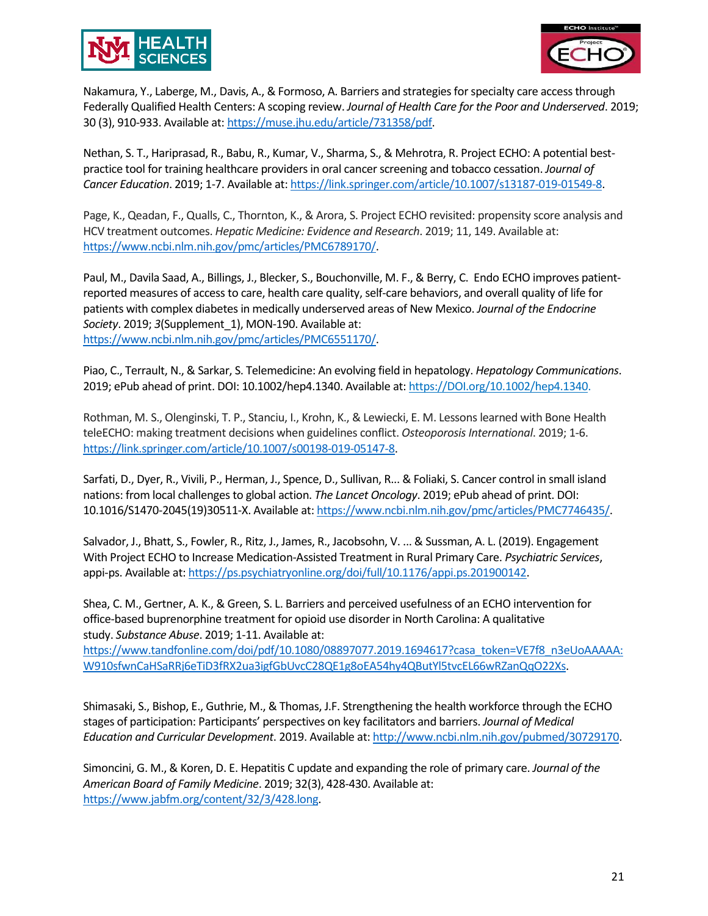Nakamura, Y., Laberge, M., Davis, A., & Formoso, A. Barriers and strategies for specialty care access through Federally Qualified Health Centers: A scoping review. *Journal of Health Care for the Poor and Underserved*. 2019; 30 (3), 910-933. Available at: https://muse.jhu.edu/article/731358/pdf.

Nethan, S. T., Hariprasad, R., Babu, R., Kumar, V., Sharma, S., & Mehrotra, R. Project ECHO: A potential best-practice tool for training healthcare providers in oral cancer screening and tobacco cessation. *Journal of Cancer Education*. 2019; 1-7. Available at: https://link.springer.com/article/10.1007/s13187-019-01549-8.

Page, K., Qeadan, F., Qualls, C., Thornton, K., & Arora, S. Project ECHO revisited: propensity score analysis and HCV treatment outcomes. *Hepatic Medicine: Evidence and Research*. 2019; 11, 149. Available at: https://www.ncbi.nlm.nih.gov/pmc/articles/PMC6789170/.

Paul, M., Davila Saad, A., Billings, J., Blecker, S., Bouchonville, M. F., & Berry, C. Endo ECHO improves patient-reported measures of access to care, health care quality, self-care behaviors, and overall quality of life for patients with complex diabetes in medically underserved areas of New Mexico. *Journal of the Endocrine Society*. 2019; *3*(Supplement_1), MON-190. Available at: https://www.ncbi.nlm.nih.gov/pmc/articles/PMC6551170/.

Piao, C., Terrault, N., & Sarkar, S. Telemedicine: An evolving field in hepatology. *Hepatology Communications*. 2019; ePub ahead of print. DOI: 10.1002/hep4.1340. Available at: https://DOI.org/10.1002/hep4.1340.

Rothman, M. S., Olenginski, T. P., Stanciu, I., Krohn, K., & Lewiecki, E. M. Lessons learned with Bone Health teleECHO: making treatment decisions when guidelines conflict. *Osteoporosis International*. 2019; 1-6. https://link.springer.com/article/10.1007/s00198-019-05147-8.

Sarfati, D., Dyer, R., Vivili, P., Herman, J., Spence, D., Sullivan, R... & Foliaki, S. Cancer control in small island nations: from local challenges to global action. *The Lancet Oncology*. 2019; ePub ahead of print. DOI: 10.1016/S1470-2045(19)30511-X. Available at: https://www.ncbi.nlm.nih.gov/pmc/articles/PMC7746435/.

Salvador, J., Bhatt, S., Fowler, R., Ritz, J., James, R., Jacobsohn, V. ... & Sussman, A. L. (2019). Engagement With Project ECHO to Increase Medication-Assisted Treatment in Rural Primary Care. *Psychiatric Services*, appi-ps. Available at: https://ps.psychiatryonline.org/doi/full/10.1176/appi.ps.201900142.

Shea, C. M., Gertner, A. K., & Green, S. L. Barriers and perceived usefulness of an ECHO intervention for office-based buprenorphine treatment for opioid use disorder in North Carolina: A qualitative study. *Substance Abuse*. 2019; 1-11. Available at: https://www.tandfonline.com/doi/pdf/10.1080/08897077.2019.1694617?casa_token=VE7f8_n3eUoAAAAA:W910sfwnCaHSaRRj6eTiD3fRX2ua3igfGbUvcC28QE1g8oEA54hy4QButYl5tvcEL66wRZanQgO22Xs.

Shimasaki, S., Bishop, E., Guthrie, M., & Thomas, J.F. Strengthening the health workforce through the ECHO stages of participation: Participants' perspectives on key facilitators and barriers. *Journal of Medical Education and Curricular Development*. 2019. Available at: http://www.ncbi.nlm.nih.gov/pubmed/30729170.

Simoncini, G. M., & Koren, D. E. Hepatitis C update and expanding the role of primary care. *Journal of the American Board of Family Medicine*. 2019; 32(3), 428-430. Available at: https://www.jabfm.org/content/32/3/428.long.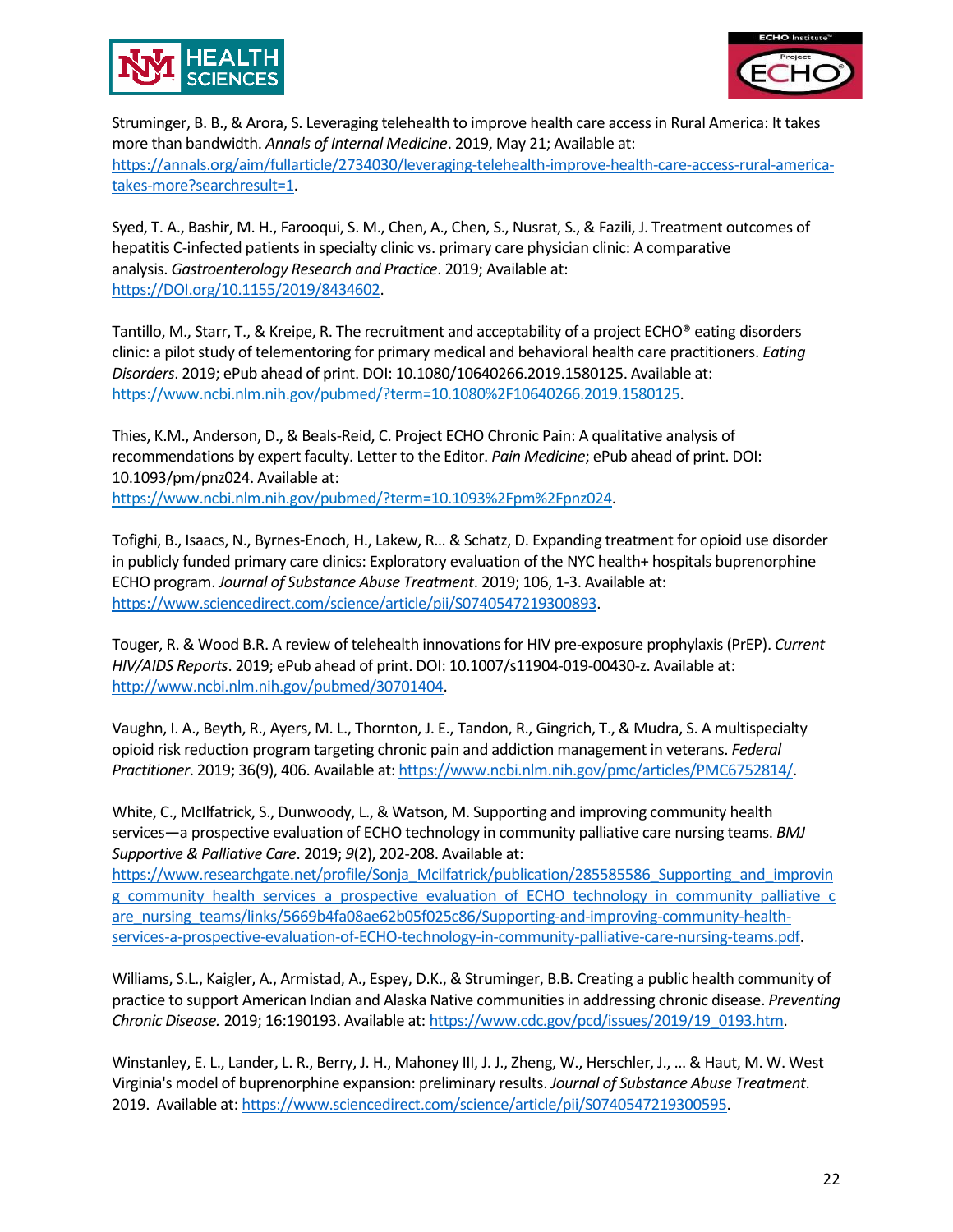Struminger, B. B., & Arora, S. Leveraging telehealth to improve health care access in Rural America: It takes more than bandwidth. *Annals of Internal Medicine*. 2019, May 21; Available at: https://annals.org/aim/fullarticle/2734030/leveraging-telehealth-improve-health-care-access-rural-america-takes-more?searchresult=1.

Syed, T. A., Bashir, M. H., Farooqui, S. M., Chen, A., Chen, S., Nusrat, S., & Fazili, J. Treatment outcomes of hepatitis C-infected patients in specialty clinic vs. primary care physician clinic: A comparative analysis. *Gastroenterology Research and Practice*. 2019; Available at: https://DOI.org/10.1155/2019/8434602.

Tantillo, M., Starr, T., & Kreipe, R. The recruitment and acceptability of a project ECHO® eating disorders clinic: a pilot study of telementoring for primary medical and behavioral health care practitioners. *Eating Disorders*. 2019; ePub ahead of print. DOI: 10.1080/10640266.2019.1580125. Available at: https://www.ncbi.nlm.nih.gov/pubmed/?term=10.1080%2F10640266.2019.1580125.

Thies, K.M., Anderson, D., & Beals-Reid, C. Project ECHO Chronic Pain: A qualitative analysis of recommendations by expert faculty. Letter to the Editor. *Pain Medicine*; ePub ahead of print. DOI: 10.1093/pm/pnz024. Available at: https://www.ncbi.nlm.nih.gov/pubmed/?term=10.1093%2Fpm%2Fpnz024.

Tofighi, B., Isaacs, N., Byrnes-Enoch, H., Lakew, R… & Schatz, D. Expanding treatment for opioid use disorder in publicly funded primary care clinics: Exploratory evaluation of the NYC health+ hospitals buprenorphine ECHO program. *Journal of Substance Abuse Treatment*. 2019; 106, 1-3. Available at: https://www.sciencedirect.com/science/article/pii/S0740547219300893.

Touger, R. & Wood B.R. A review of telehealth innovations for HIV pre-exposure prophylaxis (PrEP). *Current HIV/AIDS Reports*. 2019; ePub ahead of print. DOI: 10.1007/s11904-019-00430-z. Available at: http://www.ncbi.nlm.nih.gov/pubmed/30701404.

Vaughn, I. A., Beyth, R., Ayers, M. L., Thornton, J. E., Tandon, R., Gingrich, T., & Mudra, S. A multispecialty opioid risk reduction program targeting chronic pain and addiction management in veterans. *Federal Practitioner*. 2019; 36(9), 406. Available at: https://www.ncbi.nlm.nih.gov/pmc/articles/PMC6752814/.

White, C., McIlfatrick, S., Dunwoody, L., & Watson, M. Supporting and improving community health services—a prospective evaluation of ECHO technology in community palliative care nursing teams. *BMJ Supportive & Palliative Care*. 2019; *9*(2), 202-208. Available at: https://www.researchgate.net/profile/Sonja_Mcilfatrick/publication/285585586_Supporting_and_improving_community_health_services_a_prospective_evaluation_of_ECHO_technology_in_community_palliative_care_nursing_teams/links/5669b4fa08ae62b05f025c86/Supporting-and-improving-community-health-services-a-prospective-evaluation-of-ECHO-technology-in-community-palliative-care-nursing-teams.pdf.

Williams, S.L., Kaigler, A., Armistad, A., Espey, D.K., & Struminger, B.B. Creating a public health community of practice to support American Indian and Alaska Native communities in addressing chronic disease. *Preventing Chronic Disease.* 2019; 16:190193. Available at: https://www.cdc.gov/pcd/issues/2019/19_0193.htm.

Winstanley, E. L., Lander, L. R., Berry, J. H., Mahoney III, J. J., Zheng, W., Herschler, J., … & Haut, M. W. West Virginia's model of buprenorphine expansion: preliminary results. *Journal of Substance Abuse Treatment*. 2019. Available at: https://www.sciencedirect.com/science/article/pii/S0740547219300595.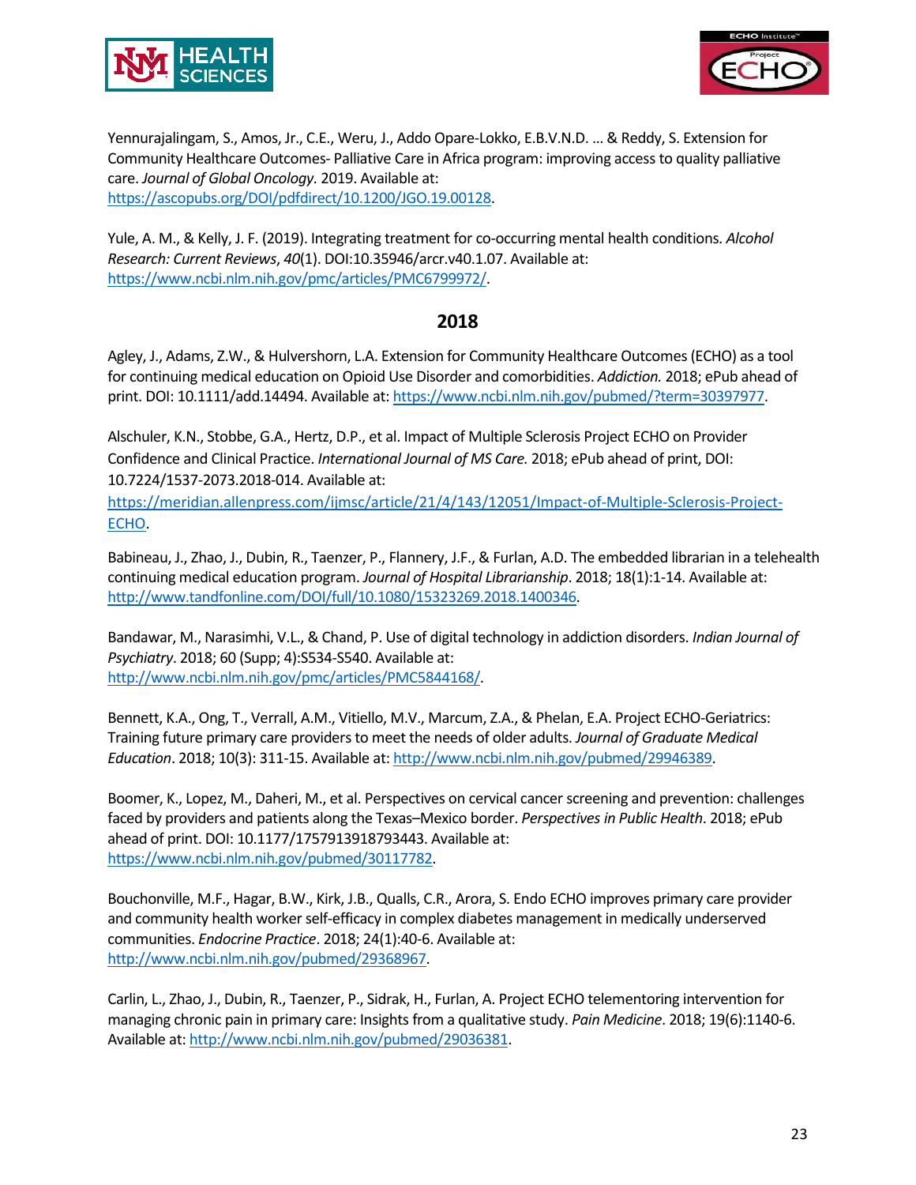Yennurajalingam, S., Amos, Jr., C.E., Weru, J., Addo Opare-Lokko, E.B.V.N.D. … & Reddy, S. Extension for Community Healthcare Outcomes- Palliative Care in Africa program: improving access to quality palliative care. *Journal of Global Oncology.* 2019. Available at: https://ascopubs.org/DOI/pdfdirect/10.1200/JGO.19.00128.

Yule, A. M., & Kelly, J. F. (2019). Integrating treatment for co-occurring mental health conditions. *Alcohol Research: Current Reviews*, *40*(1). DOI:10.35946/arcr.v40.1.07. Available at: https://www.ncbi.nlm.nih.gov/pmc/articles/PMC6799972/.

## 2018

Agley, J., Adams, Z.W., & Hulvershorn, L.A. Extension for Community Healthcare Outcomes (ECHO) as a tool for continuing medical education on Opioid Use Disorder and comorbidities. *Addiction.* 2018; ePub ahead of print. DOI: 10.1111/add.14494. Available at: https://www.ncbi.nlm.nih.gov/pubmed/?term=30397977.

Alschuler, K.N., Stobbe, G.A., Hertz, D.P., et al. Impact of Multiple Sclerosis Project ECHO on Provider Confidence and Clinical Practice. *International Journal of MS Care.* 2018; ePub ahead of print, DOI: 10.7224/1537-2073.2018-014. Available at: https://meridian.allenpress.com/ijmsc/article/21/4/143/12051/Impact-of-Multiple-Sclerosis-Project-ECHO.

Babineau, J., Zhao, J., Dubin, R., Taenzer, P., Flannery, J.F., & Furlan, A.D. The embedded librarian in a telehealth continuing medical education program. *Journal of Hospital Librarianship*. 2018; 18(1):1-14. Available at: http://www.tandfonline.com/DOI/full/10.1080/15323269.2018.1400346.

Bandawar, M., Narasimhi, V.L., & Chand, P. Use of digital technology in addiction disorders. *Indian Journal of Psychiatry*. 2018; 60 (Supp; 4):S534-S540. Available at: http://www.ncbi.nlm.nih.gov/pmc/articles/PMC5844168/.

Bennett, K.A., Ong, T., Verrall, A.M., Vitiello, M.V., Marcum, Z.A., & Phelan, E.A. Project ECHO-Geriatrics: Training future primary care providers to meet the needs of older adults. *Journal of Graduate Medical Education*. 2018; 10(3): 311-15. Available at: http://www.ncbi.nlm.nih.gov/pubmed/29946389.

Boomer, K., Lopez, M., Daheri, M., et al. Perspectives on cervical cancer screening and prevention: challenges faced by providers and patients along the Texas–Mexico border. *Perspectives in Public Health*. 2018; ePub ahead of print. DOI: 10.1177/1757913918793443. Available at: https://www.ncbi.nlm.nih.gov/pubmed/30117782.

Bouchonville, M.F., Hagar, B.W., Kirk, J.B., Qualls, C.R., Arora, S. Endo ECHO improves primary care provider and community health worker self-efficacy in complex diabetes management in medically underserved communities. *Endocrine Practice*. 2018; 24(1):40-6. Available at: http://www.ncbi.nlm.nih.gov/pubmed/29368967.

Carlin, L., Zhao, J., Dubin, R., Taenzer, P., Sidrak, H., Furlan, A. Project ECHO telementoring intervention for managing chronic pain in primary care: Insights from a qualitative study. *Pain Medicine*. 2018; 19(6):1140-6. Available at: http://www.ncbi.nlm.nih.gov/pubmed/29036381.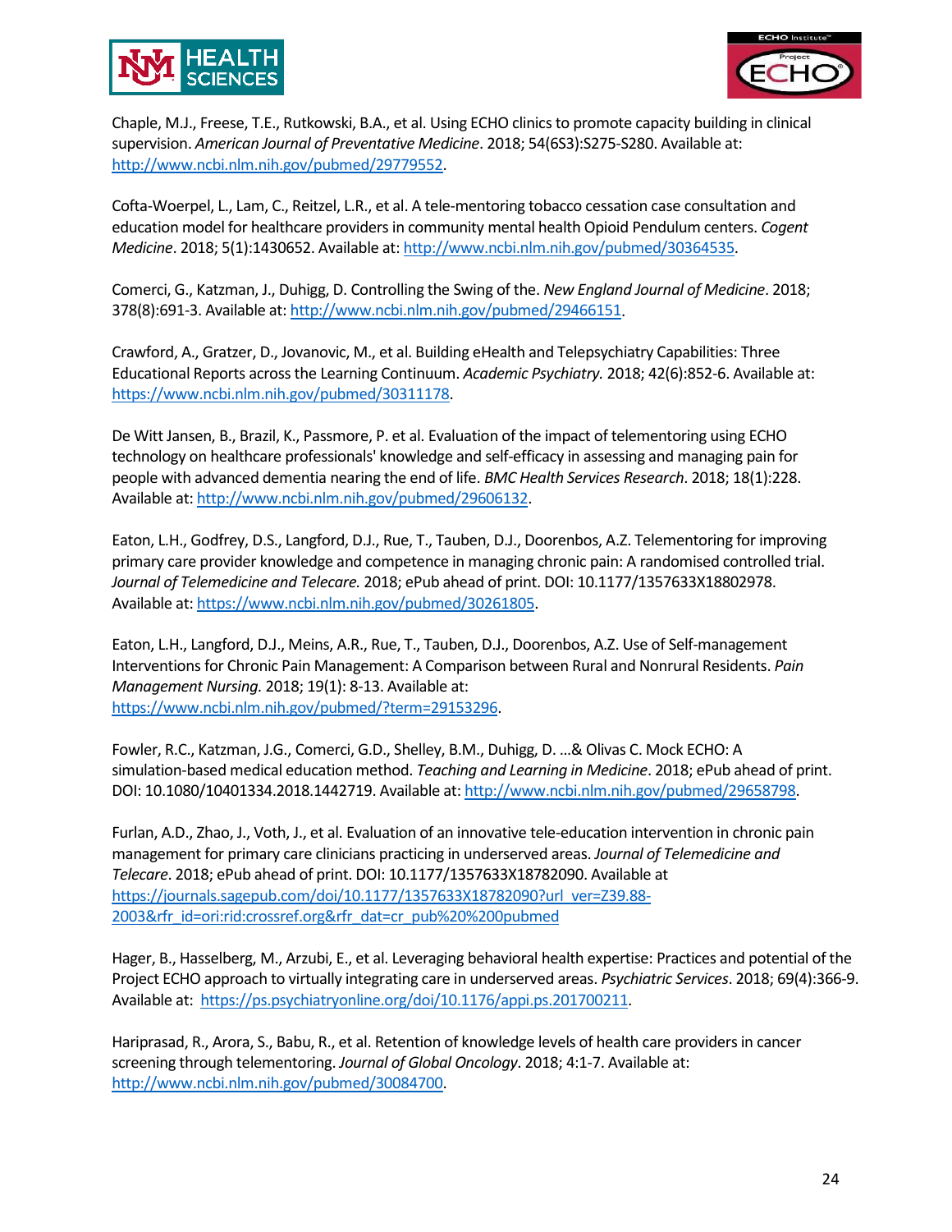Chaple, M.J., Freese, T.E., Rutkowski, B.A., et al. Using ECHO clinics to promote capacity building in clinical supervision. *American Journal of Preventative Medicine*. 2018; 54(6S3):S275-S280. Available at: http://www.ncbi.nlm.nih.gov/pubmed/29779552.

Cofta-Woerpel, L., Lam, C., Reitzel, L.R., et al. A tele-mentoring tobacco cessation case consultation and education model for healthcare providers in community mental health Opioid Pendulum centers. *Cogent Medicine*. 2018; 5(1):1430652. Available at: http://www.ncbi.nlm.nih.gov/pubmed/30364535.

Comerci, G., Katzman, J., Duhigg, D. Controlling the Swing of the. *New England Journal of Medicine*. 2018; 378(8):691-3. Available at: http://www.ncbi.nlm.nih.gov/pubmed/29466151.

Crawford, A., Gratzer, D., Jovanovic, M., et al. Building eHealth and Telepsychiatry Capabilities: Three Educational Reports across the Learning Continuum. *Academic Psychiatry.* 2018; 42(6):852-6. Available at: https://www.ncbi.nlm.nih.gov/pubmed/30311178.

De Witt Jansen, B., Brazil, K., Passmore, P. et al. Evaluation of the impact of telementoring using ECHO technology on healthcare professionals' knowledge and self-efficacy in assessing and managing pain for people with advanced dementia nearing the end of life. *BMC Health Services Research*. 2018; 18(1):228. Available at: http://www.ncbi.nlm.nih.gov/pubmed/29606132.

Eaton, L.H., Godfrey, D.S., Langford, D.J., Rue, T., Tauben, D.J., Doorenbos, A.Z. Telementoring for improving primary care provider knowledge and competence in managing chronic pain: A randomised controlled trial. *Journal of Telemedicine and Telecare.* 2018; ePub ahead of print. DOI: 10.1177/1357633X18802978. Available at: https://www.ncbi.nlm.nih.gov/pubmed/30261805.

Eaton, L.H., Langford, D.J., Meins, A.R., Rue, T., Tauben, D.J., Doorenbos, A.Z. Use of Self-management Interventions for Chronic Pain Management: A Comparison between Rural and Nonrural Residents. *Pain Management Nursing.* 2018; 19(1): 8-13. Available at: https://www.ncbi.nlm.nih.gov/pubmed/?term=29153296.

Fowler, R.C., Katzman, J.G., Comerci, G.D., Shelley, B.M., Duhigg, D. …& Olivas C. Mock ECHO: A simulation-based medical education method. *Teaching and Learning in Medicine*. 2018; ePub ahead of print. DOI: 10.1080/10401334.2018.1442719. Available at: http://www.ncbi.nlm.nih.gov/pubmed/29658798.

Furlan, A.D., Zhao, J., Voth, J., et al. Evaluation of an innovative tele-education intervention in chronic pain management for primary care clinicians practicing in underserved areas. *Journal of Telemedicine and Telecare*. 2018; ePub ahead of print. DOI: 10.1177/1357633X18782090. Available at https://journals.sagepub.com/doi/10.1177/1357633X18782090?url_ver=Z39.88-2003&rfr_id=ori:rid:crossref.org&rfr_dat=cr_pub%20%200pubmed

Hager, B., Hasselberg, M., Arzubi, E., et al. Leveraging behavioral health expertise: Practices and potential of the Project ECHO approach to virtually integrating care in underserved areas. *Psychiatric Services*. 2018; 69(4):366-9. Available at: https://ps.psychiatryonline.org/doi/10.1176/appi.ps.201700211.

Hariprasad, R., Arora, S., Babu, R., et al. Retention of knowledge levels of health care providers in cancer screening through telementoring. *Journal of Global Oncology*. 2018; 4:1-7. Available at: http://www.ncbi.nlm.nih.gov/pubmed/30084700.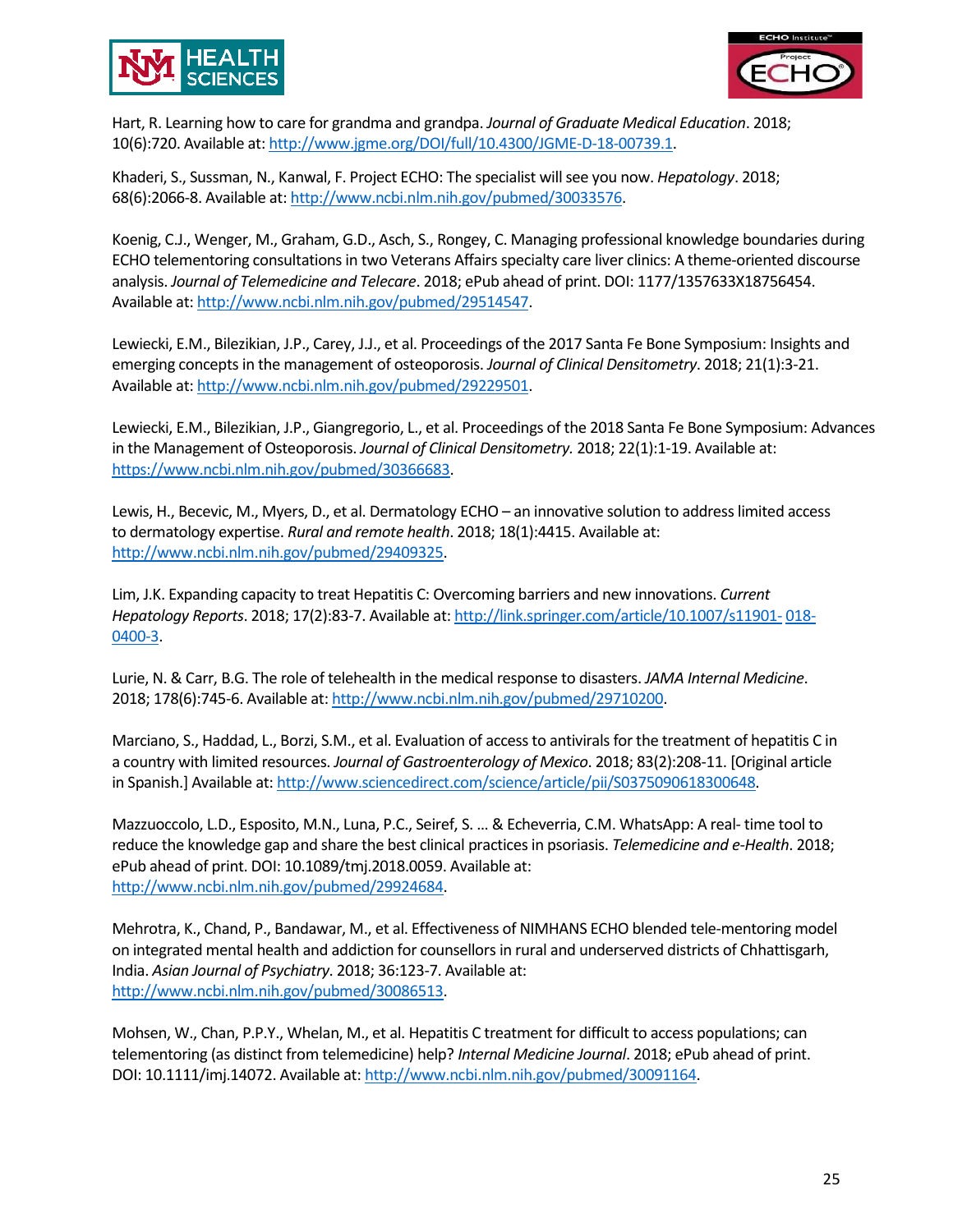Hart, R. Learning how to care for grandma and grandpa. *Journal of Graduate Medical Education*. 2018; 10(6):720. Available at: http://www.jgme.org/DOI/full/10.4300/JGME-D-18-00739.1.

Khaderi, S., Sussman, N., Kanwal, F. Project ECHO: The specialist will see you now. *Hepatology*. 2018; 68(6):2066-8. Available at: http://www.ncbi.nlm.nih.gov/pubmed/30033576.

Koenig, C.J., Wenger, M., Graham, G.D., Asch, S., Rongey, C. Managing professional knowledge boundaries during ECHO telementoring consultations in two Veterans Affairs specialty care liver clinics: A theme-oriented discourse analysis. *Journal of Telemedicine and Telecare*. 2018; ePub ahead of print. DOI: 1177/1357633X18756454. Available at: http://www.ncbi.nlm.nih.gov/pubmed/29514547.

Lewiecki, E.M., Bilezikian, J.P., Carey, J.J., et al. Proceedings of the 2017 Santa Fe Bone Symposium: Insights and emerging concepts in the management of osteoporosis. *Journal of Clinical Densitometry*. 2018; 21(1):3-21. Available at: http://www.ncbi.nlm.nih.gov/pubmed/29229501.

Lewiecki, E.M., Bilezikian, J.P., Giangregorio, L., et al. Proceedings of the 2018 Santa Fe Bone Symposium: Advances in the Management of Osteoporosis. *Journal of Clinical Densitometry.* 2018; 22(1):1-19. Available at: https://www.ncbi.nlm.nih.gov/pubmed/30366683.

Lewis, H., Becevic, M., Myers, D., et al. Dermatology ECHO – an innovative solution to address limited access to dermatology expertise. *Rural and remote health*. 2018; 18(1):4415. Available at: http://www.ncbi.nlm.nih.gov/pubmed/29409325.

Lim, J.K. Expanding capacity to treat Hepatitis C: Overcoming barriers and new innovations. *Current Hepatology Reports*. 2018; 17(2):83-7. Available at: http://link.springer.com/article/10.1007/s11901- 018-0400-3.

Lurie, N. & Carr, B.G. The role of telehealth in the medical response to disasters. *JAMA Internal Medicine*. 2018; 178(6):745-6. Available at: http://www.ncbi.nlm.nih.gov/pubmed/29710200.

Marciano, S., Haddad, L., Borzi, S.M., et al. Evaluation of access to antivirals for the treatment of hepatitis C in a country with limited resources. *Journal of Gastroenterology of Mexico*. 2018; 83(2):208-11. [Original article in Spanish.] Available at: http://www.sciencedirect.com/science/article/pii/S0375090618300648.

Mazzuoccolo, L.D., Esposito, M.N., Luna, P.C., Seiref, S. … & Echeverria, C.M. WhatsApp: A real- time tool to reduce the knowledge gap and share the best clinical practices in psoriasis. *Telemedicine and e-Health*. 2018; ePub ahead of print. DOI: 10.1089/tmj.2018.0059. Available at: http://www.ncbi.nlm.nih.gov/pubmed/29924684.

Mehrotra, K., Chand, P., Bandawar, M., et al. Effectiveness of NIMHANS ECHO blended tele-mentoring model on integrated mental health and addiction for counsellors in rural and underserved districts of Chhattisgarh, India. *Asian Journal of Psychiatry*. 2018; 36:123-7. Available at: http://www.ncbi.nlm.nih.gov/pubmed/30086513.

Mohsen, W., Chan, P.P.Y., Whelan, M., et al. Hepatitis C treatment for difficult to access populations; can telementoring (as distinct from telemedicine) help? *Internal Medicine Journal*. 2018; ePub ahead of print. DOI: 10.1111/imj.14072. Available at: http://www.ncbi.nlm.nih.gov/pubmed/30091164.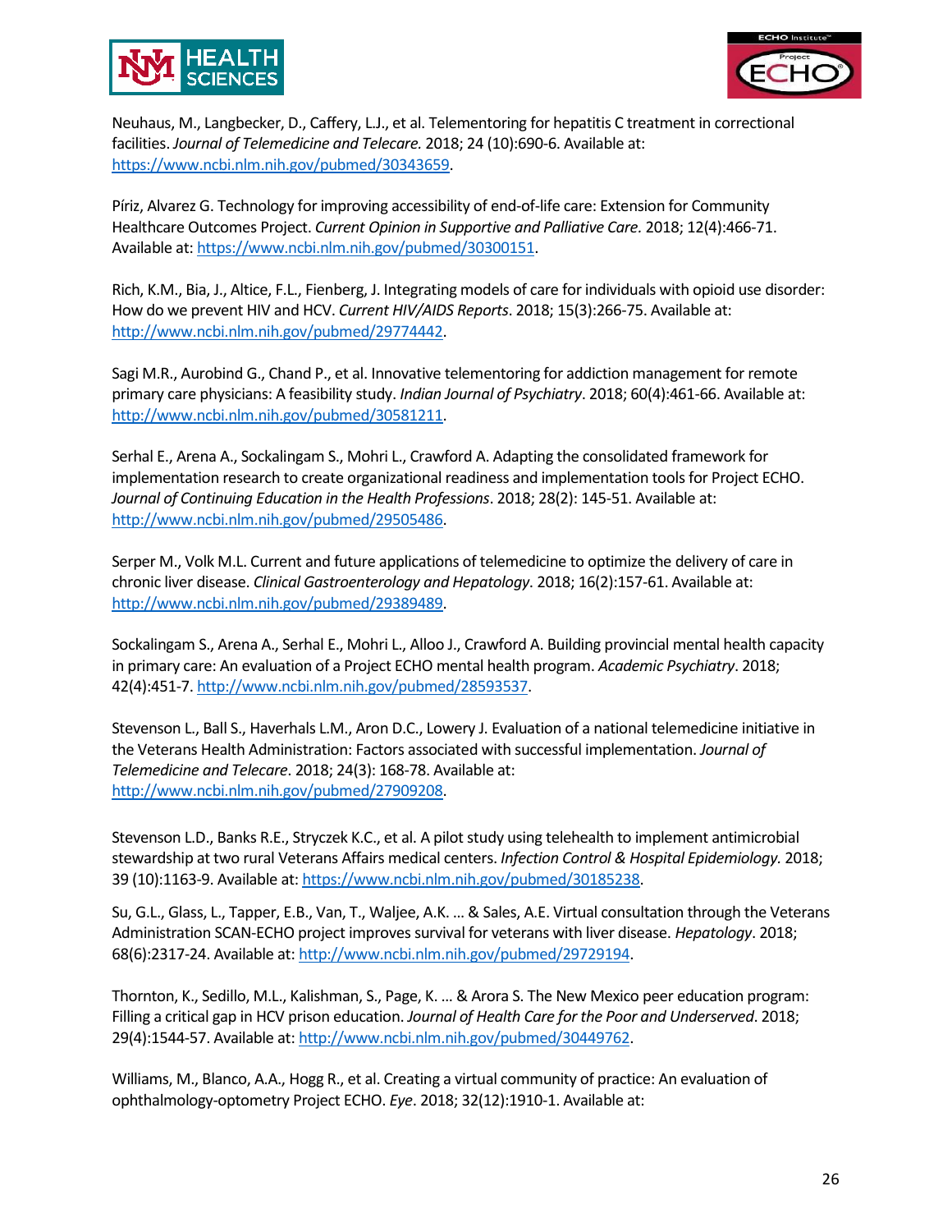Neuhaus, M., Langbecker, D., Caffery, L.J., et al. Telementoring for hepatitis C treatment in correctional facilities. *Journal of Telemedicine and Telecare.* 2018; 24 (10):690-6. Available at: https://www.ncbi.nlm.nih.gov/pubmed/30343659.

Píriz, Alvarez G. Technology for improving accessibility of end-of-life care: Extension for Community Healthcare Outcomes Project. *Current Opinion in Supportive and Palliative Care.* 2018; 12(4):466-71. Available at: https://www.ncbi.nlm.nih.gov/pubmed/30300151.

Rich, K.M., Bia, J., Altice, F.L., Fienberg, J. Integrating models of care for individuals with opioid use disorder: How do we prevent HIV and HCV. *Current HIV/AIDS Reports*. 2018; 15(3):266-75. Available at: http://www.ncbi.nlm.nih.gov/pubmed/29774442.

Sagi M.R., Aurobind G., Chand P., et al. Innovative telementoring for addiction management for remote primary care physicians: A feasibility study. *Indian Journal of Psychiatry*. 2018; 60(4):461-66. Available at: http://www.ncbi.nlm.nih.gov/pubmed/30581211.

Serhal E., Arena A., Sockalingam S., Mohri L., Crawford A. Adapting the consolidated framework for implementation research to create organizational readiness and implementation tools for Project ECHO. *Journal of Continuing Education in the Health Professions*. 2018; 28(2): 145-51. Available at: http://www.ncbi.nlm.nih.gov/pubmed/29505486.

Serper M., Volk M.L. Current and future applications of telemedicine to optimize the delivery of care in chronic liver disease. *Clinical Gastroenterology and Hepatology.* 2018; 16(2):157-61. Available at: http://www.ncbi.nlm.nih.gov/pubmed/29389489.

Sockalingam S., Arena A., Serhal E., Mohri L., Alloo J., Crawford A. Building provincial mental health capacity in primary care: An evaluation of a Project ECHO mental health program. *Academic Psychiatry*. 2018; 42(4):451-7. http://www.ncbi.nlm.nih.gov/pubmed/28593537.

Stevenson L., Ball S., Haverhals L.M., Aron D.C., Lowery J. Evaluation of a national telemedicine initiative in the Veterans Health Administration: Factors associated with successful implementation. *Journal of Telemedicine and Telecare*. 2018; 24(3): 168-78. Available at: http://www.ncbi.nlm.nih.gov/pubmed/27909208.

Stevenson L.D., Banks R.E., Stryczek K.C., et al. A pilot study using telehealth to implement antimicrobial stewardship at two rural Veterans Affairs medical centers. *Infection Control & Hospital Epidemiology.* 2018; 39 (10):1163-9. Available at: https://www.ncbi.nlm.nih.gov/pubmed/30185238.

Su, G.L., Glass, L., Tapper, E.B., Van, T., Waljee, A.K. … & Sales, A.E. Virtual consultation through the Veterans Administration SCAN-ECHO project improves survival for veterans with liver disease. *Hepatology*. 2018; 68(6):2317-24. Available at: http://www.ncbi.nlm.nih.gov/pubmed/29729194.

Thornton, K., Sedillo, M.L., Kalishman, S., Page, K. … & Arora S. The New Mexico peer education program: Filling a critical gap in HCV prison education. *Journal of Health Care for the Poor and Underserved*. 2018; 29(4):1544-57. Available at: http://www.ncbi.nlm.nih.gov/pubmed/30449762.

Williams, M., Blanco, A.A., Hogg R., et al. Creating a virtual community of practice: An evaluation of ophthalmology-optometry Project ECHO. *Eye*. 2018; 32(12):1910-1. Available at: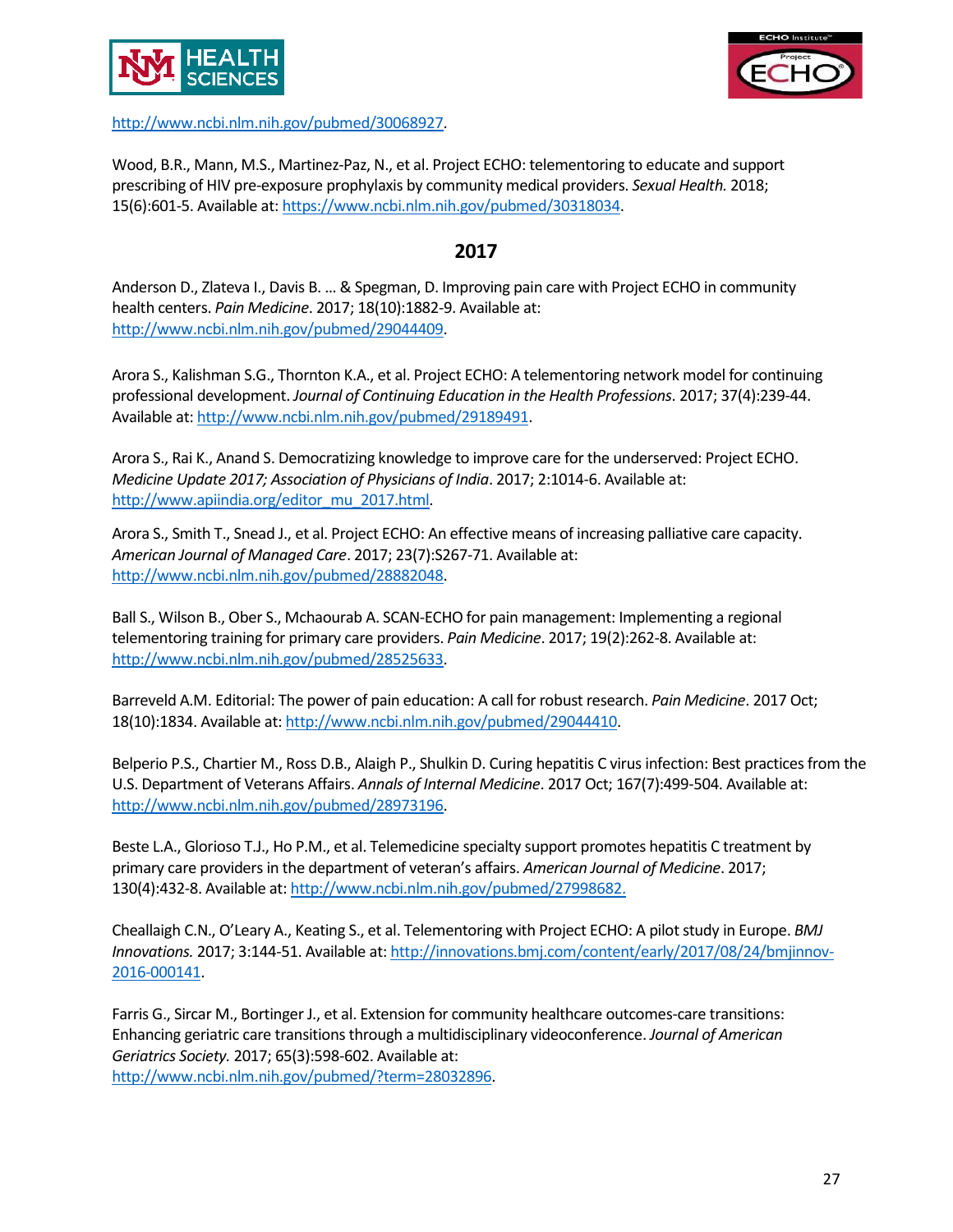http://www.ncbi.nlm.nih.gov/pubmed/30068927.

Wood, B.R., Mann, M.S., Martinez-Paz, N., et al. Project ECHO: telementoring to educate and support prescribing of HIV pre-exposure prophylaxis by community medical providers. *Sexual Health.* 2018; 15(6):601-5. Available at: https://www.ncbi.nlm.nih.gov/pubmed/30318034.

## 2017

Anderson D., Zlateva I., Davis B. … & Spegman, D. Improving pain care with Project ECHO in community health centers. *Pain Medicine*. 2017; 18(10):1882-9. Available at: http://www.ncbi.nlm.nih.gov/pubmed/29044409.

Arora S., Kalishman S.G., Thornton K.A., et al. Project ECHO: A telementoring network model for continuing professional development. *Journal of Continuing Education in the Health Professions*. 2017; 37(4):239-44. Available at: http://www.ncbi.nlm.nih.gov/pubmed/29189491.

Arora S., Rai K., Anand S. Democratizing knowledge to improve care for the underserved: Project ECHO. *Medicine Update 2017; Association of Physicians of India*. 2017; 2:1014-6. Available at: http://www.apiindia.org/editor_mu_2017.html.

Arora S., Smith T., Snead J., et al. Project ECHO: An effective means of increasing palliative care capacity. *American Journal of Managed Care*. 2017; 23(7):S267-71. Available at: http://www.ncbi.nlm.nih.gov/pubmed/28882048.

Ball S., Wilson B., Ober S., Mchaourab A. SCAN-ECHO for pain management: Implementing a regional telementoring training for primary care providers. *Pain Medicine*. 2017; 19(2):262-8. Available at: http://www.ncbi.nlm.nih.gov/pubmed/28525633.

Barreveld A.M. Editorial: The power of pain education: A call for robust research. *Pain Medicine*. 2017 Oct; 18(10):1834. Available at: http://www.ncbi.nlm.nih.gov/pubmed/29044410.

Belperio P.S., Chartier M., Ross D.B., Alaigh P., Shulkin D. Curing hepatitis C virus infection: Best practices from the U.S. Department of Veterans Affairs. *Annals of Internal Medicine*. 2017 Oct; 167(7):499-504. Available at: http://www.ncbi.nlm.nih.gov/pubmed/28973196.

Beste L.A., Glorioso T.J., Ho P.M., et al. Telemedicine specialty support promotes hepatitis C treatment by primary care providers in the department of veteran's affairs. *American Journal of Medicine*. 2017; 130(4):432-8. Available at: http://www.ncbi.nlm.nih.gov/pubmed/27998682.

Cheallaigh C.N., O'Leary A., Keating S., et al. Telementoring with Project ECHO: A pilot study in Europe. *BMJ Innovations.* 2017; 3:144-51. Available at: http://innovations.bmj.com/content/early/2017/08/24/bmjinnov-2016-000141.

Farris G., Sircar M., Bortinger J., et al. Extension for community healthcare outcomes-care transitions: Enhancing geriatric care transitions through a multidisciplinary videoconference. *Journal of American Geriatrics Society.* 2017; 65(3):598-602. Available at: http://www.ncbi.nlm.nih.gov/pubmed/?term=28032896.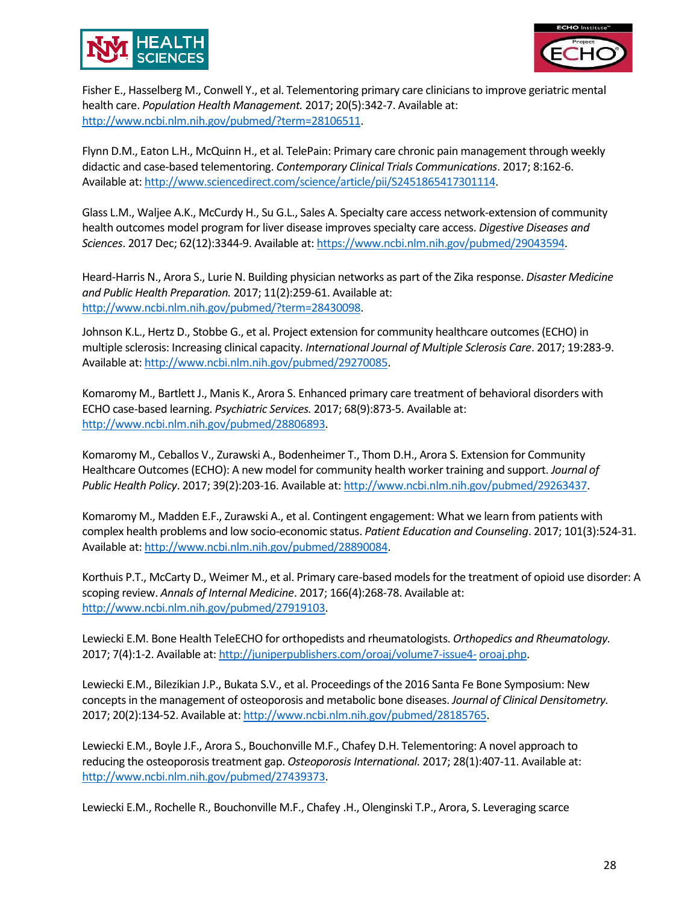Fisher E., Hasselberg M., Conwell Y., et al. Telementoring primary care clinicians to improve geriatric mental health care. *Population Health Management.* 2017; 20(5):342-7. Available at: http://www.ncbi.nlm.nih.gov/pubmed/?term=28106511.

Flynn D.M., Eaton L.H., McQuinn H., et al. TelePain: Primary care chronic pain management through weekly didactic and case-based telementoring. *Contemporary Clinical Trials Communications*. 2017; 8:162-6. Available at: http://www.sciencedirect.com/science/article/pii/S2451865417301114.

Glass L.M., Waljee A.K., McCurdy H., Su G.L., Sales A. Specialty care access network-extension of community health outcomes model program for liver disease improves specialty care access. *Digestive Diseases and Sciences*. 2017 Dec; 62(12):3344-9. Available at: https://www.ncbi.nlm.nih.gov/pubmed/29043594.

Heard-Harris N., Arora S., Lurie N. Building physician networks as part of the Zika response. *Disaster Medicine and Public Health Preparation.* 2017; 11(2):259-61. Available at: http://www.ncbi.nlm.nih.gov/pubmed/?term=28430098.

Johnson K.L., Hertz D., Stobbe G., et al. Project extension for community healthcare outcomes (ECHO) in multiple sclerosis: Increasing clinical capacity. *International Journal of Multiple Sclerosis Care*. 2017; 19:283-9. Available at: http://www.ncbi.nlm.nih.gov/pubmed/29270085.

Komaromy M., Bartlett J., Manis K., Arora S. Enhanced primary care treatment of behavioral disorders with ECHO case-based learning. *Psychiatric Services.* 2017; 68(9):873-5. Available at: http://www.ncbi.nlm.nih.gov/pubmed/28806893.

Komaromy M., Ceballos V., Zurawski A., Bodenheimer T., Thom D.H., Arora S. Extension for Community Healthcare Outcomes (ECHO): A new model for community health worker training and support. *Journal of Public Health Policy*. 2017; 39(2):203-16. Available at: http://www.ncbi.nlm.nih.gov/pubmed/29263437.

Komaromy M., Madden E.F., Zurawski A., et al. Contingent engagement: What we learn from patients with complex health problems and low socio-economic status. *Patient Education and Counseling*. 2017; 101(3):524-31. Available at: http://www.ncbi.nlm.nih.gov/pubmed/28890084.

Korthuis P.T., McCarty D., Weimer M., et al. Primary care-based models for the treatment of opioid use disorder: A scoping review. *Annals of Internal Medicine*. 2017; 166(4):268-78. Available at: http://www.ncbi.nlm.nih.gov/pubmed/27919103.

Lewiecki E.M. Bone Health TeleECHO for orthopedists and rheumatologists. *Orthopedics and Rheumatology.* 2017; 7(4):1-2. Available at: http://juniperpublishers.com/oroaj/volume7-issue4- oroaj.php.

Lewiecki E.M., Bilezikian J.P., Bukata S.V., et al. Proceedings of the 2016 Santa Fe Bone Symposium: New concepts in the management of osteoporosis and metabolic bone diseases. *Journal of Clinical Densitometry.* 2017; 20(2):134-52. Available at: http://www.ncbi.nlm.nih.gov/pubmed/28185765.

Lewiecki E.M., Boyle J.F., Arora S., Bouchonville M.F., Chafey D.H. Telementoring: A novel approach to reducing the osteoporosis treatment gap. *Osteoporosis International.* 2017; 28(1):407-11. Available at: http://www.ncbi.nlm.nih.gov/pubmed/27439373.

Lewiecki E.M., Rochelle R., Bouchonville M.F., Chafey .H., Olenginski T.P., Arora, S. Leveraging scarce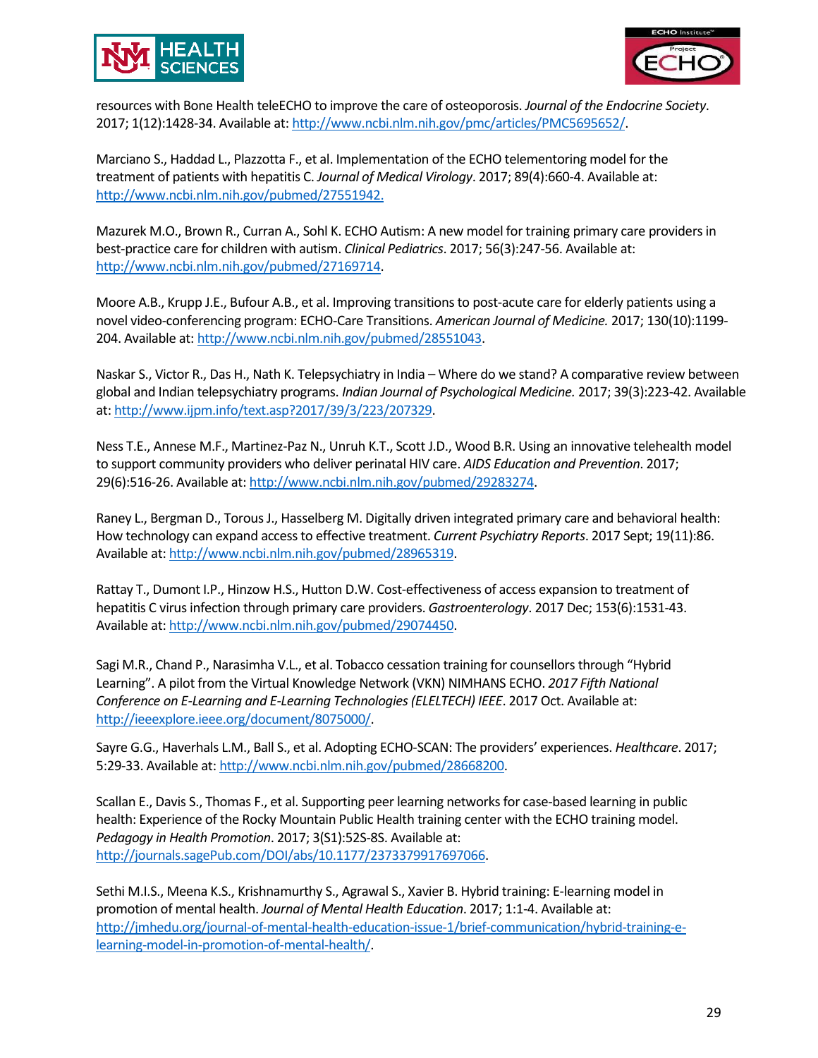resources with Bone Health teleECHO to improve the care of osteoporosis. *Journal of the Endocrine Society*. 2017; 1(12):1428-34. Available at: http://www.ncbi.nlm.nih.gov/pmc/articles/PMC5695652/.

Marciano S., Haddad L., Plazzotta F., et al. Implementation of the ECHO telementoring model for the treatment of patients with hepatitis C. *Journal of Medical Virology*. 2017; 89(4):660-4. Available at: http://www.ncbi.nlm.nih.gov/pubmed/27551942.

Mazurek M.O., Brown R., Curran A., Sohl K. ECHO Autism: A new model for training primary care providers in best-practice care for children with autism. *Clinical Pediatrics*. 2017; 56(3):247-56. Available at: http://www.ncbi.nlm.nih.gov/pubmed/27169714.

Moore A.B., Krupp J.E., Bufour A.B., et al. Improving transitions to post-acute care for elderly patients using a novel video-conferencing program: ECHO-Care Transitions. *American Journal of Medicine.* 2017; 130(10):1199-204. Available at: http://www.ncbi.nlm.nih.gov/pubmed/28551043.

Naskar S., Victor R., Das H., Nath K. Telepsychiatry in India – Where do we stand? A comparative review between global and Indian telepsychiatry programs. *Indian Journal of Psychological Medicine.* 2017; 39(3):223-42. Available at: http://www.ijpm.info/text.asp?2017/39/3/223/207329.

Ness T.E., Annese M.F., Martinez-Paz N., Unruh K.T., Scott J.D., Wood B.R. Using an innovative telehealth model to support community providers who deliver perinatal HIV care. *AIDS Education and Prevention*. 2017; 29(6):516-26. Available at: http://www.ncbi.nlm.nih.gov/pubmed/29283274.

Raney L., Bergman D., Torous J., Hasselberg M. Digitally driven integrated primary care and behavioral health: How technology can expand access to effective treatment. *Current Psychiatry Reports*. 2017 Sept; 19(11):86. Available at: http://www.ncbi.nlm.nih.gov/pubmed/28965319.

Rattay T., Dumont I.P., Hinzow H.S., Hutton D.W. Cost-effectiveness of access expansion to treatment of hepatitis C virus infection through primary care providers. *Gastroenterology*. 2017 Dec; 153(6):1531-43. Available at: http://www.ncbi.nlm.nih.gov/pubmed/29074450.

Sagi M.R., Chand P., Narasimha V.L., et al. Tobacco cessation training for counsellors through "Hybrid Learning". A pilot from the Virtual Knowledge Network (VKN) NIMHANS ECHO. *2017 Fifth National Conference on E-Learning and E-Learning Technologies (ELELTECH) IEEE*. 2017 Oct. Available at: http://ieeexplore.ieee.org/document/8075000/.

Sayre G.G., Haverhals L.M., Ball S., et al. Adopting ECHO-SCAN: The providers' experiences. *Healthcare*. 2017; 5:29-33. Available at: http://www.ncbi.nlm.nih.gov/pubmed/28668200.

Scallan E., Davis S., Thomas F., et al. Supporting peer learning networks for case-based learning in public health: Experience of the Rocky Mountain Public Health training center with the ECHO training model. *Pedagogy in Health Promotion*. 2017; 3(S1):52S-8S. Available at: http://journals.sagePub.com/DOI/abs/10.1177/2373379917697066.

Sethi M.I.S., Meena K.S., Krishnamurthy S., Agrawal S., Xavier B. Hybrid training: E-learning model in promotion of mental health. *Journal of Mental Health Education*. 2017; 1:1-4. Available at: http://jmhedu.org/journal-of-mental-health-education-issue-1/brief-communication/hybrid-training-e-learning-model-in-promotion-of-mental-health/.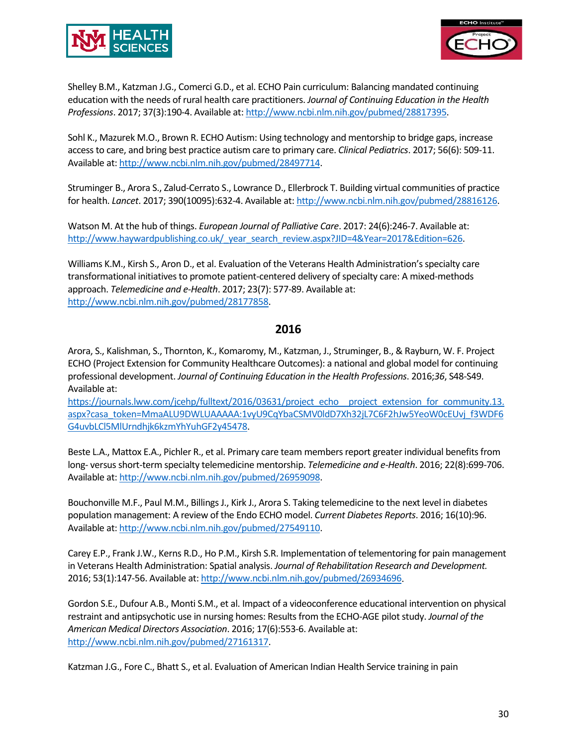Shelley B.M., Katzman J.G., Comerci G.D., et al. ECHO Pain curriculum: Balancing mandated continuing education with the needs of rural health care practitioners. *Journal of Continuing Education in the Health Professions*. 2017; 37(3):190-4. Available at: http://www.ncbi.nlm.nih.gov/pubmed/28817395.

Sohl K., Mazurek M.O., Brown R. ECHO Autism: Using technology and mentorship to bridge gaps, increase access to care, and bring best practice autism care to primary care. *Clinical Pediatrics*. 2017; 56(6): 509-11. Available at: http://www.ncbi.nlm.nih.gov/pubmed/28497714.

Struminger B., Arora S., Zalud-Cerrato S., Lowrance D., Ellerbrock T. Building virtual communities of practice for health. *Lancet*. 2017; 390(10095):632-4. Available at: http://www.ncbi.nlm.nih.gov/pubmed/28816126.

Watson M. At the hub of things. *European Journal of Palliative Care*. 2017: 24(6):246-7. Available at: http://www.haywardpublishing.co.uk/_year_search_review.aspx?JID=4&Year=2017&Edition=626.

Williams K.M., Kirsh S., Aron D., et al. Evaluation of the Veterans Health Administration's specialty care transformational initiatives to promote patient-centered delivery of specialty care: A mixed-methods approach. *Telemedicine and e-Health*. 2017; 23(7): 577-89. Available at: http://www.ncbi.nlm.nih.gov/pubmed/28177858.

## 2016

Arora, S., Kalishman, S., Thornton, K., Komaromy, M., Katzman, J., Struminger, B., & Rayburn, W. F. Project ECHO (Project Extension for Community Healthcare Outcomes): a national and global model for continuing professional development. *Journal of Continuing Education in the Health Professions*. 2016;*36*, S48-S49. Available at: https://journals.lww.com/jcehp/fulltext/2016/03631/project_echo__project_extension_for_community.13.aspx?casa_token=MmaALU9DWLUAAAAA:1vyU9CqYbaCSMV0ldD7Xh32jL7C6F2hJw5YeoW0cEUvj_f3WDF6G4uvbLCl5MlUrndhjk6kzmYhYuhGF2y45478.

Beste L.A., Mattox E.A., Pichler R., et al. Primary care team members report greater individual benefits from long- versus short-term specialty telemedicine mentorship. *Telemedicine and e-Health*. 2016; 22(8):699-706. Available at: http://www.ncbi.nlm.nih.gov/pubmed/26959098.

Bouchonville M.F., Paul M.M., Billings J., Kirk J., Arora S. Taking telemedicine to the next level in diabetes population management: A review of the Endo ECHO model. *Current Diabetes Reports*. 2016; 16(10):96. Available at: http://www.ncbi.nlm.nih.gov/pubmed/27549110.

Carey E.P., Frank J.W., Kerns R.D., Ho P.M., Kirsh S.R. Implementation of telementoring for pain management in Veterans Health Administration: Spatial analysis. *Journal of Rehabilitation Research and Development.* 2016; 53(1):147-56. Available at: http://www.ncbi.nlm.nih.gov/pubmed/26934696.

Gordon S.E., Dufour A.B., Monti S.M., et al. Impact of a videoconference educational intervention on physical restraint and antipsychotic use in nursing homes: Results from the ECHO-AGE pilot study. *Journal of the American Medical Directors Association*. 2016; 17(6):553-6. Available at: http://www.ncbi.nlm.nih.gov/pubmed/27161317.

Katzman J.G., Fore C., Bhatt S., et al. Evaluation of American Indian Health Service training in pain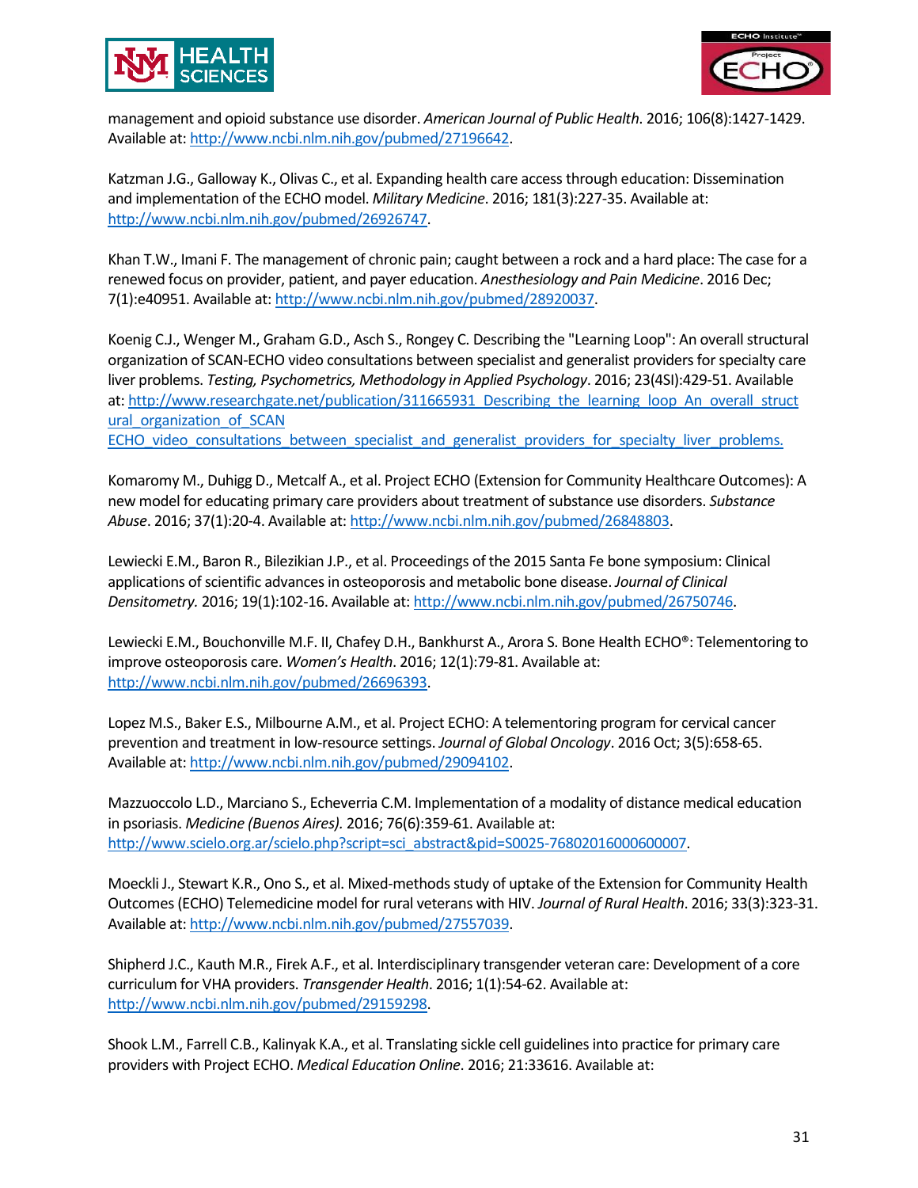management and opioid substance use disorder. *American Journal of Public Health*. 2016; 106(8):1427-1429. Available at: http://www.ncbi.nlm.nih.gov/pubmed/27196642.

Katzman J.G., Galloway K., Olivas C., et al. Expanding health care access through education: Dissemination and implementation of the ECHO model. *Military Medicine*. 2016; 181(3):227-35. Available at: http://www.ncbi.nlm.nih.gov/pubmed/26926747.

Khan T.W., Imani F. The management of chronic pain; caught between a rock and a hard place: The case for a renewed focus on provider, patient, and payer education. *Anesthesiology and Pain Medicine*. 2016 Dec; 7(1):e40951. Available at: http://www.ncbi.nlm.nih.gov/pubmed/28920037.

Koenig C.J., Wenger M., Graham G.D., Asch S., Rongey C. Describing the "Learning Loop": An overall structural organization of SCAN-ECHO video consultations between specialist and generalist providers for specialty care liver problems. *Testing, Psychometrics, Methodology in Applied Psychology*. 2016; 23(4SI):429-51. Available at: http://www.researchgate.net/publication/311665931_Describing_the_learning_loop_An_overall_structural_organization_of_SCAN ECHO_video_consultations_between_specialist_and_generalist_providers_for_specialty_liver_problems.

Komaromy M., Duhigg D., Metcalf A., et al. Project ECHO (Extension for Community Healthcare Outcomes): A new model for educating primary care providers about treatment of substance use disorders. *Substance Abuse*. 2016; 37(1):20-4. Available at: http://www.ncbi.nlm.nih.gov/pubmed/26848803.

Lewiecki E.M., Baron R., Bilezikian J.P., et al. Proceedings of the 2015 Santa Fe bone symposium: Clinical applications of scientific advances in osteoporosis and metabolic bone disease. *Journal of Clinical Densitometry.* 2016; 19(1):102-16. Available at: http://www.ncbi.nlm.nih.gov/pubmed/26750746.

Lewiecki E.M., Bouchonville M.F. II, Chafey D.H., Bankhurst A., Arora S. Bone Health ECHO®: Telementoring to improve osteoporosis care. *Women's Health*. 2016; 12(1):79-81. Available at: http://www.ncbi.nlm.nih.gov/pubmed/26696393.

Lopez M.S., Baker E.S., Milbourne A.M., et al. Project ECHO: A telementoring program for cervical cancer prevention and treatment in low-resource settings. *Journal of Global Oncology*. 2016 Oct; 3(5):658-65. Available at: http://www.ncbi.nlm.nih.gov/pubmed/29094102.

Mazzuoccolo L.D., Marciano S., Echeverria C.M. Implementation of a modality of distance medical education in psoriasis. *Medicine (Buenos Aires).* 2016; 76(6):359-61. Available at: http://www.scielo.org.ar/scielo.php?script=sci_abstract&pid=S0025-76802016000600007.

Moeckli J., Stewart K.R., Ono S., et al. Mixed-methods study of uptake of the Extension for Community Health Outcomes (ECHO) Telemedicine model for rural veterans with HIV. *Journal of Rural Health*. 2016; 33(3):323-31. Available at: http://www.ncbi.nlm.nih.gov/pubmed/27557039.

Shipherd J.C., Kauth M.R., Firek A.F., et al. Interdisciplinary transgender veteran care: Development of a core curriculum for VHA providers. *Transgender Health*. 2016; 1(1):54-62. Available at: http://www.ncbi.nlm.nih.gov/pubmed/29159298.

Shook L.M., Farrell C.B., Kalinyak K.A., et al. Translating sickle cell guidelines into practice for primary care providers with Project ECHO. *Medical Education Online*. 2016; 21:33616. Available at: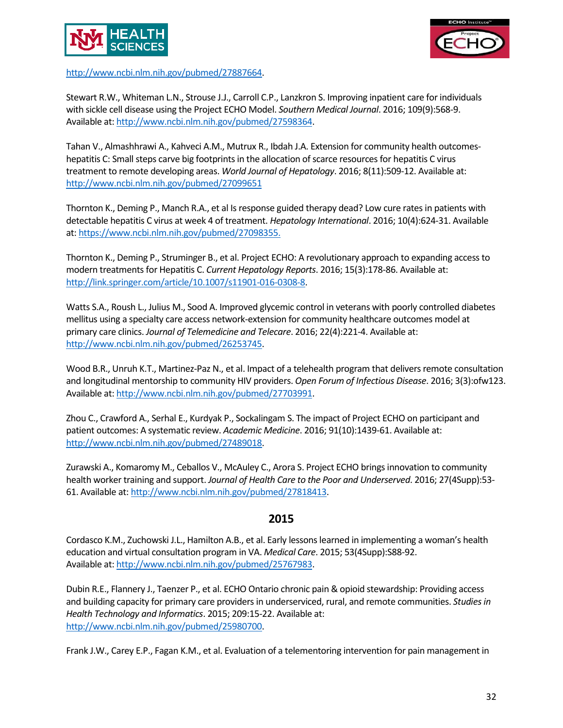http://www.ncbi.nlm.nih.gov/pubmed/27887664.

Stewart R.W., Whiteman L.N., Strouse J.J., Carroll C.P., Lanzkron S. Improving inpatient care for individuals with sickle cell disease using the Project ECHO Model. *Southern Medical Journal*. 2016; 109(9):568-9. Available at: http://www.ncbi.nlm.nih.gov/pubmed/27598364.

Tahan V., Almashhrawi A., Kahveci A.M., Mutrux R., Ibdah J.A. Extension for community health outcomes-hepatitis C: Small steps carve big footprints in the allocation of scarce resources for hepatitis C virus treatment to remote developing areas. *World Journal of Hepatology*. 2016; 8(11):509-12. Available at: http://www.ncbi.nlm.nih.gov/pubmed/27099651

Thornton K., Deming P., Manch R.A., et al Is response guided therapy dead? Low cure rates in patients with detectable hepatitis C virus at week 4 of treatment. *Hepatology International*. 2016; 10(4):624-31. Available at: https://www.ncbi.nlm.nih.gov/pubmed/27098355.

Thornton K., Deming P., Struminger B., et al. Project ECHO: A revolutionary approach to expanding access to modern treatments for Hepatitis C. *Current Hepatology Reports*. 2016; 15(3):178-86. Available at: http://link.springer.com/article/10.1007/s11901-016-0308-8.

Watts S.A., Roush L., Julius M., Sood A. Improved glycemic control in veterans with poorly controlled diabetes mellitus using a specialty care access network-extension for community healthcare outcomes model at primary care clinics. *Journal of Telemedicine and Telecare*. 2016; 22(4):221-4. Available at: http://www.ncbi.nlm.nih.gov/pubmed/26253745.

Wood B.R., Unruh K.T., Martinez-Paz N., et al. Impact of a telehealth program that delivers remote consultation and longitudinal mentorship to community HIV providers. *Open Forum of Infectious Disease*. 2016; 3(3):ofw123. Available at: http://www.ncbi.nlm.nih.gov/pubmed/27703991.

Zhou C., Crawford A., Serhal E., Kurdyak P., Sockalingam S. The impact of Project ECHO on participant and patient outcomes: A systematic review. *Academic Medicine*. 2016; 91(10):1439-61. Available at: http://www.ncbi.nlm.nih.gov/pubmed/27489018.

Zurawski A., Komaromy M., Ceballos V., McAuley C., Arora S. Project ECHO brings innovation to community health worker training and support. *Journal of Health Care to the Poor and Underserved*. 2016; 27(4Supp):53-61. Available at: http://www.ncbi.nlm.nih.gov/pubmed/27818413.

## 2015

Cordasco K.M., Zuchowski J.L., Hamilton A.B., et al. Early lessons learned in implementing a woman's health education and virtual consultation program in VA. *Medical Care*. 2015; 53(4Supp):S88-92. Available at: http://www.ncbi.nlm.nih.gov/pubmed/25767983.

Dubin R.E., Flannery J., Taenzer P., et al. ECHO Ontario chronic pain & opioid stewardship: Providing access and building capacity for primary care providers in underserviced, rural, and remote communities. *Studies in Health Technology and Informatics*. 2015; 209:15-22. Available at: http://www.ncbi.nlm.nih.gov/pubmed/25980700.

Frank J.W., Carey E.P., Fagan K.M., et al. Evaluation of a telementoring intervention for pain management in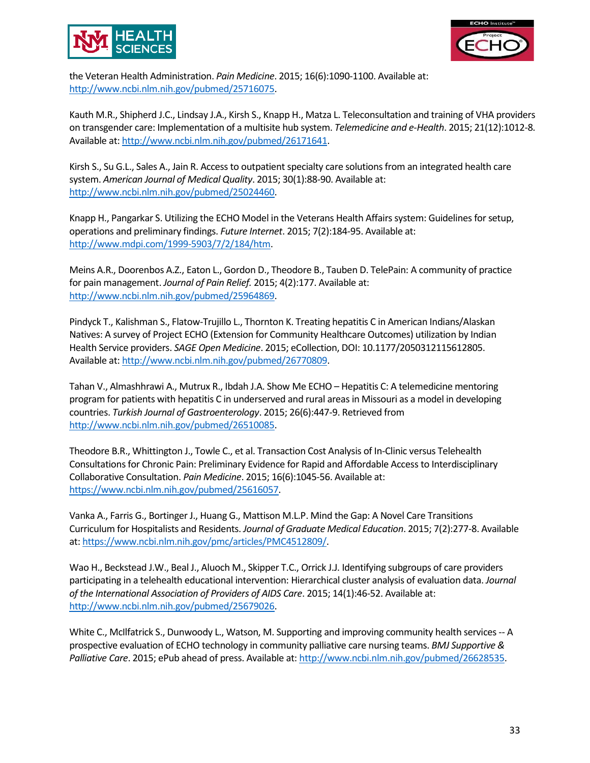the Veteran Health Administration. *Pain Medicine*. 2015; 16(6):1090-1100. Available at: http://www.ncbi.nlm.nih.gov/pubmed/25716075.

Kauth M.R., Shipherd J.C., Lindsay J.A., Kirsh S., Knapp H., Matza L. Teleconsultation and training of VHA providers on transgender care: Implementation of a multisite hub system. *Telemedicine and e-Health*. 2015; 21(12):1012-8. Available at: http://www.ncbi.nlm.nih.gov/pubmed/26171641.

Kirsh S., Su G.L., Sales A., Jain R. Access to outpatient specialty care solutions from an integrated health care system. *American Journal of Medical Quality*. 2015; 30(1):88-90. Available at: http://www.ncbi.nlm.nih.gov/pubmed/25024460.

Knapp H., Pangarkar S. Utilizing the ECHO Model in the Veterans Health Affairs system: Guidelines for setup, operations and preliminary findings. *Future Internet*. 2015; 7(2):184-95. Available at: http://www.mdpi.com/1999-5903/7/2/184/htm.

Meins A.R., Doorenbos A.Z., Eaton L., Gordon D., Theodore B., Tauben D. TelePain: A community of practice for pain management. *Journal of Pain Relief.* 2015; 4(2):177. Available at: http://www.ncbi.nlm.nih.gov/pubmed/25964869.

Pindyck T., Kalishman S., Flatow-Trujillo L., Thornton K. Treating hepatitis C in American Indians/Alaskan Natives: A survey of Project ECHO (Extension for Community Healthcare Outcomes) utilization by Indian Health Service providers. *SAGE Open Medicine*. 2015; eCollection, DOI: 10.1177/2050312115612805. Available at: http://www.ncbi.nlm.nih.gov/pubmed/26770809.

Tahan V., Almashhrawi A., Mutrux R., Ibdah J.A. Show Me ECHO – Hepatitis C: A telemedicine mentoring program for patients with hepatitis C in underserved and rural areas in Missouri as a model in developing countries. *Turkish Journal of Gastroenterology*. 2015; 26(6):447-9. Retrieved from http://www.ncbi.nlm.nih.gov/pubmed/26510085.

Theodore B.R., Whittington J., Towle C., et al. Transaction Cost Analysis of In-Clinic versus Telehealth Consultations for Chronic Pain: Preliminary Evidence for Rapid and Affordable Access to Interdisciplinary Collaborative Consultation. *Pain Medicine*. 2015; 16(6):1045-56. Available at: https://www.ncbi.nlm.nih.gov/pubmed/25616057.

Vanka A., Farris G., Bortinger J., Huang G., Mattison M.L.P. Mind the Gap: A Novel Care Transitions Curriculum for Hospitalists and Residents. *Journal of Graduate Medical Education*. 2015; 7(2):277-8. Available at: https://www.ncbi.nlm.nih.gov/pmc/articles/PMC4512809/.

Wao H., Beckstead J.W., Beal J., Aluoch M., Skipper T.C., Orrick J.J. Identifying subgroups of care providers participating in a telehealth educational intervention: Hierarchical cluster analysis of evaluation data. *Journal of the International Association of Providers of AIDS Care*. 2015; 14(1):46-52. Available at: http://www.ncbi.nlm.nih.gov/pubmed/25679026.

White C., McIlfatrick S., Dunwoody L., Watson, M. Supporting and improving community health services -- A prospective evaluation of ECHO technology in community palliative care nursing teams. *BMJ Supportive & Palliative Care*. 2015; ePub ahead of press. Available at: http://www.ncbi.nlm.nih.gov/pubmed/26628535.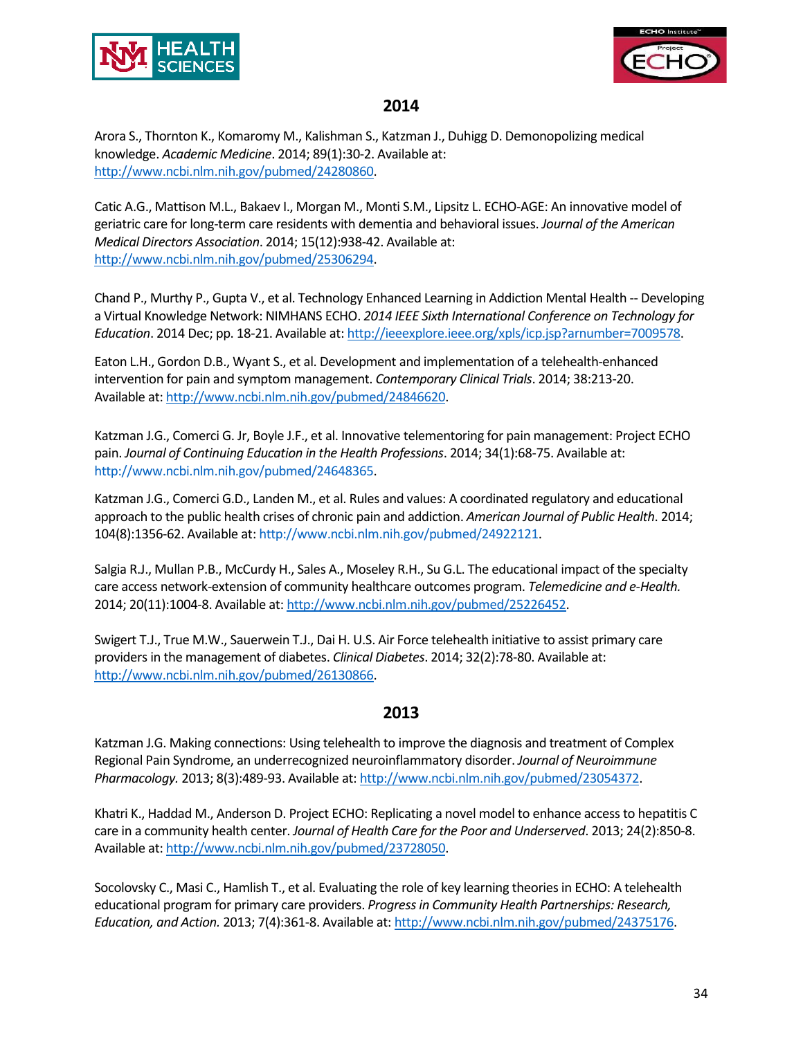## 2014

Arora S., Thornton K., Komaromy M., Kalishman S., Katzman J., Duhigg D. Demonopolizing medical knowledge. *Academic Medicine*. 2014; 89(1):30-2. Available at: http://www.ncbi.nlm.nih.gov/pubmed/24280860.

Catic A.G., Mattison M.L., Bakaev I., Morgan M., Monti S.M., Lipsitz L. ECHO-AGE: An innovative model of geriatric care for long-term care residents with dementia and behavioral issues. *Journal of the American Medical Directors Association*. 2014; 15(12):938-42. Available at: http://www.ncbi.nlm.nih.gov/pubmed/25306294.

Chand P., Murthy P., Gupta V., et al. Technology Enhanced Learning in Addiction Mental Health -- Developing a Virtual Knowledge Network: NIMHANS ECHO. *2014 IEEE Sixth International Conference on Technology for Education*. 2014 Dec; pp. 18-21. Available at: http://ieeexplore.ieee.org/xpls/icp.jsp?arnumber=7009578.

Eaton L.H., Gordon D.B., Wyant S., et al. Development and implementation of a telehealth-enhanced intervention for pain and symptom management. *Contemporary Clinical Trials*. 2014; 38:213-20. Available at: http://www.ncbi.nlm.nih.gov/pubmed/24846620.

Katzman J.G., Comerci G. Jr, Boyle J.F., et al. Innovative telementoring for pain management: Project ECHO pain. *Journal of Continuing Education in the Health Professions*. 2014; 34(1):68-75. Available at: http://www.ncbi.nlm.nih.gov/pubmed/24648365.

Katzman J.G., Comerci G.D., Landen M., et al. Rules and values: A coordinated regulatory and educational approach to the public health crises of chronic pain and addiction. *American Journal of Public Health*. 2014; 104(8):1356-62. Available at: http://www.ncbi.nlm.nih.gov/pubmed/24922121.

Salgia R.J., Mullan P.B., McCurdy H., Sales A., Moseley R.H., Su G.L. The educational impact of the specialty care access network-extension of community healthcare outcomes program. *Telemedicine and e-Health.* 2014; 20(11):1004-8. Available at: http://www.ncbi.nlm.nih.gov/pubmed/25226452.

Swigert T.J., True M.W., Sauerwein T.J., Dai H. U.S. Air Force telehealth initiative to assist primary care providers in the management of diabetes. *Clinical Diabetes*. 2014; 32(2):78-80. Available at: http://www.ncbi.nlm.nih.gov/pubmed/26130866.

## 2013

Katzman J.G. Making connections: Using telehealth to improve the diagnosis and treatment of Complex Regional Pain Syndrome, an underrecognized neuroinflammatory disorder. *Journal of Neuroimmune Pharmacology.* 2013; 8(3):489-93. Available at: http://www.ncbi.nlm.nih.gov/pubmed/23054372.

Khatri K., Haddad M., Anderson D. Project ECHO: Replicating a novel model to enhance access to hepatitis C care in a community health center. *Journal of Health Care for the Poor and Underserved*. 2013; 24(2):850-8. Available at: http://www.ncbi.nlm.nih.gov/pubmed/23728050.

Socolovsky C., Masi C., Hamlish T., et al. Evaluating the role of key learning theories in ECHO: A telehealth educational program for primary care providers. *Progress in Community Health Partnerships: Research, Education, and Action.* 2013; 7(4):361-8. Available at: http://www.ncbi.nlm.nih.gov/pubmed/24375176.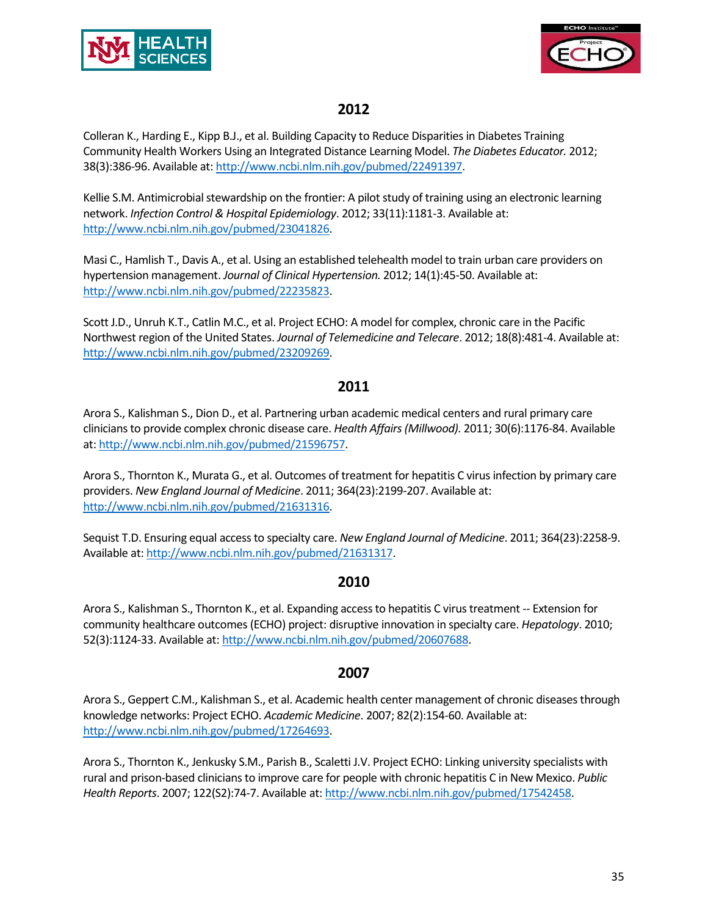## 2012

Colleran K., Harding E., Kipp B.J., et al. Building Capacity to Reduce Disparities in Diabetes Training Community Health Workers Using an Integrated Distance Learning Model. *The Diabetes Educator.* 2012; 38(3):386-96. Available at: http://www.ncbi.nlm.nih.gov/pubmed/22491397.

Kellie S.M. Antimicrobial stewardship on the frontier: A pilot study of training using an electronic learning network. *Infection Control & Hospital Epidemiology*. 2012; 33(11):1181-3. Available at: http://www.ncbi.nlm.nih.gov/pubmed/23041826.

Masi C., Hamlish T., Davis A., et al. Using an established telehealth model to train urban care providers on hypertension management. *Journal of Clinical Hypertension.* 2012; 14(1):45-50. Available at: http://www.ncbi.nlm.nih.gov/pubmed/22235823.

Scott J.D., Unruh K.T., Catlin M.C., et al. Project ECHO: A model for complex, chronic care in the Pacific Northwest region of the United States. *Journal of Telemedicine and Telecare*. 2012; 18(8):481-4. Available at: http://www.ncbi.nlm.nih.gov/pubmed/23209269.

## 2011

Arora S., Kalishman S., Dion D., et al. Partnering urban academic medical centers and rural primary care clinicians to provide complex chronic disease care. *Health Affairs (Millwood).* 2011; 30(6):1176-84. Available at: http://www.ncbi.nlm.nih.gov/pubmed/21596757.

Arora S., Thornton K., Murata G., et al. Outcomes of treatment for hepatitis C virus infection by primary care providers. *New England Journal of Medicine*. 2011; 364(23):2199-207. Available at: http://www.ncbi.nlm.nih.gov/pubmed/21631316.

Sequist T.D. Ensuring equal access to specialty care. *New England Journal of Medicine*. 2011; 364(23):2258-9. Available at: http://www.ncbi.nlm.nih.gov/pubmed/21631317.

## 2010

Arora S., Kalishman S., Thornton K., et al. Expanding access to hepatitis C virus treatment -- Extension for community healthcare outcomes (ECHO) project: disruptive innovation in specialty care. *Hepatology*. 2010; 52(3):1124-33. Available at: http://www.ncbi.nlm.nih.gov/pubmed/20607688.

## 2007

Arora S., Geppert C.M., Kalishman S., et al. Academic health center management of chronic diseases through knowledge networks: Project ECHO. *Academic Medicine*. 2007; 82(2):154-60. Available at: http://www.ncbi.nlm.nih.gov/pubmed/17264693.

Arora S., Thornton K., Jenkusky S.M., Parish B., Scaletti J.V. Project ECHO: Linking university specialists with rural and prison-based clinicians to improve care for people with chronic hepatitis C in New Mexico. *Public Health Reports*. 2007; 122(S2):74-7. Available at: http://www.ncbi.nlm.nih.gov/pubmed/17542458.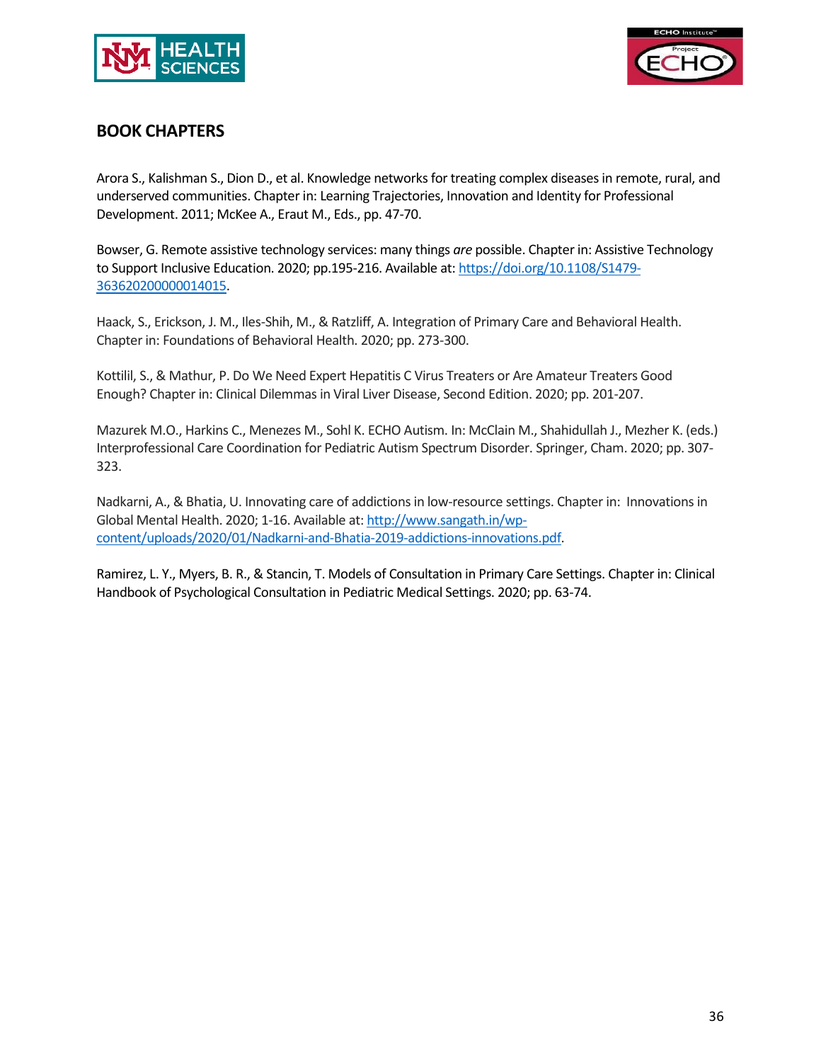## BOOK CHAPTERS

Arora S., Kalishman S., Dion D., et al. Knowledge networks for treating complex diseases in remote, rural, and underserved communities. Chapter in: Learning Trajectories, Innovation and Identity for Professional Development. 2011; McKee A., Eraut M., Eds., pp. 47-70.

Bowser, G. Remote assistive technology services: many things *are* possible. Chapter in: Assistive Technology to Support Inclusive Education. 2020; pp.195-216. Available at: https://doi.org/10.1108/S1479-363620200000014015.

Haack, S., Erickson, J. M., Iles-Shih, M., & Ratzliff, A. Integration of Primary Care and Behavioral Health. Chapter in: Foundations of Behavioral Health. 2020; pp. 273-300.

Kottilil, S., & Mathur, P. Do We Need Expert Hepatitis C Virus Treaters or Are Amateur Treaters Good Enough? Chapter in: Clinical Dilemmas in Viral Liver Disease, Second Edition. 2020; pp. 201-207.

Mazurek M.O., Harkins C., Menezes M., Sohl K. ECHO Autism. In: McClain M., Shahidullah J., Mezher K. (eds.) Interprofessional Care Coordination for Pediatric Autism Spectrum Disorder. Springer, Cham. 2020; pp. 307-323.

Nadkarni, A., & Bhatia, U. Innovating care of addictions in low-resource settings. Chapter in: Innovations in Global Mental Health. 2020; 1-16. Available at: http://www.sangath.in/wp-content/uploads/2020/01/Nadkarni-and-Bhatia-2019-addictions-innovations.pdf.

Ramirez, L. Y., Myers, B. R., & Stancin, T. Models of Consultation in Primary Care Settings. Chapter in: Clinical Handbook of Psychological Consultation in Pediatric Medical Settings. 2020; pp. 63-74.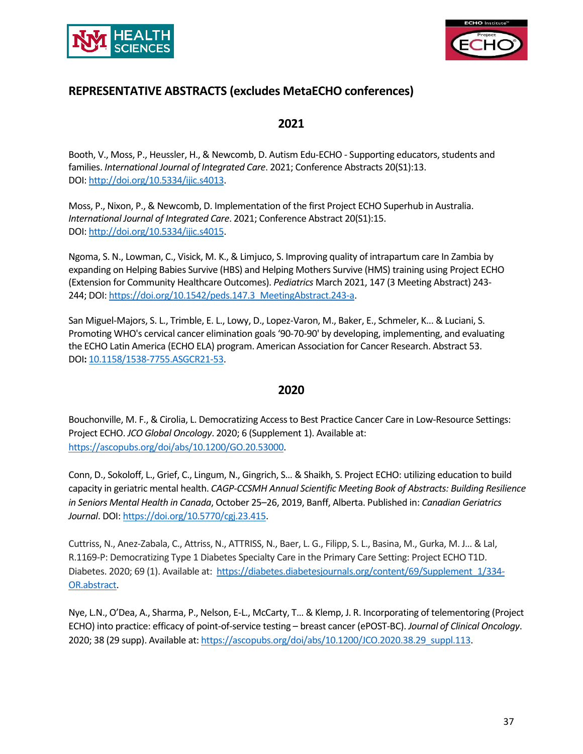## REPRESENTATIVE ABSTRACTS (excludes MetaECHO conferences)

### 2021

Booth, V., Moss, P., Heussler, H., & Newcomb, D. Autism Edu-ECHO - Supporting educators, students and families. *International Journal of Integrated Care*. 2021; Conference Abstracts 20(S1):13. DOI: http://doi.org/10.5334/ijic.s4013.

Moss, P., Nixon, P., & Newcomb, D. Implementation of the first Project ECHO Superhub in Australia. *International Journal of Integrated Care*. 2021; Conference Abstract 20(S1):15. DOI: http://doi.org/10.5334/ijic.s4015.

Ngoma, S. N., Lowman, C., Visick, M. K., & Limjuco, S. Improving quality of intrapartum care In Zambia by expanding on Helping Babies Survive (HBS) and Helping Mothers Survive (HMS) training using Project ECHO (Extension for Community Healthcare Outcomes). *Pediatrics* March 2021, 147 (3 Meeting Abstract) 243-244; DOI: https://doi.org/10.1542/peds.147.3_MeetingAbstract.243-a.

San Miguel-Majors, S. L., Trimble, E. L., Lowy, D., Lopez-Varon, M., Baker, E., Schmeler, K... & Luciani, S. Promoting WHO's cervical cancer elimination goals '90-70-90' by developing, implementing, and evaluating the ECHO Latin America (ECHO ELA) program. American Association for Cancer Research. Abstract 53. **DOI:** 10.1158/1538-7755.ASGCR21-53.

### 2020

Bouchonville, M. F., & Cirolia, L. Democratizing Access to Best Practice Cancer Care in Low-Resource Settings: Project ECHO. *JCO Global Oncology*. 2020; 6 (Supplement 1). Available at: https://ascopubs.org/doi/abs/10.1200/GO.20.53000.

Conn, D., Sokoloff, L., Grief, C., Lingum, N., Gingrich, S... & Shaikh, S. Project ECHO: utilizing education to build capacity in geriatric mental health. *CAGP-CCSMH Annual Scientific Meeting Book of Abstracts: Building Resilience in Seniors Mental Health in Canada*, October 25–26, 2019, Banff, Alberta. Published in: *Canadian Geriatrics Journal*. DOI: https://doi.org/10.5770/cgj.23.415.

Cuttriss, N., Anez-Zabala, C., Attriss, N., ATTRISS, N., Baer, L. G., Filipp, S. L., Basina, M., Gurka, M. J... & Lal, R.1169-P: Democratizing Type 1 Diabetes Specialty Care in the Primary Care Setting: Project ECHO T1D. Diabetes. 2020; 69 (1). Available at: https://diabetes.diabetesjournals.org/content/69/Supplement_1/334-OR.abstract.

Nye, L.N., O'Dea, A., Sharma, P., Nelson, E-L., McCarty, T... & Klemp, J. R. Incorporating of telementoring (Project ECHO) into practice: efficacy of point-of-service testing – breast cancer (ePOST-BC). *Journal of Clinical Oncology*. 2020; 38 (29 supp). Available at: https://ascopubs.org/doi/abs/10.1200/JCO.2020.38.29_suppl.113.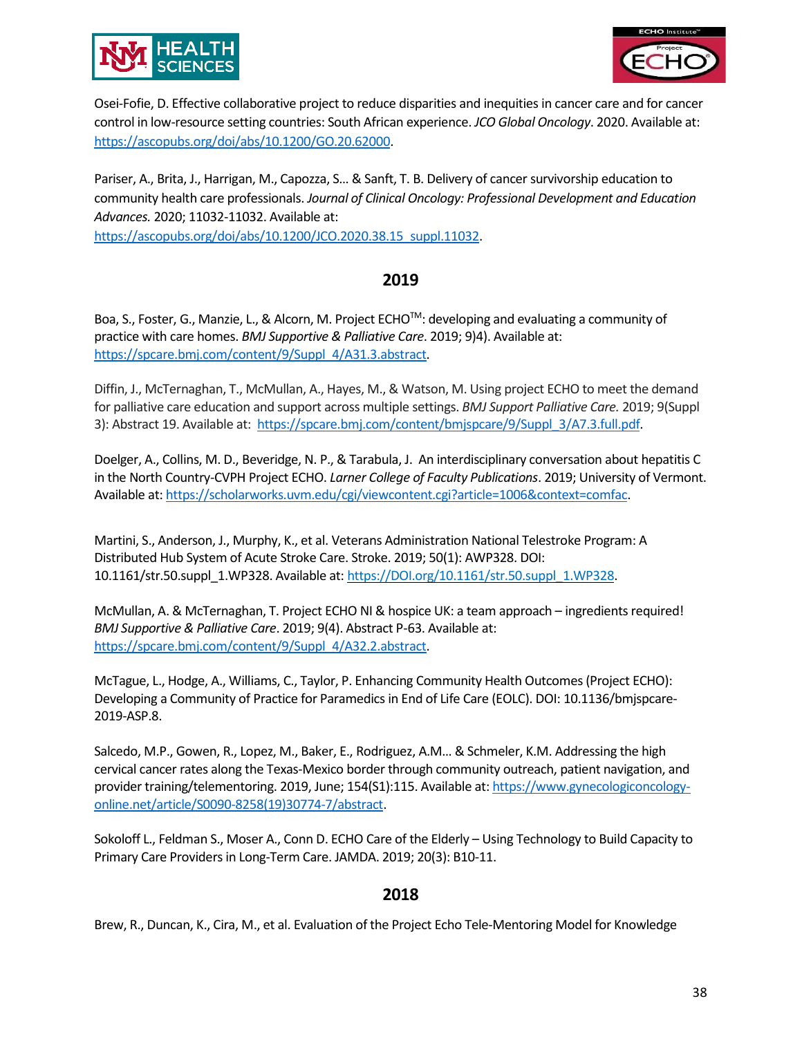Osei-Fofie, D. Effective collaborative project to reduce disparities and inequities in cancer care and for cancer control in low-resource setting countries: South African experience. *JCO Global Oncology*. 2020. Available at: https://ascopubs.org/doi/abs/10.1200/GO.20.62000.

Pariser, A., Brita, J., Harrigan, M., Capozza, S… & Sanft, T. B. Delivery of cancer survivorship education to community health care professionals. *Journal of Clinical Oncology: Professional Development and Education Advances.* 2020; 11032-11032. Available at: https://ascopubs.org/doi/abs/10.1200/JCO.2020.38.15_suppl.11032.

## 2019

Boa, S., Foster, G., Manzie, L., & Alcorn, M. Project ECHO™: developing and evaluating a community of practice with care homes. *BMJ Supportive & Palliative Care*. 2019; 9)4). Available at: https://spcare.bmj.com/content/9/Suppl_4/A31.3.abstract.

Diffin, J., McTernaghan, T., McMullan, A., Hayes, M., & Watson, M. Using project ECHO to meet the demand for palliative care education and support across multiple settings. *BMJ Support Palliative Care.* 2019; 9(Suppl 3): Abstract 19. Available at: https://spcare.bmj.com/content/bmjspcare/9/Suppl_3/A7.3.full.pdf.

Doelger, A., Collins, M. D., Beveridge, N. P., & Tarabula, J. An interdisciplinary conversation about hepatitis C in the North Country-CVPH Project ECHO. *Larner College of Faculty Publications*. 2019; University of Vermont. Available at: https://scholarworks.uvm.edu/cgi/viewcontent.cgi?article=1006&context=comfac.

Martini, S., Anderson, J., Murphy, K., et al. Veterans Administration National Telestroke Program: A Distributed Hub System of Acute Stroke Care. Stroke. 2019; 50(1): AWP328. DOI: 10.1161/str.50.suppl_1.WP328. Available at: https://DOI.org/10.1161/str.50.suppl_1.WP328.

McMullan, A. & McTernaghan, T. Project ECHO NI & hospice UK: a team approach – ingredients required! *BMJ Supportive & Palliative Care*. 2019; 9(4). Abstract P-63. Available at: https://spcare.bmj.com/content/9/Suppl_4/A32.2.abstract.

McTague, L., Hodge, A., Williams, C., Taylor, P. Enhancing Community Health Outcomes (Project ECHO): Developing a Community of Practice for Paramedics in End of Life Care (EOLC). DOI: 10.1136/bmjspcare-2019-ASP.8.

Salcedo, M.P., Gowen, R., Lopez, M., Baker, E., Rodriguez, A.M… & Schmeler, K.M. Addressing the high cervical cancer rates along the Texas-Mexico border through community outreach, patient navigation, and provider training/telementoring. 2019, June; 154(S1):115. Available at: https://www.gynecologiconcology-online.net/article/S0090-8258(19)30774-7/abstract.

Sokoloff L., Feldman S., Moser A., Conn D. ECHO Care of the Elderly – Using Technology to Build Capacity to Primary Care Providers in Long-Term Care. JAMDA. 2019; 20(3): B10-11.

## 2018

Brew, R., Duncan, K., Cira, M., et al. Evaluation of the Project Echo Tele-Mentoring Model for Knowledge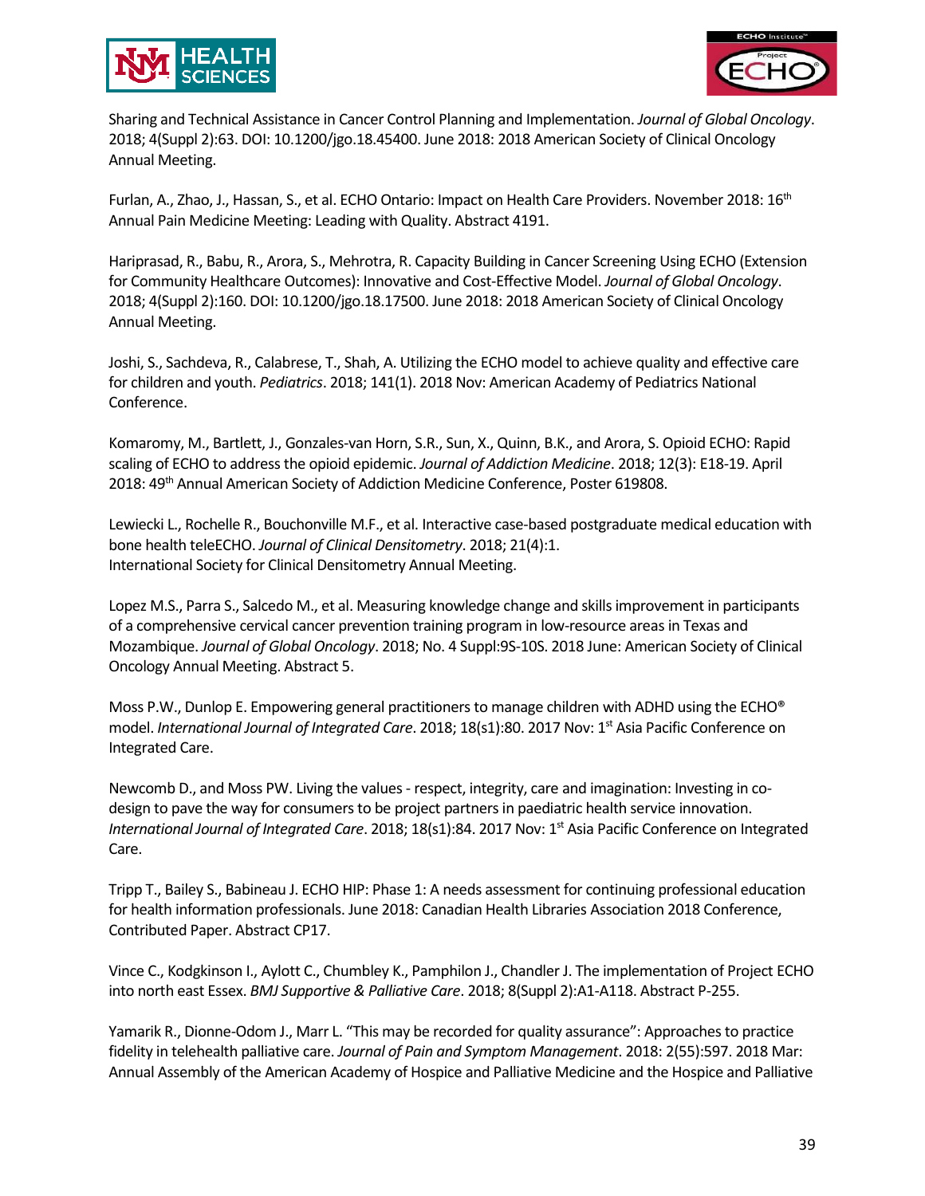Sharing and Technical Assistance in Cancer Control Planning and Implementation. *Journal of Global Oncology*. 2018; 4(Suppl 2):63. DOI: 10.1200/jgo.18.45400. June 2018: 2018 American Society of Clinical Oncology Annual Meeting.

Furlan, A., Zhao, J., Hassan, S., et al. ECHO Ontario: Impact on Health Care Providers. November 2018: 16th Annual Pain Medicine Meeting: Leading with Quality. Abstract 4191.

Hariprasad, R., Babu, R., Arora, S., Mehrotra, R. Capacity Building in Cancer Screening Using ECHO (Extension for Community Healthcare Outcomes): Innovative and Cost-Effective Model. *Journal of Global Oncology*. 2018; 4(Suppl 2):160. DOI: 10.1200/jgo.18.17500. June 2018: 2018 American Society of Clinical Oncology Annual Meeting.

Joshi, S., Sachdeva, R., Calabrese, T., Shah, A. Utilizing the ECHO model to achieve quality and effective care for children and youth. *Pediatrics*. 2018; 141(1). 2018 Nov: American Academy of Pediatrics National Conference.

Komaromy, M., Bartlett, J., Gonzales-van Horn, S.R., Sun, X., Quinn, B.K., and Arora, S. Opioid ECHO: Rapid scaling of ECHO to address the opioid epidemic. *Journal of Addiction Medicine*. 2018; 12(3): E18-19. April 2018: 49th Annual American Society of Addiction Medicine Conference, Poster 619808.

Lewiecki L., Rochelle R., Bouchonville M.F., et al. Interactive case-based postgraduate medical education with bone health teleECHO. *Journal of Clinical Densitometry*. 2018; 21(4):1.
International Society for Clinical Densitometry Annual Meeting.

Lopez M.S., Parra S., Salcedo M., et al. Measuring knowledge change and skills improvement in participants of a comprehensive cervical cancer prevention training program in low-resource areas in Texas and Mozambique. *Journal of Global Oncology*. 2018; No. 4 Suppl:9S-10S. 2018 June: American Society of Clinical Oncology Annual Meeting. Abstract 5.

Moss P.W., Dunlop E. Empowering general practitioners to manage children with ADHD using the ECHO® model. *International Journal of Integrated Care*. 2018; 18(s1):80. 2017 Nov: 1st Asia Pacific Conference on Integrated Care.

Newcomb D., and Moss PW. Living the values - respect, integrity, care and imagination: Investing in co-design to pave the way for consumers to be project partners in paediatric health service innovation. *International Journal of Integrated Care*. 2018; 18(s1):84. 2017 Nov: 1st Asia Pacific Conference on Integrated Care.

Tripp T., Bailey S., Babineau J. ECHO HIP: Phase 1: A needs assessment for continuing professional education for health information professionals. June 2018: Canadian Health Libraries Association 2018 Conference, Contributed Paper. Abstract CP17.

Vince C., Kodgkinson I., Aylott C., Chumbley K., Pamphilon J., Chandler J. The implementation of Project ECHO into north east Essex. *BMJ Supportive & Palliative Care*. 2018; 8(Suppl 2):A1-A118. Abstract P-255.

Yamarik R., Dionne-Odom J., Marr L. "This may be recorded for quality assurance": Approaches to practice fidelity in telehealth palliative care. *Journal of Pain and Symptom Management*. 2018: 2(55):597. 2018 Mar: Annual Assembly of the American Academy of Hospice and Palliative Medicine and the Hospice and Palliative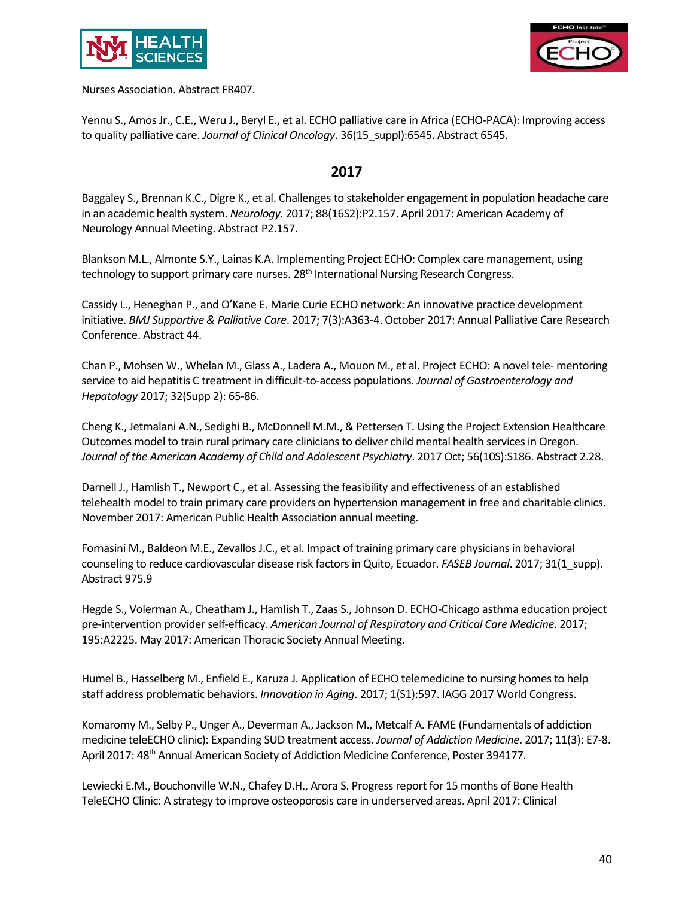Nurses Association. Abstract FR407.

Yennu S., Amos Jr., C.E., Weru J., Beryl E., et al. ECHO palliative care in Africa (ECHO-PACA): Improving access to quality palliative care. *Journal of Clinical Oncology*. 36(15_suppl):6545. Abstract 6545.

## 2017

Baggaley S., Brennan K.C., Digre K., et al. Challenges to stakeholder engagement in population headache care in an academic health system. *Neurology*. 2017; 88(16S2):P2.157. April 2017: American Academy of Neurology Annual Meeting. Abstract P2.157.

Blankson M.L., Almonte S.Y., Lainas K.A. Implementing Project ECHO: Complex care management, using technology to support primary care nurses. 28th International Nursing Research Congress.

Cassidy L., Heneghan P., and O'Kane E. Marie Curie ECHO network: An innovative practice development initiative. *BMJ Supportive & Palliative Care*. 2017; 7(3):A363-4. October 2017: Annual Palliative Care Research Conference. Abstract 44.

Chan P., Mohsen W., Whelan M., Glass A., Ladera A., Mouon M., et al. Project ECHO: A novel tele- mentoring service to aid hepatitis C treatment in difficult-to-access populations. *Journal of Gastroenterology and Hepatology* 2017; 32(Supp 2): 65-86.

Cheng K., Jetmalani A.N., Sedighi B., McDonnell M.M., & Pettersen T. Using the Project Extension Healthcare Outcomes model to train rural primary care clinicians to deliver child mental health services in Oregon. *Journal of the American Academy of Child and Adolescent Psychiatry*. 2017 Oct; 56(10S):S186. Abstract 2.28.

Darnell J., Hamlish T., Newport C., et al. Assessing the feasibility and effectiveness of an established telehealth model to train primary care providers on hypertension management in free and charitable clinics. November 2017: American Public Health Association annual meeting.

Fornasini M., Baldeon M.E., Zevallos J.C., et al. Impact of training primary care physicians in behavioral counseling to reduce cardiovascular disease risk factors in Quito, Ecuador. *FASEB Journal*. 2017; 31(1_supp). Abstract 975.9

Hegde S., Volerman A., Cheatham J., Hamlish T., Zaas S., Johnson D. ECHO-Chicago asthma education project pre-intervention provider self-efficacy. *American Journal of Respiratory and Critical Care Medicine*. 2017; 195:A2225. May 2017: American Thoracic Society Annual Meeting.

Humel B., Hasselberg M., Enfield E., Karuza J. Application of ECHO telemedicine to nursing homes to help staff address problematic behaviors. *Innovation in Aging*. 2017; 1(S1):597. IAGG 2017 World Congress.

Komaromy M., Selby P., Unger A., Deverman A., Jackson M., Metcalf A. FAME (Fundamentals of addiction medicine teleECHO clinic): Expanding SUD treatment access. *Journal of Addiction Medicine*. 2017; 11(3): E7-8. April 2017: 48th Annual American Society of Addiction Medicine Conference, Poster 394177.

Lewiecki E.M., Bouchonville W.N., Chafey D.H., Arora S. Progress report for 15 months of Bone Health TeleECHO Clinic: A strategy to improve osteoporosis care in underserved areas. April 2017: Clinical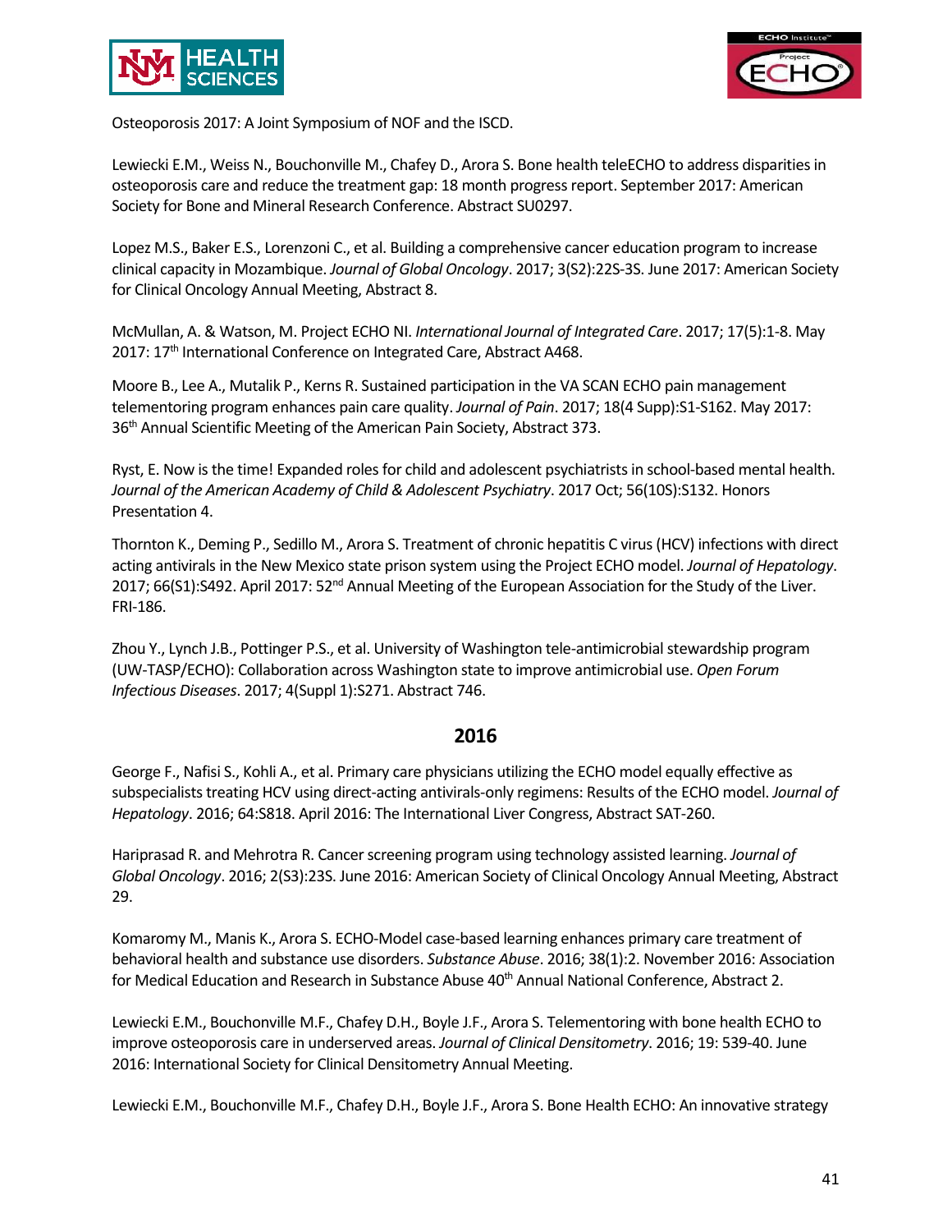Osteoporosis 2017: A Joint Symposium of NOF and the ISCD.

Lewiecki E.M., Weiss N., Bouchonville M., Chafey D., Arora S. Bone health teleECHO to address disparities in osteoporosis care and reduce the treatment gap: 18 month progress report. September 2017: American Society for Bone and Mineral Research Conference. Abstract SU0297.

Lopez M.S., Baker E.S., Lorenzoni C., et al. Building a comprehensive cancer education program to increase clinical capacity in Mozambique. *Journal of Global Oncology*. 2017; 3(S2):22S-3S. June 2017: American Society for Clinical Oncology Annual Meeting, Abstract 8.

McMullan, A. & Watson, M. Project ECHO NI. *International Journal of Integrated Care*. 2017; 17(5):1-8. May 2017: 17th International Conference on Integrated Care, Abstract A468.

Moore B., Lee A., Mutalik P., Kerns R. Sustained participation in the VA SCAN ECHO pain management telementoring program enhances pain care quality. *Journal of Pain*. 2017; 18(4 Supp):S1-S162. May 2017: 36th Annual Scientific Meeting of the American Pain Society, Abstract 373.

Ryst, E. Now is the time! Expanded roles for child and adolescent psychiatrists in school-based mental health. *Journal of the American Academy of Child & Adolescent Psychiatry*. 2017 Oct; 56(10S):S132. Honors Presentation 4.

Thornton K., Deming P., Sedillo M., Arora S. Treatment of chronic hepatitis C virus (HCV) infections with direct acting antivirals in the New Mexico state prison system using the Project ECHO model. *Journal of Hepatology*. 2017; 66(S1):S492. April 2017: 52nd Annual Meeting of the European Association for the Study of the Liver. FRI-186.

Zhou Y., Lynch J.B., Pottinger P.S., et al. University of Washington tele-antimicrobial stewardship program (UW-TASP/ECHO): Collaboration across Washington state to improve antimicrobial use. *Open Forum Infectious Diseases*. 2017; 4(Suppl 1):S271. Abstract 746.

## 2016

George F., Nafisi S., Kohli A., et al. Primary care physicians utilizing the ECHO model equally effective as subspecialists treating HCV using direct-acting antivirals-only regimens: Results of the ECHO model. *Journal of Hepatology*. 2016; 64:S818. April 2016: The International Liver Congress, Abstract SAT-260.

Hariprasad R. and Mehrotra R. Cancer screening program using technology assisted learning. *Journal of Global Oncology*. 2016; 2(S3):23S. June 2016: American Society of Clinical Oncology Annual Meeting, Abstract 29.

Komaromy M., Manis K., Arora S. ECHO-Model case-based learning enhances primary care treatment of behavioral health and substance use disorders. *Substance Abuse*. 2016; 38(1):2. November 2016: Association for Medical Education and Research in Substance Abuse 40th Annual National Conference, Abstract 2.

Lewiecki E.M., Bouchonville M.F., Chafey D.H., Boyle J.F., Arora S. Telementoring with bone health ECHO to improve osteoporosis care in underserved areas. *Journal of Clinical Densitometry*. 2016; 19: 539-40. June 2016: International Society for Clinical Densitometry Annual Meeting.

Lewiecki E.M., Bouchonville M.F., Chafey D.H., Boyle J.F., Arora S. Bone Health ECHO: An innovative strategy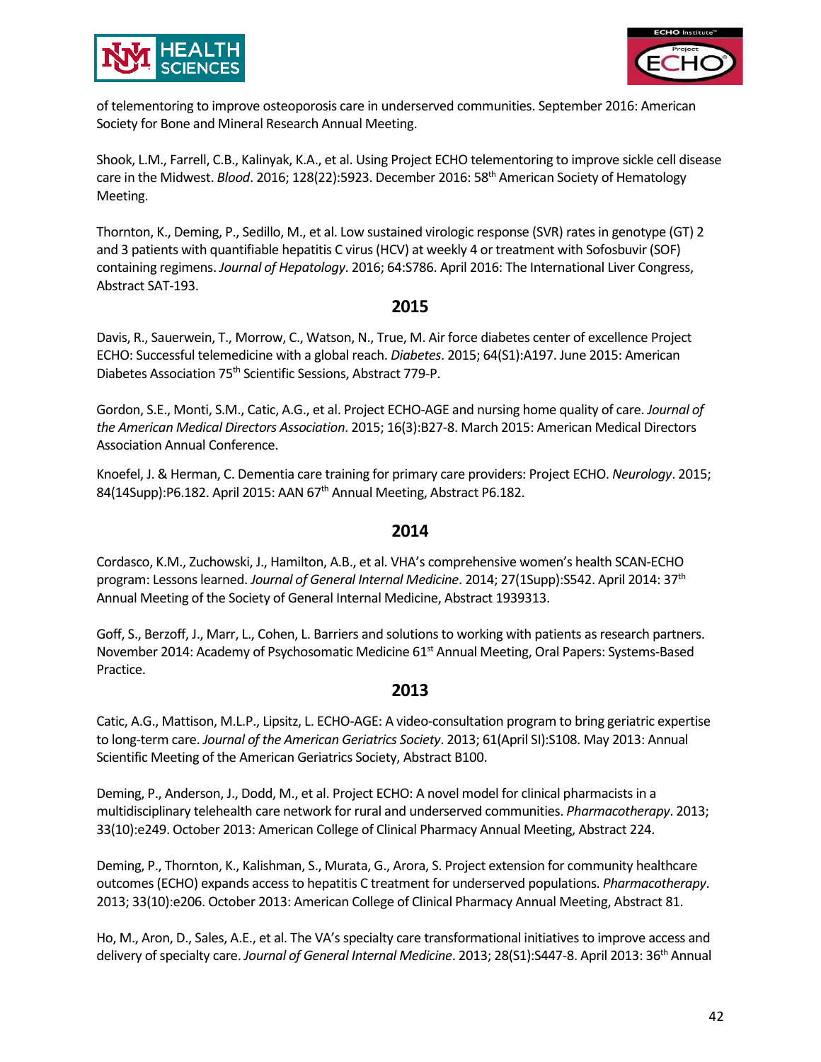of telementoring to improve osteoporosis care in underserved communities. September 2016: American Society for Bone and Mineral Research Annual Meeting.

Shook, L.M., Farrell, C.B., Kalinyak, K.A., et al. Using Project ECHO telementoring to improve sickle cell disease care in the Midwest. *Blood*. 2016; 128(22):5923. December 2016: 58th American Society of Hematology Meeting.

Thornton, K., Deming, P., Sedillo, M., et al. Low sustained virologic response (SVR) rates in genotype (GT) 2 and 3 patients with quantifiable hepatitis C virus (HCV) at weekly 4 or treatment with Sofosbuvir (SOF) containing regimens. *Journal of Hepatology*. 2016; 64:S786. April 2016: The International Liver Congress, Abstract SAT-193.

## 2015

Davis, R., Sauerwein, T., Morrow, C., Watson, N., True, M. Air force diabetes center of excellence Project ECHO: Successful telemedicine with a global reach. *Diabetes*. 2015; 64(S1):A197. June 2015: American Diabetes Association 75th Scientific Sessions, Abstract 779-P.

Gordon, S.E., Monti, S.M., Catic, A.G., et al. Project ECHO-AGE and nursing home quality of care. *Journal of the American Medical Directors Association*. 2015; 16(3):B27-8. March 2015: American Medical Directors Association Annual Conference.

Knoefel, J. & Herman, C. Dementia care training for primary care providers: Project ECHO. *Neurology*. 2015; 84(14Supp):P6.182. April 2015: AAN 67th Annual Meeting, Abstract P6.182.

## 2014

Cordasco, K.M., Zuchowski, J., Hamilton, A.B., et al. VHA's comprehensive women's health SCAN-ECHO program: Lessons learned. *Journal of General Internal Medicine*. 2014; 27(1Supp):S542. April 2014: 37th Annual Meeting of the Society of General Internal Medicine, Abstract 1939313.

Goff, S., Berzoff, J., Marr, L., Cohen, L. Barriers and solutions to working with patients as research partners. November 2014: Academy of Psychosomatic Medicine 61st Annual Meeting, Oral Papers: Systems-Based Practice.

## 2013

Catic, A.G., Mattison, M.L.P., Lipsitz, L. ECHO-AGE: A video-consultation program to bring geriatric expertise to long-term care. *Journal of the American Geriatrics Society*. 2013; 61(April SI):S108. May 2013: Annual Scientific Meeting of the American Geriatrics Society, Abstract B100.

Deming, P., Anderson, J., Dodd, M., et al. Project ECHO: A novel model for clinical pharmacists in a multidisciplinary telehealth care network for rural and underserved communities. *Pharmacotherapy*. 2013; 33(10):e249. October 2013: American College of Clinical Pharmacy Annual Meeting, Abstract 224.

Deming, P., Thornton, K., Kalishman, S., Murata, G., Arora, S. Project extension for community healthcare outcomes (ECHO) expands access to hepatitis C treatment for underserved populations. *Pharmacotherapy*. 2013; 33(10):e206. October 2013: American College of Clinical Pharmacy Annual Meeting, Abstract 81.

Ho, M., Aron, D., Sales, A.E., et al. The VA's specialty care transformational initiatives to improve access and delivery of specialty care. *Journal of General Internal Medicine*. 2013; 28(S1):S447-8. April 2013: 36th Annual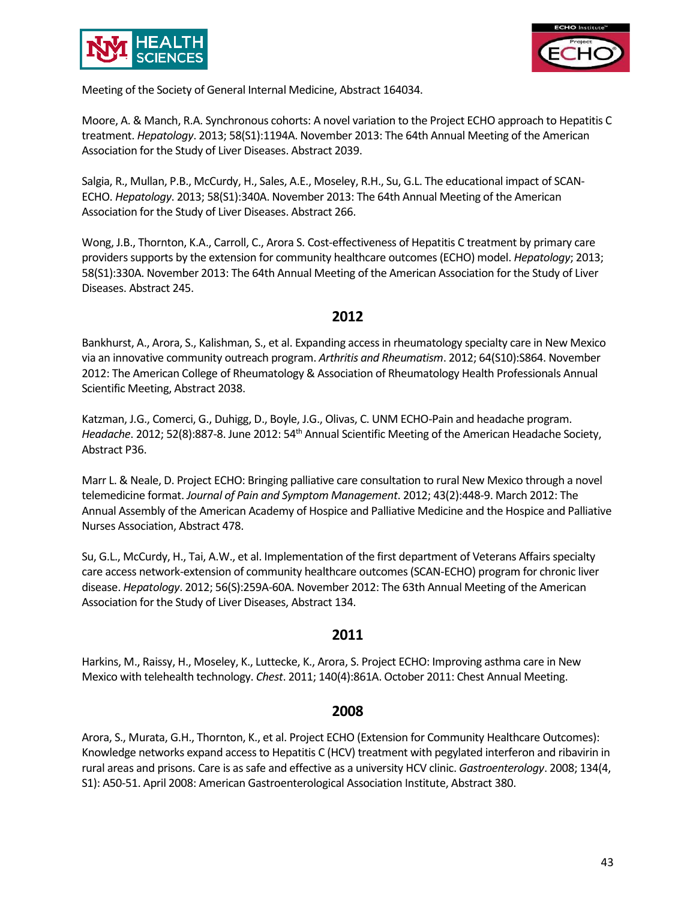Meeting of the Society of General Internal Medicine, Abstract 164034.

Moore, A. & Manch, R.A. Synchronous cohorts: A novel variation to the Project ECHO approach to Hepatitis C treatment. *Hepatology*. 2013; 58(S1):1194A. November 2013: The 64th Annual Meeting of the American Association for the Study of Liver Diseases. Abstract 2039.

Salgia, R., Mullan, P.B., McCurdy, H., Sales, A.E., Moseley, R.H., Su, G.L. The educational impact of SCAN-ECHO. *Hepatology*. 2013; 58(S1):340A. November 2013: The 64th Annual Meeting of the American Association for the Study of Liver Diseases. Abstract 266.

Wong, J.B., Thornton, K.A., Carroll, C., Arora S. Cost-effectiveness of Hepatitis C treatment by primary care providers supports by the extension for community healthcare outcomes (ECHO) model. *Hepatology*; 2013; 58(S1):330A. November 2013: The 64th Annual Meeting of the American Association for the Study of Liver Diseases. Abstract 245.

## 2012

Bankhurst, A., Arora, S., Kalishman, S., et al. Expanding access in rheumatology specialty care in New Mexico via an innovative community outreach program. *Arthritis and Rheumatism*. 2012; 64(S10):S864. November 2012: The American College of Rheumatology & Association of Rheumatology Health Professionals Annual Scientific Meeting, Abstract 2038.

Katzman, J.G., Comerci, G., Duhigg, D., Boyle, J.G., Olivas, C. UNM ECHO-Pain and headache program. *Headache*. 2012; 52(8):887-8. June 2012: 54th Annual Scientific Meeting of the American Headache Society, Abstract P36.

Marr L. & Neale, D. Project ECHO: Bringing palliative care consultation to rural New Mexico through a novel telemedicine format. *Journal of Pain and Symptom Management*. 2012; 43(2):448-9. March 2012: The Annual Assembly of the American Academy of Hospice and Palliative Medicine and the Hospice and Palliative Nurses Association, Abstract 478.

Su, G.L., McCurdy, H., Tai, A.W., et al. Implementation of the first department of Veterans Affairs specialty care access network-extension of community healthcare outcomes (SCAN-ECHO) program for chronic liver disease. *Hepatology*. 2012; 56(S):259A-60A. November 2012: The 63th Annual Meeting of the American Association for the Study of Liver Diseases, Abstract 134.

## 2011

Harkins, M., Raissy, H., Moseley, K., Luttecke, K., Arora, S. Project ECHO: Improving asthma care in New Mexico with telehealth technology. *Chest*. 2011; 140(4):861A. October 2011: Chest Annual Meeting.

## 2008

Arora, S., Murata, G.H., Thornton, K., et al. Project ECHO (Extension for Community Healthcare Outcomes): Knowledge networks expand access to Hepatitis C (HCV) treatment with pegylated interferon and ribavirin in rural areas and prisons. Care is as safe and effective as a university HCV clinic. *Gastroenterology*. 2008; 134(4, S1): A50-51. April 2008: American Gastroenterological Association Institute, Abstract 380.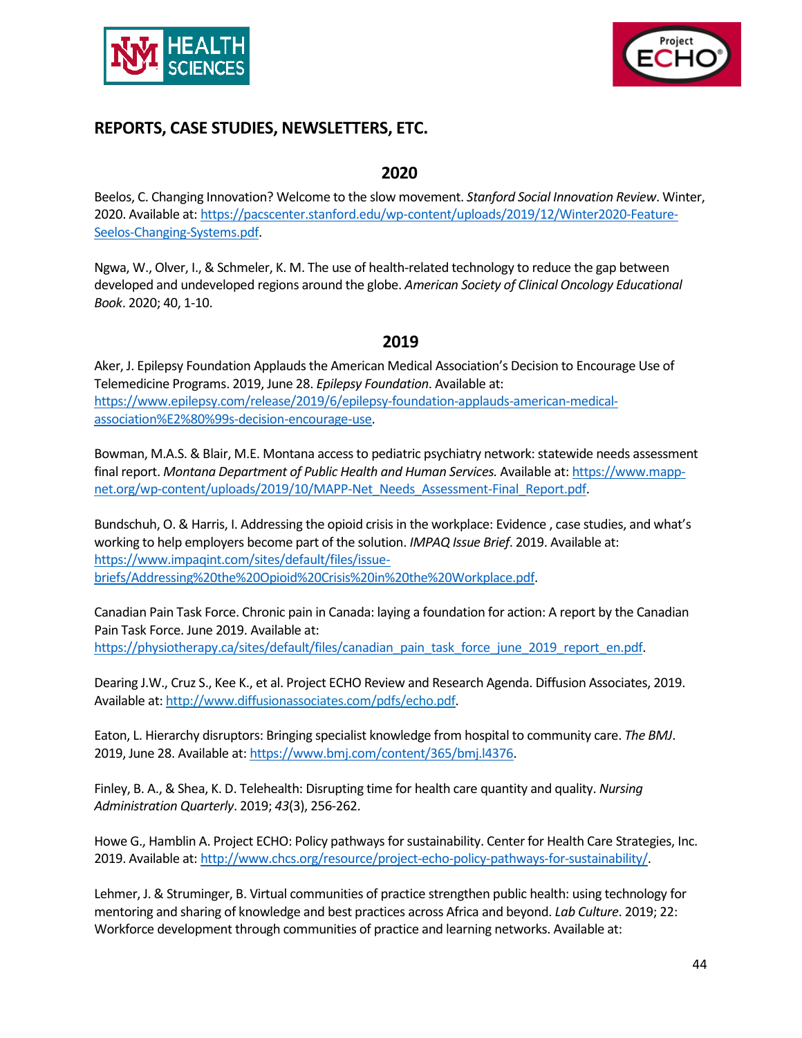## REPORTS, CASE STUDIES, NEWSLETTERS, ETC.

### 2020

Beelos, C. Changing Innovation? Welcome to the slow movement. *Stanford Social Innovation Review*. Winter, 2020. Available at: https://pacscenter.stanford.edu/wp-content/uploads/2019/12/Winter2020-Feature-Seelos-Changing-Systems.pdf.

Ngwa, W., Olver, I., & Schmeler, K. M. The use of health-related technology to reduce the gap between developed and undeveloped regions around the globe. *American Society of Clinical Oncology Educational Book*. 2020; 40, 1-10.

### 2019

Aker, J. Epilepsy Foundation Applauds the American Medical Association's Decision to Encourage Use of Telemedicine Programs. 2019, June 28. *Epilepsy Foundation*. Available at: https://www.epilepsy.com/release/2019/6/epilepsy-foundation-applauds-american-medical-association%E2%80%99s-decision-encourage-use.

Bowman, M.A.S. & Blair, M.E. Montana access to pediatric psychiatry network: statewide needs assessment final report. *Montana Department of Public Health and Human Services.* Available at: https://www.mapp-net.org/wp-content/uploads/2019/10/MAPP-Net_Needs_Assessment-Final_Report.pdf.

Bundschuh, O. & Harris, I. Addressing the opioid crisis in the workplace: Evidence , case studies, and what's working to help employers become part of the solution. *IMPAQ Issue Brief*. 2019. Available at: https://www.impaqint.com/sites/default/files/issue-briefs/Addressing%20the%20Opioid%20Crisis%20in%20the%20Workplace.pdf.

Canadian Pain Task Force. Chronic pain in Canada: laying a foundation for action: A report by the Canadian Pain Task Force. June 2019. Available at: https://physiotherapy.ca/sites/default/files/canadian_pain_task_force_june_2019_report_en.pdf.

Dearing J.W., Cruz S., Kee K., et al. Project ECHO Review and Research Agenda. Diffusion Associates, 2019. Available at: http://www.diffusionassociates.com/pdfs/echo.pdf.

Eaton, L. Hierarchy disruptors: Bringing specialist knowledge from hospital to community care. *The BMJ*. 2019, June 28. Available at: https://www.bmj.com/content/365/bmj.l4376.

Finley, B. A., & Shea, K. D. Telehealth: Disrupting time for health care quantity and quality. *Nursing Administration Quarterly*. 2019; *43*(3), 256-262.

Howe G., Hamblin A. Project ECHO: Policy pathways for sustainability. Center for Health Care Strategies, Inc. 2019. Available at: http://www.chcs.org/resource/project-echo-policy-pathways-for-sustainability/.

Lehmer, J. & Struminger, B. Virtual communities of practice strengthen public health: using technology for mentoring and sharing of knowledge and best practices across Africa and beyond. *Lab Culture*. 2019; 22: Workforce development through communities of practice and learning networks. Available at: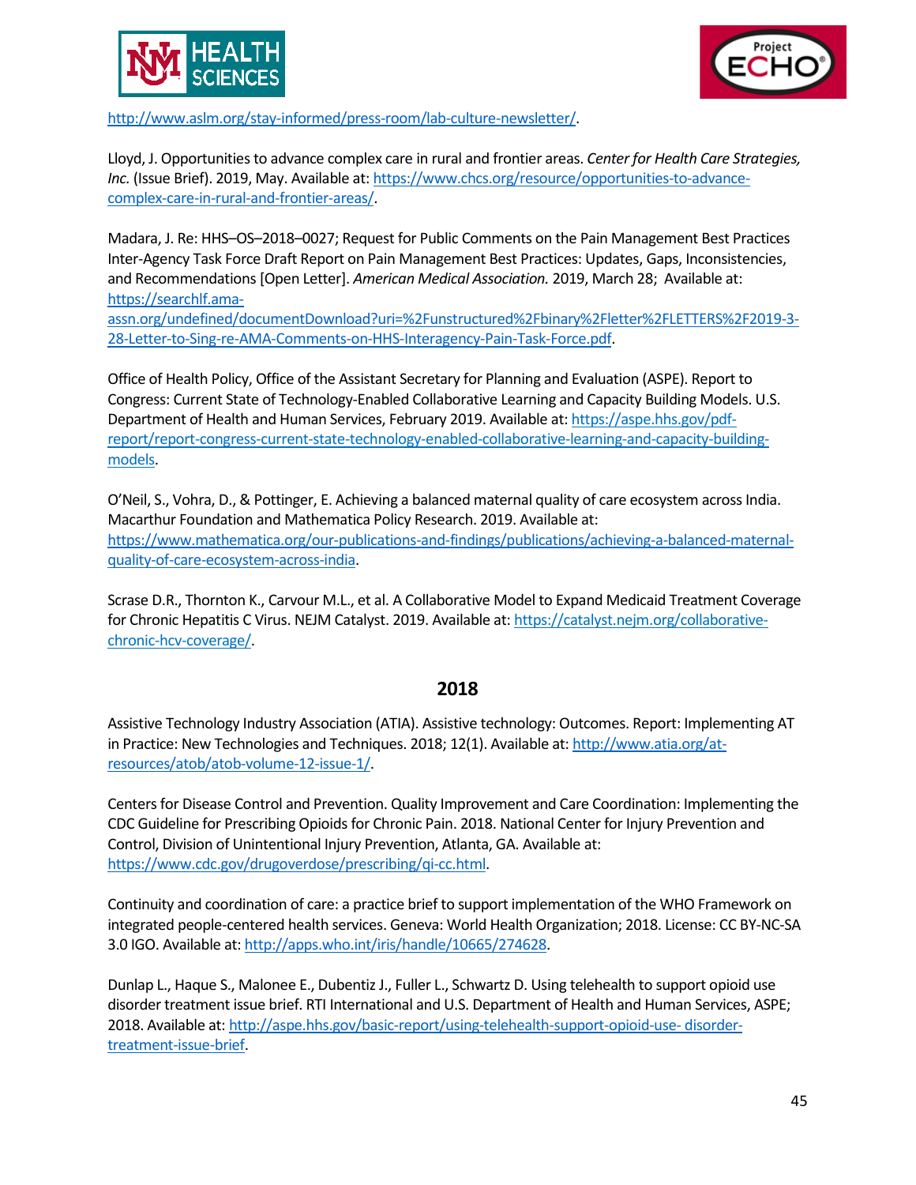http://www.aslm.org/stay-informed/press-room/lab-culture-newsletter/.

Lloyd, J. Opportunities to advance complex care in rural and frontier areas. *Center for Health Care Strategies, Inc.* (Issue Brief). 2019, May. Available at: https://www.chcs.org/resource/opportunities-to-advance-complex-care-in-rural-and-frontier-areas/.

Madara, J. Re: HHS–OS–2018–0027; Request for Public Comments on the Pain Management Best Practices Inter-Agency Task Force Draft Report on Pain Management Best Practices: Updates, Gaps, Inconsistencies, and Recommendations [Open Letter]. *American Medical Association.* 2019, March 28; Available at: https://searchlf.ama-assn.org/undefined/documentDownload?uri=%2Funstructured%2Fbinary%2Fletter%2FLETTERS%2F2019-3-28-Letter-to-Sing-re-AMA-Comments-on-HHS-Interagency-Pain-Task-Force.pdf.

Office of Health Policy, Office of the Assistant Secretary for Planning and Evaluation (ASPE). Report to Congress: Current State of Technology-Enabled Collaborative Learning and Capacity Building Models. U.S. Department of Health and Human Services, February 2019. Available at: https://aspe.hhs.gov/pdf-report/report-congress-current-state-technology-enabled-collaborative-learning-and-capacity-building-models.

O'Neil, S., Vohra, D., & Pottinger, E. Achieving a balanced maternal quality of care ecosystem across India. Macarthur Foundation and Mathematica Policy Research. 2019. Available at: https://www.mathematica.org/our-publications-and-findings/publications/achieving-a-balanced-maternal-quality-of-care-ecosystem-across-india.

Scrase D.R., Thornton K., Carvour M.L., et al. A Collaborative Model to Expand Medicaid Treatment Coverage for Chronic Hepatitis C Virus. NEJM Catalyst. 2019. Available at: https://catalyst.nejm.org/collaborative-chronic-hcv-coverage/.

## 2018

Assistive Technology Industry Association (ATIA). Assistive technology: Outcomes. Report: Implementing AT in Practice: New Technologies and Techniques. 2018; 12(1). Available at: http://www.atia.org/at-resources/atob/atob-volume-12-issue-1/.

Centers for Disease Control and Prevention. Quality Improvement and Care Coordination: Implementing the CDC Guideline for Prescribing Opioids for Chronic Pain. 2018. National Center for Injury Prevention and Control, Division of Unintentional Injury Prevention, Atlanta, GA. Available at: https://www.cdc.gov/drugoverdose/prescribing/qi-cc.html.

Continuity and coordination of care: a practice brief to support implementation of the WHO Framework on integrated people-centered health services. Geneva: World Health Organization; 2018. License: CC BY-NC-SA 3.0 IGO. Available at: http://apps.who.int/iris/handle/10665/274628.

Dunlap L., Haque S., Malonee E., Dubentiz J., Fuller L., Schwartz D. Using telehealth to support opioid use disorder treatment issue brief. RTI International and U.S. Department of Health and Human Services, ASPE; 2018. Available at: http://aspe.hhs.gov/basic-report/using-telehealth-support-opioid-use- disorder-treatment-issue-brief.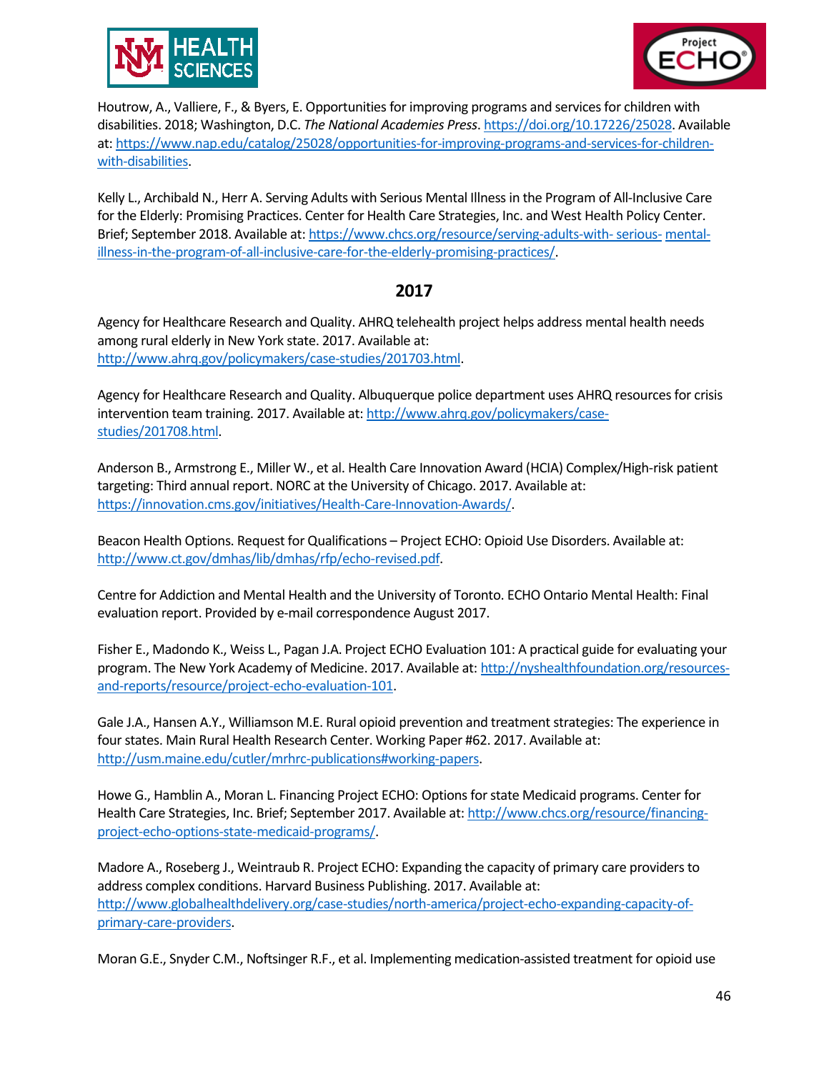Houtrow, A., Valliere, F., & Byers, E. Opportunities for improving programs and services for children with disabilities. 2018; Washington, D.C. *The National Academies Press*. https://doi.org/10.17226/25028. Available at: https://www.nap.edu/catalog/25028/opportunities-for-improving-programs-and-services-for-children-with-disabilities.

Kelly L., Archibald N., Herr A. Serving Adults with Serious Mental Illness in the Program of All-Inclusive Care for the Elderly: Promising Practices. Center for Health Care Strategies, Inc. and West Health Policy Center. Brief; September 2018. Available at: https://www.chcs.org/resource/serving-adults-with- serious- mental-illness-in-the-program-of-all-inclusive-care-for-the-elderly-promising-practices/.

## 2017

Agency for Healthcare Research and Quality. AHRQ telehealth project helps address mental health needs among rural elderly in New York state. 2017. Available at: http://www.ahrq.gov/policymakers/case-studies/201703.html.

Agency for Healthcare Research and Quality. Albuquerque police department uses AHRQ resources for crisis intervention team training. 2017. Available at: http://www.ahrq.gov/policymakers/case-studies/201708.html.

Anderson B., Armstrong E., Miller W., et al. Health Care Innovation Award (HCIA) Complex/High-risk patient targeting: Third annual report. NORC at the University of Chicago. 2017. Available at: https://innovation.cms.gov/initiatives/Health-Care-Innovation-Awards/.

Beacon Health Options. Request for Qualifications – Project ECHO: Opioid Use Disorders. Available at: http://www.ct.gov/dmhas/lib/dmhas/rfp/echo-revised.pdf.

Centre for Addiction and Mental Health and the University of Toronto. ECHO Ontario Mental Health: Final evaluation report. Provided by e-mail correspondence August 2017.

Fisher E., Madondo K., Weiss L., Pagan J.A. Project ECHO Evaluation 101: A practical guide for evaluating your program. The New York Academy of Medicine. 2017. Available at: http://nyshealthfoundation.org/resources-and-reports/resource/project-echo-evaluation-101.

Gale J.A., Hansen A.Y., Williamson M.E. Rural opioid prevention and treatment strategies: The experience in four states. Main Rural Health Research Center. Working Paper #62. 2017. Available at: http://usm.maine.edu/cutler/mrhrc-publications#working-papers.

Howe G., Hamblin A., Moran L. Financing Project ECHO: Options for state Medicaid programs. Center for Health Care Strategies, Inc. Brief; September 2017. Available at: http://www.chcs.org/resource/financing-project-echo-options-state-medicaid-programs/.

Madore A., Roseberg J., Weintraub R. Project ECHO: Expanding the capacity of primary care providers to address complex conditions. Harvard Business Publishing. 2017. Available at: http://www.globalhealthdelivery.org/case-studies/north-america/project-echo-expanding-capacity-of-primary-care-providers.

Moran G.E., Snyder C.M., Noftsinger R.F., et al. Implementing medication-assisted treatment for opioid use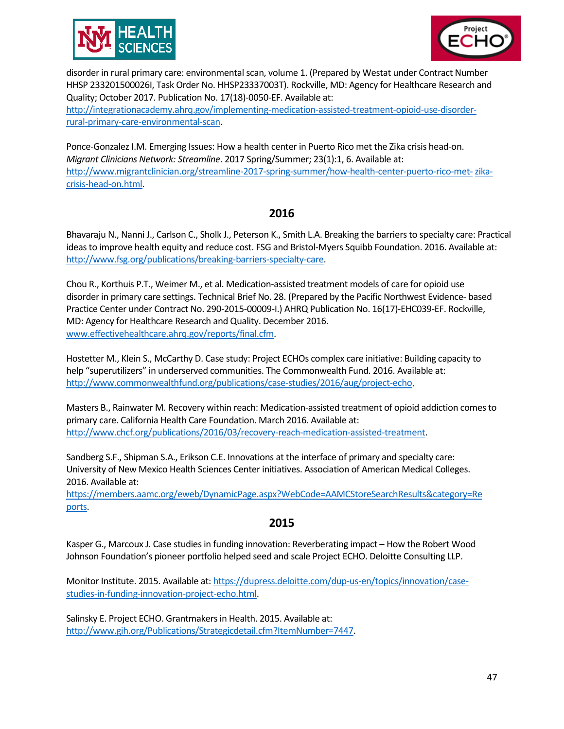disorder in rural primary care: environmental scan, volume 1. (Prepared by Westat under Contract Number HHSP 233201500026I, Task Order No. HHSP23337003T). Rockville, MD: Agency for Healthcare Research and Quality; October 2017. Publication No. 17(18)-0050-EF. Available at: http://integrationacademy.ahrq.gov/implementing-medication-assisted-treatment-opioid-use-disorder-rural-primary-care-environmental-scan.

Ponce-Gonzalez I.M. Emerging Issues: How a health center in Puerto Rico met the Zika crisis head-on. *Migrant Clinicians Network: Streamline*. 2017 Spring/Summer; 23(1):1, 6. Available at: http://www.migrantclinician.org/streamline-2017-spring-summer/how-health-center-puerto-rico-met-zika-crisis-head-on.html.

## 2016

Bhavaraju N., Nanni J., Carlson C., Sholk J., Peterson K., Smith L.A. Breaking the barriers to specialty care: Practical ideas to improve health equity and reduce cost. FSG and Bristol-Myers Squibb Foundation. 2016. Available at: http://www.fsg.org/publications/breaking-barriers-specialty-care.

Chou R., Korthuis P.T., Weimer M., et al. Medication-assisted treatment models of care for opioid use disorder in primary care settings. Technical Brief No. 28. (Prepared by the Pacific Northwest Evidence- based Practice Center under Contract No. 290-2015-00009-I.) AHRQ Publication No. 16(17)-EHC039-EF. Rockville, MD: Agency for Healthcare Research and Quality. December 2016. www.effectivehealthcare.ahrq.gov/reports/final.cfm.

Hostetter M., Klein S., McCarthy D. Case study: Project ECHOs complex care initiative: Building capacity to help "superutilizers" in underserved communities. The Commonwealth Fund. 2016. Available at: http://www.commonwealthfund.org/publications/case-studies/2016/aug/project-echo.

Masters B., Rainwater M. Recovery within reach: Medication-assisted treatment of opioid addiction comes to primary care. California Health Care Foundation. March 2016. Available at: http://www.chcf.org/publications/2016/03/recovery-reach-medication-assisted-treatment.

Sandberg S.F., Shipman S.A., Erikson C.E. Innovations at the interface of primary and specialty care: University of New Mexico Health Sciences Center initiatives. Association of American Medical Colleges. 2016. Available at: https://members.aamc.org/eweb/DynamicPage.aspx?WebCode=AAMCStoreSearchResults&category=Reports.

## 2015

Kasper G., Marcoux J. Case studies in funding innovation: Reverberating impact – How the Robert Wood Johnson Foundation's pioneer portfolio helped seed and scale Project ECHO. Deloitte Consulting LLP.

Monitor Institute. 2015. Available at: https://dupress.deloitte.com/dup-us-en/topics/innovation/case-studies-in-funding-innovation-project-echo.html.

Salinsky E. Project ECHO. Grantmakers in Health. 2015. Available at: http://www.gih.org/Publications/Strategicdetail.cfm?ItemNumber=7447.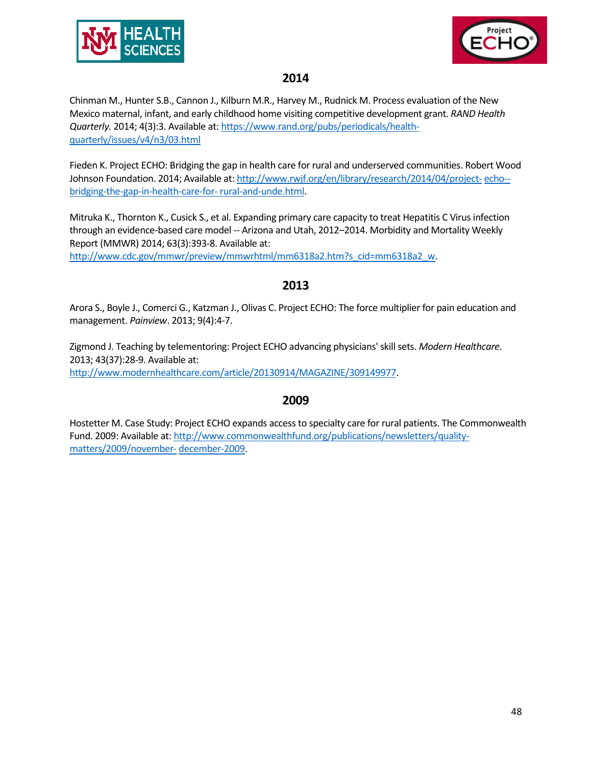## 2014

Chinman M., Hunter S.B., Cannon J., Kilburn M.R., Harvey M., Rudnick M. Process evaluation of the New Mexico maternal, infant, and early childhood home visiting competitive development grant. *RAND Health Quarterly.* 2014; 4(3):3. Available at: https://www.rand.org/pubs/periodicals/health-quarterly/issues/v4/n3/03.html

Fieden K. Project ECHO: Bridging the gap in health care for rural and underserved communities. Robert Wood Johnson Foundation. 2014; Available at: http://www.rwjf.org/en/library/research/2014/04/project- echo--bridging-the-gap-in-health-care-for- rural-and-unde.html.

Mitruka K., Thornton K., Cusick S., et al. Expanding primary care capacity to treat Hepatitis C Virus infection through an evidence-based care model -- Arizona and Utah, 2012–2014. Morbidity and Mortality Weekly Report (MMWR) 2014; 63(3):393-8. Available at: http://www.cdc.gov/mmwr/preview/mmwrhtml/mm6318a2.htm?s_cid=mm6318a2_w.

## 2013

Arora S., Boyle J., Comerci G., Katzman J., Olivas C. Project ECHO: The force multiplier for pain education and management. *Painview*. 2013; 9(4):4-7.

Zigmond J. Teaching by telementoring: Project ECHO advancing physicians' skill sets. *Modern Healthcare*. 2013; 43(37):28-9. Available at: http://www.modernhealthcare.com/article/20130914/MAGAZINE/309149977.

## 2009

Hostetter M. Case Study: Project ECHO expands access to specialty care for rural patients. The Commonwealth Fund. 2009: Available at: http://www.commonwealthfund.org/publications/newsletters/quality-matters/2009/november- december-2009.